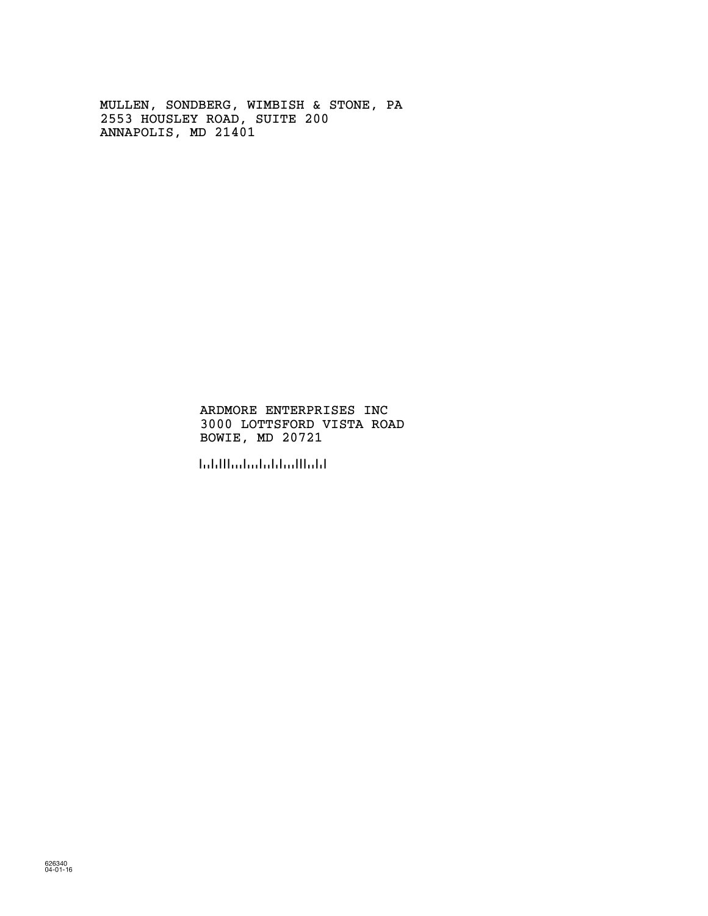MULLEN, SONDBERG, WIMBISH & STONE, PA
2553 HOUSLEY ROAD, SUITE 200
ANNAPOLIS, MD 21401

ARDMORE ENTERPRISES INC
3000 LOTTSFORD VISTA ROAD
BOWIE, MD 20721

626340
04-01-16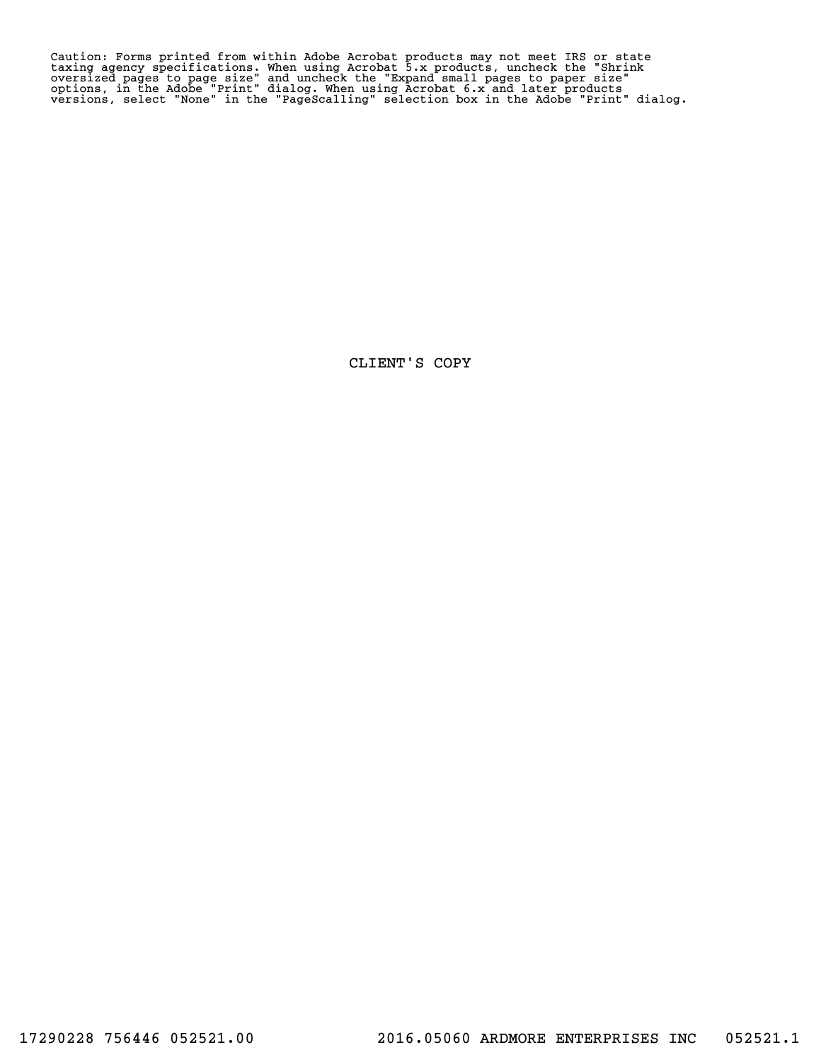Caution: Forms printed from within Adobe Acrobat products may not meet IRS or state taxing agency specifications. When using Acrobat 5.x products, uncheck the "Shrink oversized pages to page size" and uncheck the "Expand small pages to paper size" options, in the Adobe "Print" dialog. When using Acrobat 6.x and later products versions, select "None" in the "PageScalling" selection box in the Adobe "Print" dialog.

CLIENT'S COPY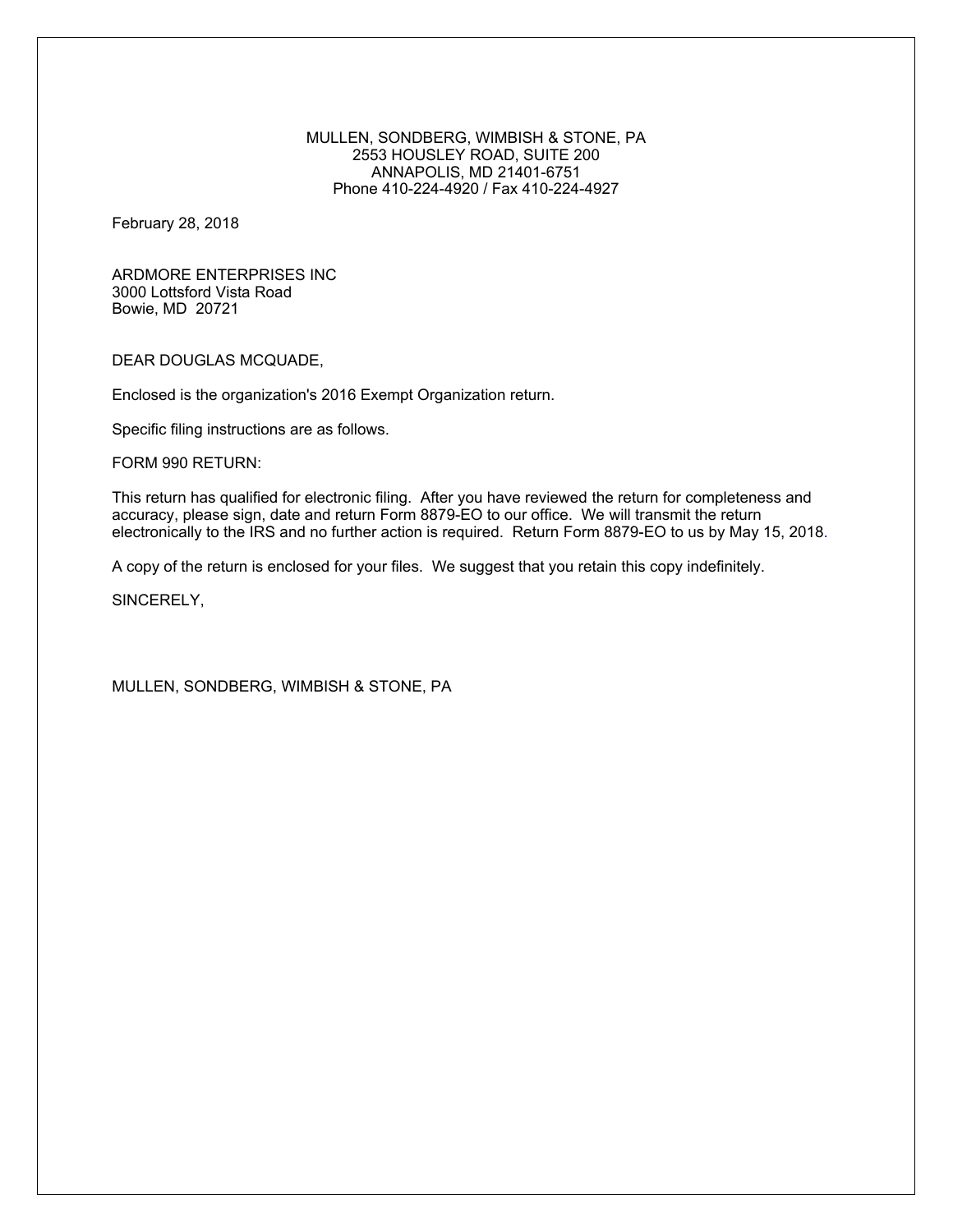MULLEN, SONDBERG, WIMBISH & STONE, PA
2553 HOUSLEY ROAD, SUITE 200
ANNAPOLIS, MD 21401-6751
Phone 410-224-4920 / Fax 410-224-4927

February 28, 2018

ARDMORE ENTERPRISES INC
3000 Lottsford Vista Road
Bowie, MD 20721

DEAR DOUGLAS MCQUADE,

Enclosed is the organization's 2016 Exempt Organization return.

Specific filing instructions are as follows.

FORM 990 RETURN:

This return has qualified for electronic filing. After you have reviewed the return for completeness and accuracy, please sign, date and return Form 8879-EO to our office. We will transmit the return electronically to the IRS and no further action is required. Return Form 8879-EO to us by May 15, 2018.

A copy of the return is enclosed for your files. We suggest that you retain this copy indefinitely.

SINCERELY,

MULLEN, SONDBERG, WIMBISH & STONE, PA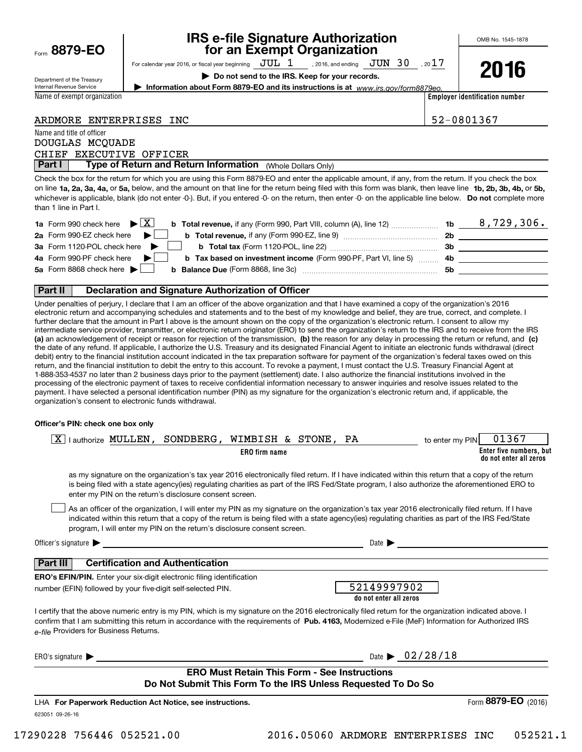Form **8879-EO**

Department of the Treasury
Internal Revenue Service

# IRS e-file Signature Authorization for an Exempt Organization

For calendar year 2016, or fiscal year beginning JUL 1, 2016, and ending JUN 30, 2017

**▶ Do not send to the IRS. Keep for your records.**

**▶ Information about Form 8879-EO and its instructions is at** *www.irs.gov/form8879eo.*

OMB No. 1545-1878

**2016**

| Name of exempt organization | Employer identification number |
|---|---|
| ARDMORE ENTERPRISES INC | 52-0801367 |

Name and title of officer
DOUGLAS MCQUADE
CHIEF EXECUTIVE OFFICER

## Part I — Type of Return and Return Information (Whole Dollars Only)

Check the box for the return for which you are using this Form 8879-EO and enter the applicable amount, if any, from the return. If you check the box on line **1a, 2a, 3a, 4a,** or **5a,** below, and the amount on that line for the return being filed with this form was blank, then leave line **1b, 2b, 3b, 4b,** or **5b,** whichever is applicable, blank (do not enter -0-). But, if you entered -0- on the return, then enter -0- on the applicable line below. **Do not** complete more than 1 line in Part I.

| | | | |
|---|---|---|---|
| **1a** Form 990 check here ▶ [X] | **b Total revenue,** if any (Form 990, Part VIII, column (A), line 12) | 1b | 8,729,306. |
| **2a** Form 990-EZ check here ▶ [ ] | **b Total revenue,** if any (Form 990-EZ, line 9) | 2b | |
| **3a** Form 1120-POL check here ▶ [ ] | **b Total tax** (Form 1120-POL, line 22) | 3b | |
| **4a** Form 990-PF check here ▶ [ ] | **b Tax based on investment income** (Form 990-PF, Part VI, line 5) | 4b | |
| **5a** Form 8868 check here ▶ [ ] | **b Balance Due** (Form 8868, line 3c) | 5b | |

## Part II — Declaration and Signature Authorization of Officer

Under penalties of perjury, I declare that I am an officer of the above organization and that I have examined a copy of the organization's 2016 electronic return and accompanying schedules and statements and to the best of my knowledge and belief, they are true, correct, and complete. I further declare that the amount in Part I above is the amount shown on the copy of the organization's electronic return. I consent to allow my intermediate service provider, transmitter, or electronic return originator (ERO) to send the organization's return to the IRS and to receive from the IRS **(a)** an acknowledgement of receipt or reason for rejection of the transmission, **(b)** the reason for any delay in processing the return or refund, and **(c)** the date of any refund. If applicable, I authorize the U.S. Treasury and its designated Financial Agent to initiate an electronic funds withdrawal (direct debit) entry to the financial institution account indicated in the tax preparation software for payment of the organization's federal taxes owed on this return, and the financial institution to debit the entry to this account. To revoke a payment, I must contact the U.S. Treasury Financial Agent at 1-888-353-4537 no later than 2 business days prior to the payment (settlement) date. I also authorize the financial institutions involved in the processing of the electronic payment of taxes to receive confidential information necessary to answer inquiries and resolve issues related to the payment. I have selected a personal identification number (PIN) as my signature for the organization's electronic return and, if applicable, the organization's consent to electronic funds withdrawal.

**Officer's PIN: check one box only**

[X] I authorize MULLEN, SONDBERG, WIMBISH & STONE, PA (**ERO firm name**) to enter my PIN 01367 (**Enter five numbers, but do not enter all zeros**)

as my signature on the organization's tax year 2016 electronically filed return. If I have indicated within this return that a copy of the return is being filed with a state agency(ies) regulating charities as part of the IRS Fed/State program, I also authorize the aforementioned ERO to enter my PIN on the return's disclosure consent screen.

[ ] As an officer of the organization, I will enter my PIN as my signature on the organization's tax year 2016 electronically filed return. If I have indicated within this return that a copy of the return is being filed with a state agency(ies) regulating charities as part of the IRS Fed/State program, I will enter my PIN on the return's disclosure consent screen.

Officer's signature ▶ ______________________ Date ▶ ______________

## Part III — Certification and Authentication

**ERO's EFIN/PIN.** Enter your six-digit electronic filing identification number (EFIN) followed by your five-digit self-selected PIN.

52149997902
**do not enter all zeros**

I certify that the above numeric entry is my PIN, which is my signature on the 2016 electronically filed return for the organization indicated above. I confirm that I am submitting this return in accordance with the requirements of **Pub. 4163,** Modernized e-File (MeF) Information for Authorized IRS *e-file* Providers for Business Returns.

ERO's signature ▶ ______________________ Date ▶ 02/28/18

**ERO Must Retain This Form - See Instructions**
**Do Not Submit This Form To the IRS Unless Requested To Do So**

LHA **For Paperwork Reduction Act Notice, see instructions.** Form **8879-EO** (2016)

623051 09-26-16

17290228 756446 052521.00 2016.05060 ARDMORE ENTERPRISES INC 052521.1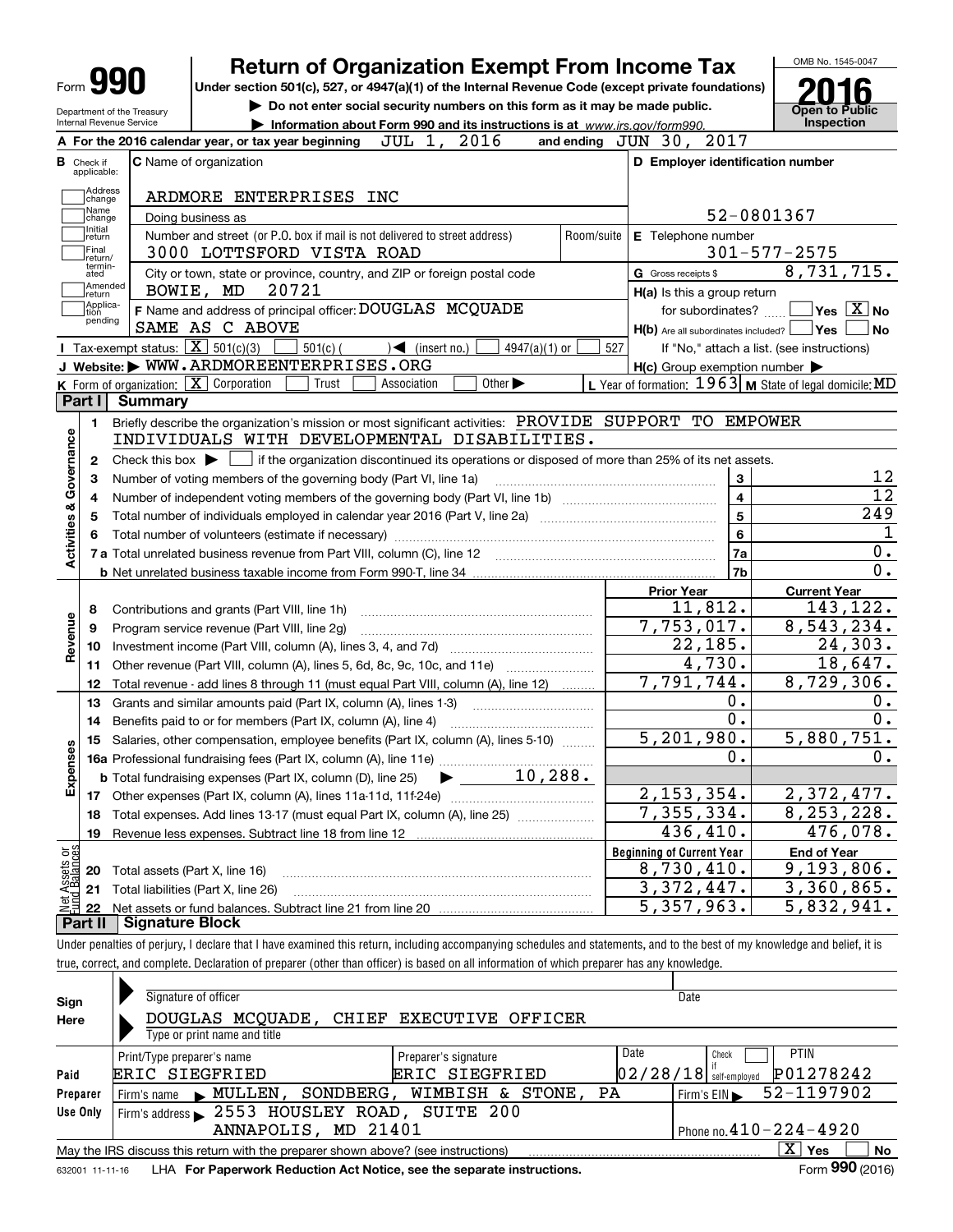Form **990**

Department of the Treasury
Internal Revenue Service

# Return of Organization Exempt From Income Tax

**Under section 501(c), 527, or 4947(a)(1) of the Internal Revenue Code (except private foundations)**

▶ **Do not enter social security numbers on this form as it may be made public.**

▶ **Information about Form 990 and its instructions is at** *www.irs.gov/form990.*

OMB No. 1545-0047

**2016**

**Open to Public Inspection**

**A** For the 2016 calendar year, or tax year beginning JUL 1, 2016 and ending JUN 30, 2017

**B** Check if applicable: Address change, Name change, Initial return, Final return/terminated, Amended return, Application pending

**C** Name of organization: ARDMORE ENTERPRISES INC

Doing business as

Number and street (or P.O. box if mail is not delivered to street address): 3000 LOTTSFORD VISTA ROAD — Room/suite

City or town, state or province, country, and ZIP or foreign postal code: BOWIE, MD 20721

**F** Name and address of principal officer: DOUGLAS MCQUADE, SAME AS C ABOVE

**D Employer identification number:** 52-0801367

**E** Telephone number: 301-577-2575

**G** Gross receipts $ 8,731,715.

**H(a)** Is this a group return for subordinates? Yes [ ] No [X]

**H(b)** Are all subordinates included? Yes [ ] No [ ]

If "No," attach a list. (see instructions)

**H(c)** Group exemption number ▶

**I** Tax-exempt status: [X] 501(c)(3) [ ] 501(c) ( ) ◀ (insert no.) [ ] 4947(a)(1) or [ ] 527

**J** Website: ▶ WWW.ARDMOREENTERPRISES.ORG

**K** Form of organization: [X] Corporation [ ] Trust [ ] Association [ ] Other ▶

**L** Year of formation: 1963 **M** State of legal domicile: MD

## Part I Summary

**Activities & Governance**

1 Briefly describe the organization's mission or most significant activities: PROVIDE SUPPORT TO EMPOWER INDIVIDUALS WITH DEVELOPMENTAL DISABILITIES.

2 Check this box ▶ [ ] if the organization discontinued its operations or disposed of more than 25% of its net assets.

| | | | |
|---|---|---|---|
| 3 | Number of voting members of the governing body (Part VI, line 1a) | 3 | 12 |
| 4 | Number of independent voting members of the governing body (Part VI, line 1b) | 4 | 12 |
| 5 | Total number of individuals employed in calendar year 2016 (Part V, line 2a) | 5 | 249 |
| 6 | Total number of volunteers (estimate if necessary) | 6 | 1 |
| 7a | Total unrelated business revenue from Part VIII, column (C), line 12 | 7a | 0. |
| b | Net unrelated business taxable income from Form 990-T, line 34 | 7b | 0. |

| | | Prior Year | Current Year |
|---|---|---|---|
| **Revenue** | | | |
| 8 | Contributions and grants (Part VIII, line 1h) | 11,812. | 143,122. |
| 9 | Program service revenue (Part VIII, line 2g) | 7,753,017. | 8,543,234. |
| 10 | Investment income (Part VIII, column (A), lines 3, 4, and 7d) | 22,185. | 24,303. |
| 11 | Other revenue (Part VIII, column (A), lines 5, 6d, 8c, 9c, 10c, and 11e) | 4,730. | 18,647. |
| 12 | Total revenue - add lines 8 through 11 (must equal Part VIII, column (A), line 12) | 7,791,744. | 8,729,306. |
| **Expenses** | | | |
| 13 | Grants and similar amounts paid (Part IX, column (A), lines 1-3) | 0. | 0. |
| 14 | Benefits paid to or for members (Part IX, column (A), line 4) | 0. | 0. |
| 15 | Salaries, other compensation, employee benefits (Part IX, column (A), lines 5-10) | 5,201,980. | 5,880,751. |
| 16a | Professional fundraising fees (Part IX, column (A), line 11e) | 0. | 0. |
| b | Total fundraising expenses (Part IX, column (D), line 25) ▶ 10,288. | | |
| 17 | Other expenses (Part IX, column (A), lines 11a-11d, 11f-24e) | 2,153,354. | 2,372,477. |
| 18 | Total expenses. Add lines 13-17 (must equal Part IX, column (A), line 25) | 7,355,334. | 8,253,228. |
| 19 | Revenue less expenses. Subtract line 18 from line 12 | 436,410. | 476,078. |

| **Net Assets or Fund Balances** | | Beginning of Current Year | End of Year |
|---|---|---|---|
| 20 | Total assets (Part X, line 16) | 8,730,410. | 9,193,806. |
| 21 | Total liabilities (Part X, line 26) | 3,372,447. | 3,360,865. |
| 22 | Net assets or fund balances. Subtract line 21 from line 20 | 5,357,963. | 5,832,941. |

## Part II Signature Block

Under penalties of perjury, I declare that I have examined this return, including accompanying schedules and statements, and to the best of my knowledge and belief, it is true, correct, and complete. Declaration of preparer (other than officer) is based on all information of which preparer has any knowledge.

**Sign Here**

Signature of officer — Date

DOUGLAS MCQUADE, CHIEF EXECUTIVE OFFICER
Type or print name and title

**Paid Preparer Use Only**

| Print/Type preparer's name | Preparer's signature | Date | Check [ ] if self-employed | PTIN |
|---|---|---|---|---|
| ERIC SIEGFRIED | ERIC SIEGFRIED | 02/28/18 | | P01278242 |

Firm's name ▶ MULLEN, SONDBERG, WIMBISH & STONE, PA — Firm's EIN ▶ 52-1197902

Firm's address ▶ 2553 HOUSLEY ROAD, SUITE 200, ANNAPOLIS, MD 21401 — Phone no. 410-224-4920

May the IRS discuss this return with the preparer shown above? (see instructions) [X] Yes [ ] No

632001 11-11-16 LHA **For Paperwork Reduction Act Notice, see the separate instructions.** Form **990** (2016)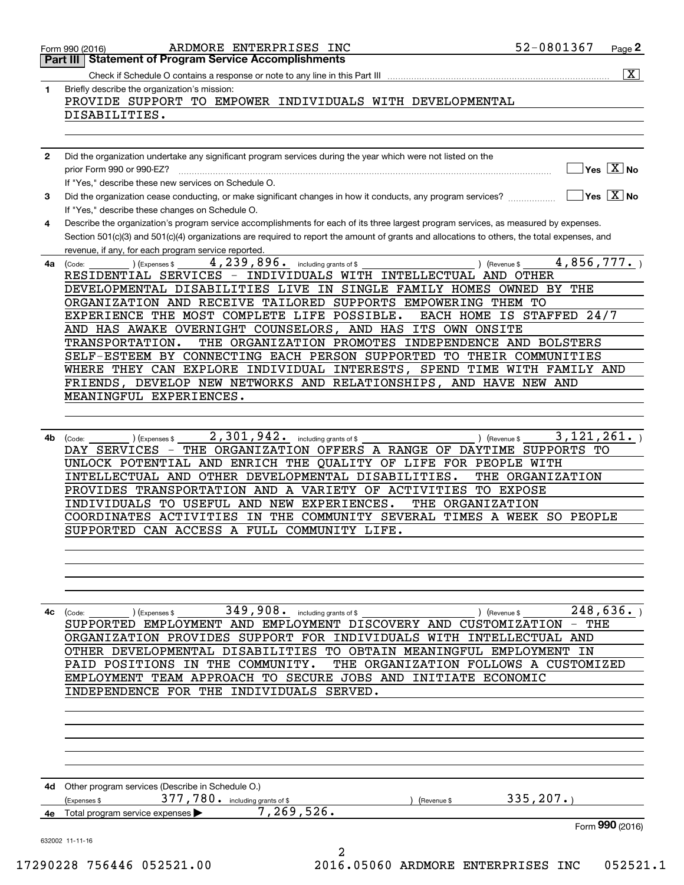Form 990 (2016) ARDMORE ENTERPRISES INC 52-0801367

## Part III Statement of Program Service Accomplishments

Check if Schedule O contains a response or note to any line in this Part III [X]

**1** Briefly describe the organization's mission:

PROVIDE SUPPORT TO EMPOWER INDIVIDUALS WITH DEVELOPMENTAL DISABILITIES.

**2** Did the organization undertake any significant program services during the year which were not listed on the prior Form 990 or 990-EZ? [ ] Yes [X] No

If "Yes," describe these new services on Schedule O.

**3** Did the organization cease conducting, or make significant changes in how it conducts, any program services? [ ] Yes [X] No

If "Yes," describe these changes on Schedule O.

**4** Describe the organization's program service accomplishments for each of its three largest program services, as measured by expenses. Section 501(c)(3) and 501(c)(4) organizations are required to report the amount of grants and allocations to others, the total expenses, and revenue, if any, for each program service reported.

**4a** (Code: ) (Expenses $ 4,239,896. including grants of $ ) (Revenue $ 4,856,777. )

RESIDENTIAL SERVICES - INDIVIDUALS WITH INTELLECTUAL AND OTHER DEVELOPMENTAL DISABILITIES LIVE IN SINGLE FAMILY HOMES OWNED BY THE ORGANIZATION AND RECEIVE TAILORED SUPPORTS EMPOWERING THEM TO EXPERIENCE THE MOST COMPLETE LIFE POSSIBLE. EACH HOME IS STAFFED 24/7 AND HAS AWAKE OVERNIGHT COUNSELORS, AND HAS ITS OWN ONSITE TRANSPORTATION. THE ORGANIZATION PROMOTES INDEPENDENCE AND BOLSTERS SELF-ESTEEM BY CONNECTING EACH PERSON SUPPORTED TO THEIR COMMUNITIES WHERE THEY CAN EXPLORE INDIVIDUAL INTERESTS, SPEND TIME WITH FAMILY AND FRIENDS, DEVELOP NEW NETWORKS AND RELATIONSHIPS, AND HAVE NEW AND MEANINGFUL EXPERIENCES.

**4b** (Code: ) (Expenses $ 2,301,942. including grants of $ ) (Revenue $ 3,121,261. )

DAY SERVICES - THE ORGANIZATION OFFERS A RANGE OF DAYTIME SUPPORTS TO UNLOCK POTENTIAL AND ENRICH THE QUALITY OF LIFE FOR PEOPLE WITH INTELLECTUAL AND OTHER DEVELOPMENTAL DISABILITIES. THE ORGANIZATION PROVIDES TRANSPORTATION AND A VARIETY OF ACTIVITIES TO EXPOSE INDIVIDUALS TO USEFUL AND NEW EXPERIENCES. THE ORGANIZATION COORDINATES ACTIVITIES IN THE COMMUNITY SEVERAL TIMES A WEEK SO PEOPLE SUPPORTED CAN ACCESS A FULL COMMUNITY LIFE.

**4c** (Code: ) (Expenses $ 349,908. including grants of $ ) (Revenue $ 248,636. )

SUPPORTED EMPLOYMENT AND EMPLOYMENT DISCOVERY AND CUSTOMIZATION - THE ORGANIZATION PROVIDES SUPPORT FOR INDIVIDUALS WITH INTELLECTUAL AND OTHER DEVELOPMENTAL DISABILITIES TO OBTAIN MEANINGFUL EMPLOYMENT IN PAID POSITIONS IN THE COMMUNITY. THE ORGANIZATION FOLLOWS A CUSTOMIZED EMPLOYMENT TEAM APPROACH TO SECURE JOBS AND INITIATE ECONOMIC INDEPENDENCE FOR THE INDIVIDUALS SERVED.

**4d** Other program services (Describe in Schedule O.)

(Expenses $ 377,780. including grants of $ ) (Revenue $ 335,207.)

**4e** Total program service expenses ▶ 7,269,526.

Form 990 (2016)

632002 11-11-16

17290228 756446 052521.00 2016.05060 ARDMORE ENTERPRISES INC 052521.1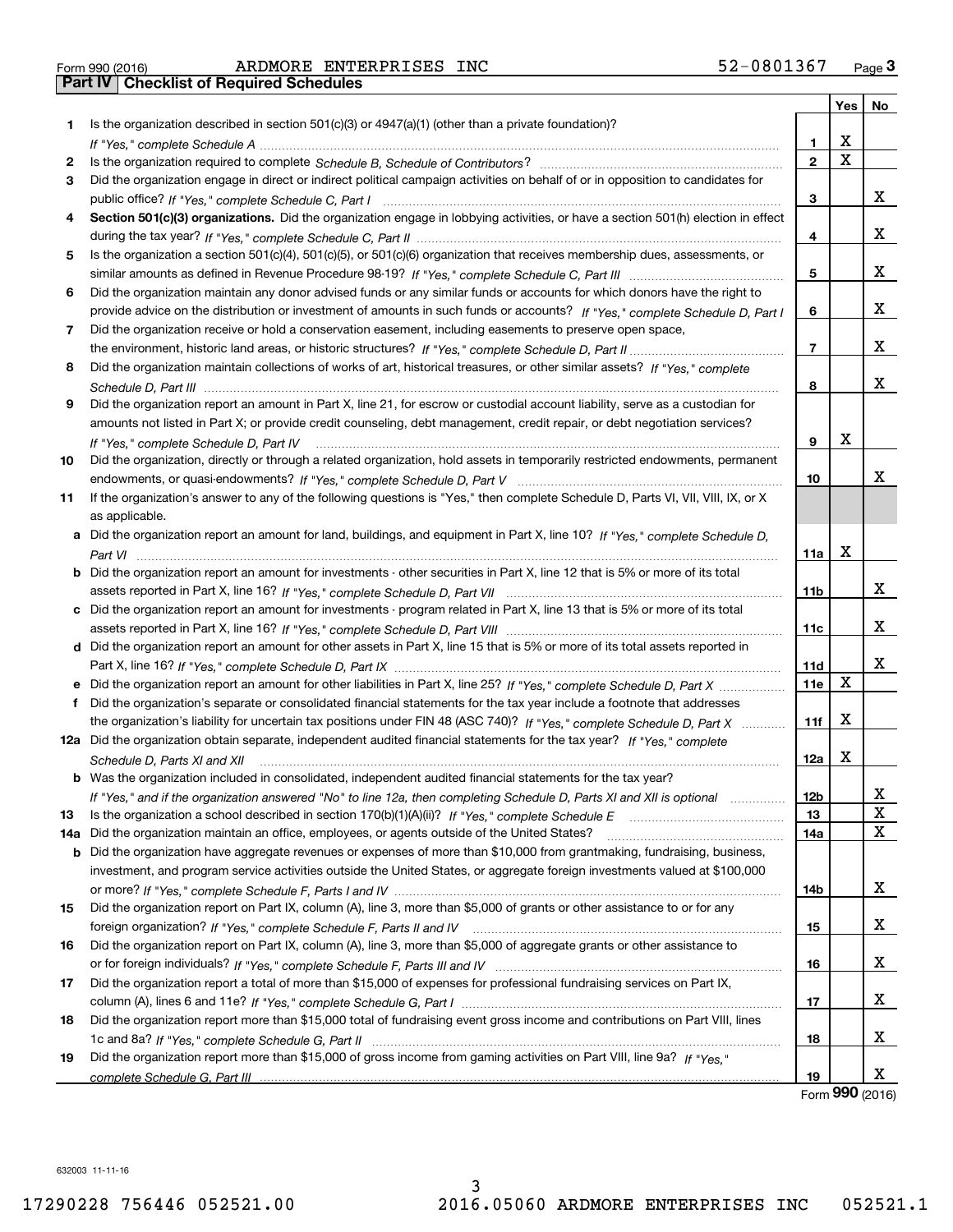Form 990 (2016) ARDMORE ENTERPRISES INC 52-0801367 Page 3

## Part IV Checklist of Required Schedules

| | | | Yes | No |
|---|---|---|---|---|
| 1 | Is the organization described in section 501(c)(3) or 4947(a)(1) (other than a private foundation)? *If "Yes," complete Schedule A* | 1 | X | |
| 2 | Is the organization required to complete *Schedule B, Schedule of Contributors*? | 2 | X | |
| 3 | Did the organization engage in direct or indirect political campaign activities on behalf of or in opposition to candidates for public office? *If "Yes," complete Schedule C, Part I* | 3 | | X |
| 4 | **Section 501(c)(3) organizations.** Did the organization engage in lobbying activities, or have a section 501(h) election in effect during the tax year? *If "Yes," complete Schedule C, Part II* | 4 | | X |
| 5 | Is the organization a section 501(c)(4), 501(c)(5), or 501(c)(6) organization that receives membership dues, assessments, or similar amounts as defined in Revenue Procedure 98-19? *If "Yes," complete Schedule C, Part III* | 5 | | X |
| 6 | Did the organization maintain any donor advised funds or any similar funds or accounts for which donors have the right to provide advice on the distribution or investment of amounts in such funds or accounts? *If "Yes," complete Schedule D, Part I* | 6 | | X |
| 7 | Did the organization receive or hold a conservation easement, including easements to preserve open space, the environment, historic land areas, or historic structures? *If "Yes," complete Schedule D, Part II* | 7 | | X |
| 8 | Did the organization maintain collections of works of art, historical treasures, or other similar assets? *If "Yes," complete Schedule D, Part III* | 8 | | X |
| 9 | Did the organization report an amount in Part X, line 21, for escrow or custodial account liability, serve as a custodian for amounts not listed in Part X; or provide credit counseling, debt management, credit repair, or debt negotiation services? *If "Yes," complete Schedule D, Part IV* | 9 | X | |
| 10 | Did the organization, directly or through a related organization, hold assets in temporarily restricted endowments, permanent endowments, or quasi-endowments? *If "Yes," complete Schedule D, Part V* | 10 | | X |
| 11 | If the organization's answer to any of the following questions is "Yes," then complete Schedule D, Parts VI, VII, VIII, IX, or X as applicable. | | | |
| a | Did the organization report an amount for land, buildings, and equipment in Part X, line 10? *If "Yes," complete Schedule D, Part VI* | 11a | X | |
| b | Did the organization report an amount for investments - other securities in Part X, line 12 that is 5% or more of its total assets reported in Part X, line 16? *If "Yes," complete Schedule D, Part VII* | 11b | | X |
| c | Did the organization report an amount for investments - program related in Part X, line 13 that is 5% or more of its total assets reported in Part X, line 16? *If "Yes," complete Schedule D, Part VIII* | 11c | | X |
| d | Did the organization report an amount for other assets in Part X, line 15 that is 5% or more of its total assets reported in Part X, line 16? *If "Yes," complete Schedule D, Part IX* | 11d | | X |
| e | Did the organization report an amount for other liabilities in Part X, line 25? *If "Yes," complete Schedule D, Part X* | 11e | X | |
| f | Did the organization's separate or consolidated financial statements for the tax year include a footnote that addresses the organization's liability for uncertain tax positions under FIN 48 (ASC 740)? *If "Yes," complete Schedule D, Part X* | 11f | X | |
| 12a | Did the organization obtain separate, independent audited financial statements for the tax year? *If "Yes," complete Schedule D, Parts XI and XII* | 12a | X | |
| b | Was the organization included in consolidated, independent audited financial statements for the tax year? *If "Yes," and if the organization answered "No" to line 12a, then completing Schedule D, Parts XI and XII is optional* | 12b | | X |
| 13 | Is the organization a school described in section 170(b)(1)(A)(ii)? *If "Yes," complete Schedule E* | 13 | | X |
| 14a | Did the organization maintain an office, employees, or agents outside of the United States? | 14a | | X |
| b | Did the organization have aggregate revenues or expenses of more than $10,000 from grantmaking, fundraising, business, investment, and program service activities outside the United States, or aggregate foreign investments valued at $100,000 or more? *If "Yes," complete Schedule F, Parts I and IV* | 14b | | X |
| 15 | Did the organization report on Part IX, column (A), line 3, more than $5,000 of grants or other assistance to or for any foreign organization? *If "Yes," complete Schedule F, Parts II and IV* | 15 | | X |
| 16 | Did the organization report on Part IX, column (A), line 3, more than $5,000 of aggregate grants or other assistance to or for foreign individuals? *If "Yes," complete Schedule F, Parts III and IV* | 16 | | X |
| 17 | Did the organization report a total of more than $15,000 of expenses for professional fundraising services on Part IX, column (A), lines 6 and 11e? *If "Yes," complete Schedule G, Part I* | 17 | | X |
| 18 | Did the organization report more than $15,000 total of fundraising event gross income and contributions on Part VIII, lines 1c and 8a? *If "Yes," complete Schedule G, Part II* | 18 | | X |
| 19 | Did the organization report more than $15,000 of gross income from gaming activities on Part VIII, line 9a? *If "Yes," complete Schedule G, Part III* | 19 | | X |

Form **990** (2016)

632003 11-11-16

17290228 756446 052521.00 2016.05060 ARDMORE ENTERPRISES INC 052521.1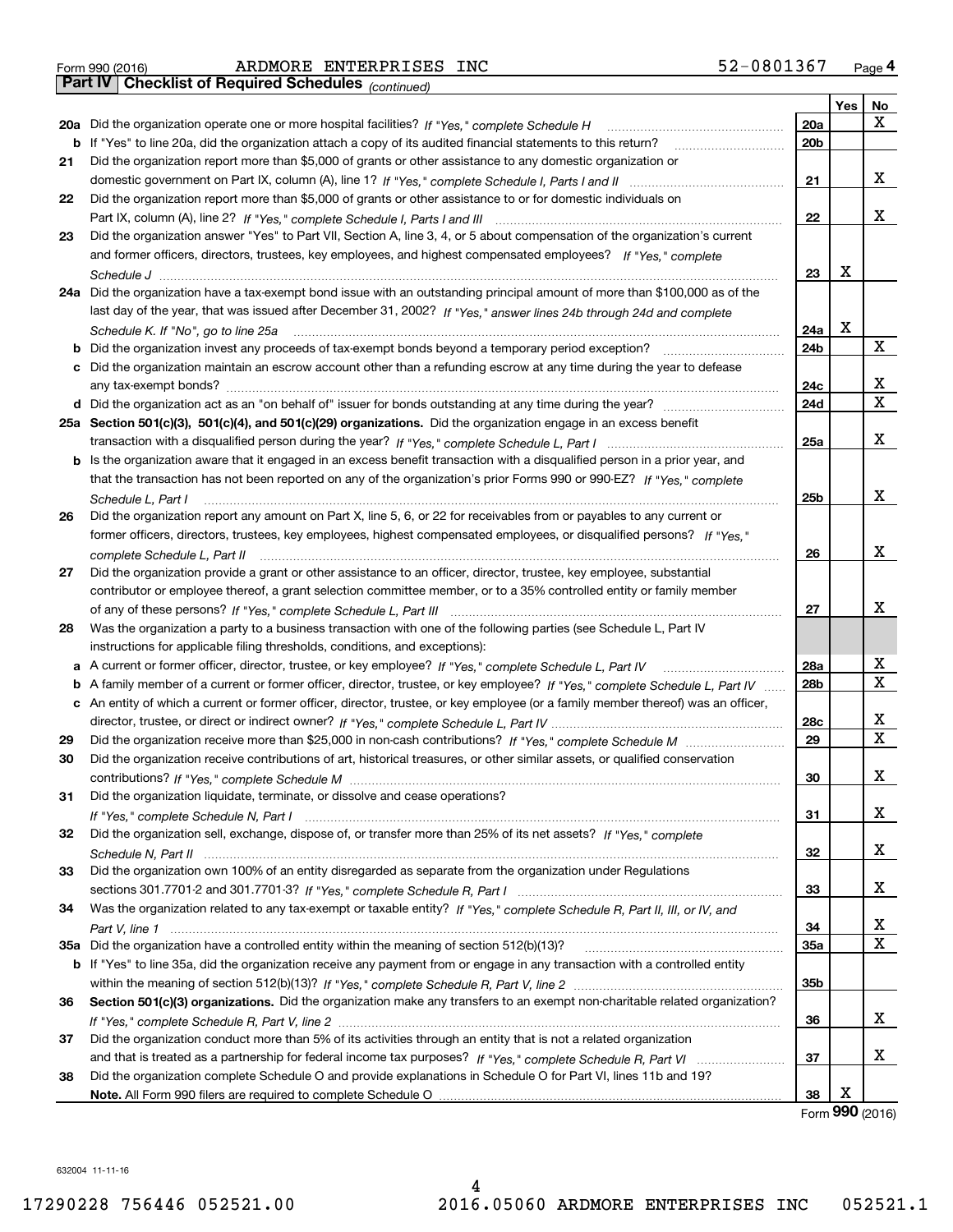Form 990 (2016) ARDMORE ENTERPRISES INC 52-0801367 Page 4

**Part IV Checklist of Required Schedules** *(continued)*

| | | | Yes | No |
|---|---|---|---|---|
| **20a** | Did the organization operate one or more hospital facilities? *If "Yes," complete Schedule H* | **20a** | | X |
| **b** | If "Yes" to line 20a, did the organization attach a copy of its audited financial statements to this return? | **20b** | | |
| **21** | Did the organization report more than $5,000 of grants or other assistance to any domestic organization or domestic government on Part IX, column (A), line 1? *If "Yes," complete Schedule I, Parts I and II* | **21** | | X |
| **22** | Did the organization report more than $5,000 of grants or other assistance to or for domestic individuals on Part IX, column (A), line 2? *If "Yes," complete Schedule I, Parts I and III* | **22** | | X |
| **23** | Did the organization answer "Yes" to Part VII, Section A, line 3, 4, or 5 about compensation of the organization's current and former officers, directors, trustees, key employees, and highest compensated employees? *If "Yes," complete Schedule J* | **23** | X | |
| **24a** | Did the organization have a tax-exempt bond issue with an outstanding principal amount of more than $100,000 as of the last day of the year, that was issued after December 31, 2002? *If "Yes," answer lines 24b through 24d and complete Schedule K. If "No", go to line 25a* | **24a** | X | |
| **b** | Did the organization invest any proceeds of tax-exempt bonds beyond a temporary period exception? | **24b** | | X |
| **c** | Did the organization maintain an escrow account other than a refunding escrow at any time during the year to defease any tax-exempt bonds? | **24c** | | X |
| **d** | Did the organization act as an "on behalf of" issuer for bonds outstanding at any time during the year? | **24d** | | X |
| **25a** | **Section 501(c)(3), 501(c)(4), and 501(c)(29) organizations.** Did the organization engage in an excess benefit transaction with a disqualified person during the year? *If "Yes," complete Schedule L, Part I* | **25a** | | X |
| **b** | Is the organization aware that it engaged in an excess benefit transaction with a disqualified person in a prior year, and that the transaction has not been reported on any of the organization's prior Forms 990 or 990-EZ? *If "Yes," complete Schedule L, Part I* | **25b** | | X |
| **26** | Did the organization report any amount on Part X, line 5, 6, or 22 for receivables from or payables to any current or former officers, directors, trustees, key employees, highest compensated employees, or disqualified persons? *If "Yes," complete Schedule L, Part II* | **26** | | X |
| **27** | Did the organization provide a grant or other assistance to an officer, director, trustee, key employee, substantial contributor or employee thereof, a grant selection committee member, or to a 35% controlled entity or family member of any of these persons? *If "Yes," complete Schedule L, Part III* | **27** | | X |
| **28** | Was the organization a party to a business transaction with one of the following parties (see Schedule L, Part IV instructions for applicable filing thresholds, conditions, and exceptions): | | | |
| **a** | A current or former officer, director, trustee, or key employee? *If "Yes," complete Schedule L, Part IV* | **28a** | | X |
| **b** | A family member of a current or former officer, director, trustee, or key employee? *If "Yes," complete Schedule L, Part IV* | **28b** | | X |
| **c** | An entity of which a current or former officer, director, trustee, or key employee (or a family member thereof) was an officer, director, trustee, or direct or indirect owner? *If "Yes," complete Schedule L, Part IV* | **28c** | | X |
| **29** | Did the organization receive more than $25,000 in non-cash contributions? *If "Yes," complete Schedule M* | **29** | | X |
| **30** | Did the organization receive contributions of art, historical treasures, or other similar assets, or qualified conservation contributions? *If "Yes," complete Schedule M* | **30** | | X |
| **31** | Did the organization liquidate, terminate, or dissolve and cease operations? *If "Yes," complete Schedule N, Part I* | **31** | | X |
| **32** | Did the organization sell, exchange, dispose of, or transfer more than 25% of its net assets? *If "Yes," complete Schedule N, Part II* | **32** | | X |
| **33** | Did the organization own 100% of an entity disregarded as separate from the organization under Regulations sections 301.7701-2 and 301.7701-3? *If "Yes," complete Schedule R, Part I* | **33** | | X |
| **34** | Was the organization related to any tax-exempt or taxable entity? *If "Yes," complete Schedule R, Part II, III, or IV, and Part V, line 1* | **34** | | X |
| **35a** | Did the organization have a controlled entity within the meaning of section 512(b)(13)? | **35a** | | X |
| **b** | If "Yes" to line 35a, did the organization receive any payment from or engage in any transaction with a controlled entity within the meaning of section 512(b)(13)? *If "Yes," complete Schedule R, Part V, line 2* | **35b** | | |
| **36** | **Section 501(c)(3) organizations.** Did the organization make any transfers to an exempt non-charitable related organization? *If "Yes," complete Schedule R, Part V, line 2* | **36** | | X |
| **37** | Did the organization conduct more than 5% of its activities through an entity that is not a related organization and that is treated as a partnership for federal income tax purposes? *If "Yes," complete Schedule R, Part VI* | **37** | | X |
| **38** | Did the organization complete Schedule O and provide explanations in Schedule O for Part VI, lines 11b and 19? **Note.** All Form 990 filers are required to complete Schedule O | **38** | X | |

Form **990** (2016)

632004 11-11-16

17290228 756446 052521.00 2016.05060 ARDMORE ENTERPRISES INC 052521.1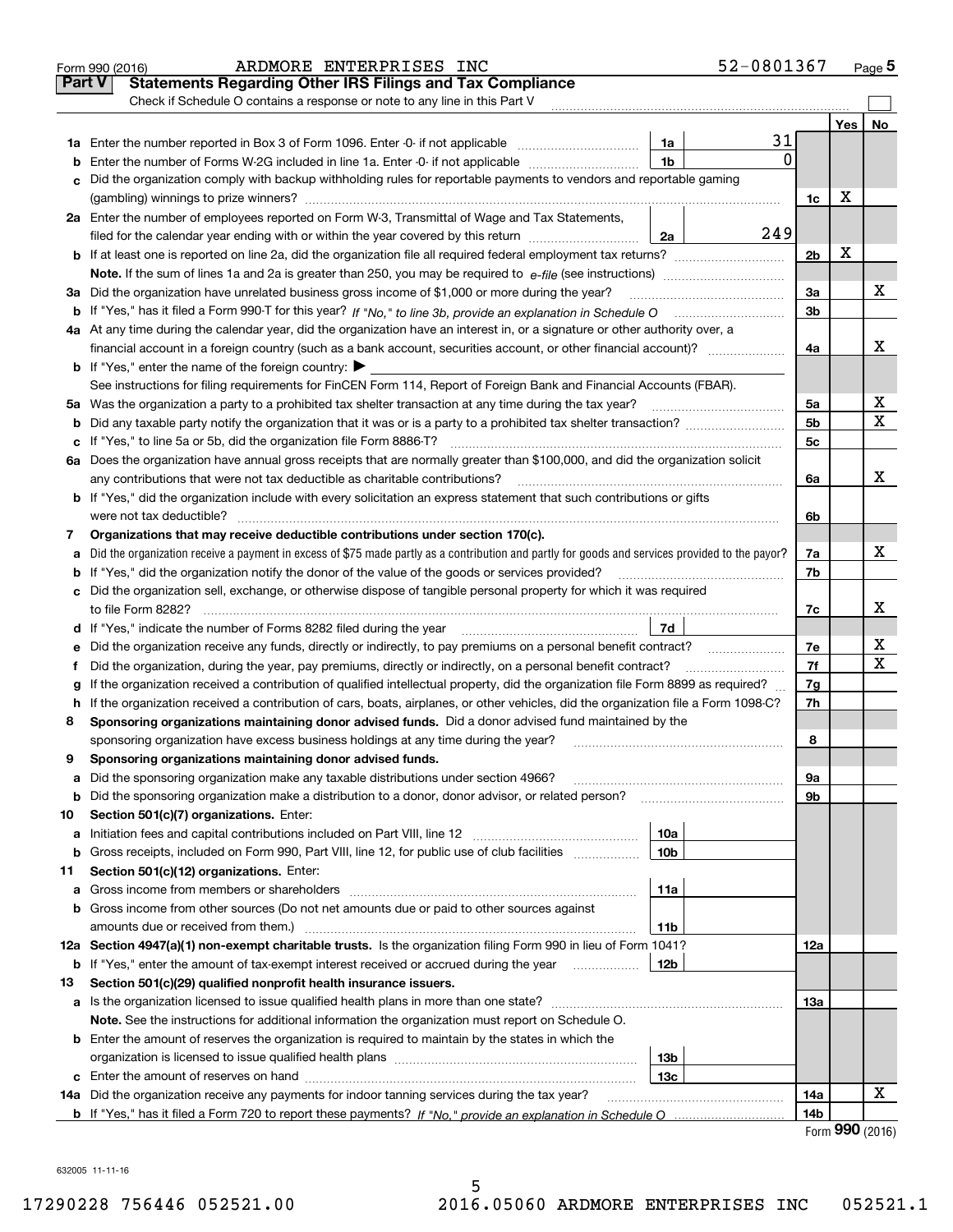Form 990 (2016) ARDMORE ENTERPRISES INC 52-0801367 Page 5

## Part V Statements Regarding Other IRS Filings and Tax Compliance

Check if Schedule O contains a response or note to any line in this Part V

| | | | | | Yes | No |
|---|---|---|---|---|---|---|
| **1a** | Enter the number reported in Box 3 of Form 1096. Enter -0- if not applicable | 1a | 31 | | | |
| **b** | Enter the number of Forms W-2G included in line 1a. Enter -0- if not applicable | 1b | 0 | | | |
| **c** | Did the organization comply with backup withholding rules for reportable payments to vendors and reportable gaming (gambling) winnings to prize winners? | | | 1c | X | |
| **2a** | Enter the number of employees reported on Form W-3, Transmittal of Wage and Tax Statements, filed for the calendar year ending with or within the year covered by this return | 2a | 249 | | | |
| **b** | If at least one is reported on line 2a, did the organization file all required federal employment tax returns? | | | 2b | X | |
| | **Note.** If the sum of lines 1a and 2a is greater than 250, you may be required to *e-file* (see instructions) | | | | | |
| **3a** | Did the organization have unrelated business gross income of $1,000 or more during the year? | | | 3a | | X |
| **b** | If "Yes," has it filed a Form 990-T for this year? *If "No," to line 3b, provide an explanation in Schedule O* | | | 3b | | |
| **4a** | At any time during the calendar year, did the organization have an interest in, or a signature or other authority over, a financial account in a foreign country (such as a bank account, securities account, or other financial account)? | | | 4a | | X |
| **b** | If "Yes," enter the name of the foreign country: ▶ | | | | | |
| | See instructions for filing requirements for FinCEN Form 114, Report of Foreign Bank and Financial Accounts (FBAR). | | | | | |
| **5a** | Was the organization a party to a prohibited tax shelter transaction at any time during the tax year? | | | 5a | | X |
| **b** | Did any taxable party notify the organization that it was or is a party to a prohibited tax shelter transaction? | | | 5b | | X |
| **c** | If "Yes," to line 5a or 5b, did the organization file Form 8886-T? | | | 5c | | |
| **6a** | Does the organization have annual gross receipts that are normally greater than $100,000, and did the organization solicit any contributions that were not tax deductible as charitable contributions? | | | 6a | | X |
| **b** | If "Yes," did the organization include with every solicitation an express statement that such contributions or gifts were not tax deductible? | | | 6b | | |
| **7** | **Organizations that may receive deductible contributions under section 170(c).** | | | | | |
| **a** | Did the organization receive a payment in excess of $75 made partly as a contribution and partly for goods and services provided to the payor? | | | 7a | | X |
| **b** | If "Yes," did the organization notify the donor of the value of the goods or services provided? | | | 7b | | |
| **c** | Did the organization sell, exchange, or otherwise dispose of tangible personal property for which it was required to file Form 8282? | | | 7c | | X |
| **d** | If "Yes," indicate the number of Forms 8282 filed during the year | 7d | | | | |
| **e** | Did the organization receive any funds, directly or indirectly, to pay premiums on a personal benefit contract? | | | 7e | | X |
| **f** | Did the organization, during the year, pay premiums, directly or indirectly, on a personal benefit contract? | | | 7f | | X |
| **g** | If the organization received a contribution of qualified intellectual property, did the organization file Form 8899 as required? | | | 7g | | |
| **h** | If the organization received a contribution of cars, boats, airplanes, or other vehicles, did the organization file a Form 1098-C? | | | 7h | | |
| **8** | **Sponsoring organizations maintaining donor advised funds.** Did a donor advised fund maintained by the sponsoring organization have excess business holdings at any time during the year? | | | 8 | | |
| **9** | **Sponsoring organizations maintaining donor advised funds.** | | | | | |
| **a** | Did the sponsoring organization make any taxable distributions under section 4966? | | | 9a | | |
| **b** | Did the sponsoring organization make a distribution to a donor, donor advisor, or related person? | | | 9b | | |
| **10** | **Section 501(c)(7) organizations.** Enter: | | | | | |
| **a** | Initiation fees and capital contributions included on Part VIII, line 12 | 10a | | | | |
| **b** | Gross receipts, included on Form 990, Part VIII, line 12, for public use of club facilities | 10b | | | | |
| **11** | **Section 501(c)(12) organizations.** Enter: | | | | | |
| **a** | Gross income from members or shareholders | 11a | | | | |
| **b** | Gross income from other sources (Do not net amounts due or paid to other sources against amounts due or received from them.) | 11b | | | | |
| **12a** | **Section 4947(a)(1) non-exempt charitable trusts.** Is the organization filing Form 990 in lieu of Form 1041? | | | 12a | | |
| **b** | If "Yes," enter the amount of tax-exempt interest received or accrued during the year | 12b | | | | |
| **13** | **Section 501(c)(29) qualified nonprofit health insurance issuers.** | | | | | |
| **a** | Is the organization licensed to issue qualified health plans in more than one state? | | | 13a | | |
| | **Note.** See the instructions for additional information the organization must report on Schedule O. | | | | | |
| **b** | Enter the amount of reserves the organization is required to maintain by the states in which the organization is licensed to issue qualified health plans | 13b | | | | |
| **c** | Enter the amount of reserves on hand | 13c | | | | |
| **14a** | Did the organization receive any payments for indoor tanning services during the tax year? | | | 14a | | X |
| **b** | If "Yes," has it filed a Form 720 to report these payments? *If "No," provide an explanation in Schedule O* | | | 14b | | |

Form **990** (2016)

632005 11-11-16

17290228 756446 052521.00 2016.05060 ARDMORE ENTERPRISES INC 052521.1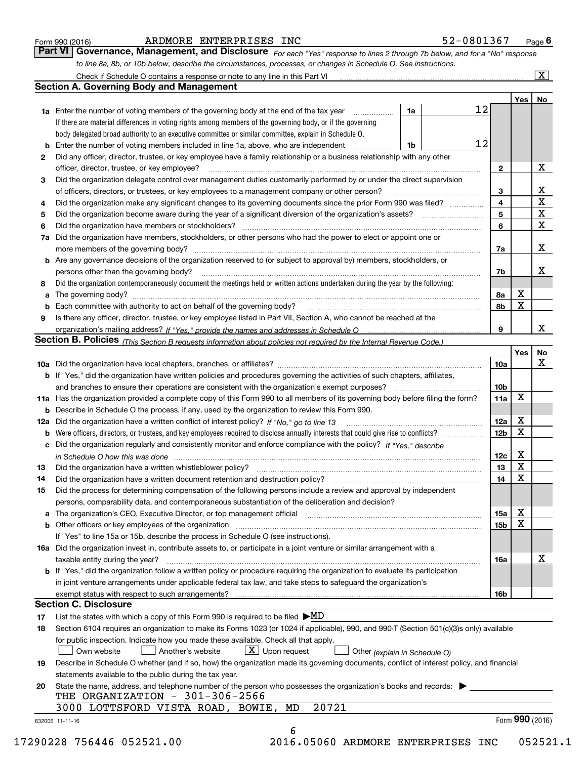Form 990 (2016) ARDMORE ENTERPRISES INC 52-0801367 Page 6

**Part VI Governance, Management, and Disclosure** *For each "Yes" response to lines 2 through 7b below, and for a "No" response to line 8a, 8b, or 10b below, describe the circumstances, processes, or changes in Schedule O. See instructions.*

Check if Schedule O contains a response or note to any line in this Part VI [X]

## Section A. Governing Body and Management

| | | | | Yes | No |
|---|---|---|---|---|---|
| 1a | Enter the number of voting members of the governing body at the end of the tax year | 1a | 12 | | |
| | If there are material differences in voting rights among members of the governing body, or if the governing body delegated broad authority to an executive committee or similar committee, explain in Schedule O. | | | | |
| b | Enter the number of voting members included in line 1a, above, who are independent | 1b | 12 | | |
| 2 | Did any officer, director, trustee, or key employee have a family relationship or a business relationship with any other officer, director, trustee, or key employee? | | 2 | | X |
| 3 | Did the organization delegate control over management duties customarily performed by or under the direct supervision of officers, directors, or trustees, or key employees to a management company or other person? | | 3 | | X |
| 4 | Did the organization make any significant changes to its governing documents since the prior Form 990 was filed? | | 4 | | X |
| 5 | Did the organization become aware during the year of a significant diversion of the organization's assets? | | 5 | | X |
| 6 | Did the organization have members or stockholders? | | 6 | | X |
| 7a | Did the organization have members, stockholders, or other persons who had the power to elect or appoint one or more members of the governing body? | | 7a | | X |
| b | Are any governance decisions of the organization reserved to (or subject to approval by) members, stockholders, or persons other than the governing body? | | 7b | | X |
| 8 | Did the organization contemporaneously document the meetings held or written actions undertaken during the year by the following: | | | | |
| a | The governing body? | | 8a | X | |
| b | Each committee with authority to act on behalf of the governing body? | | 8b | X | |
| 9 | Is there any officer, director, trustee, or key employee listed in Part VII, Section A, who cannot be reached at the organization's mailing address? *If "Yes," provide the names and addresses in Schedule O* | | 9 | | X |

## Section B. Policies *(This Section B requests information about policies not required by the Internal Revenue Code.)*

| | | | Yes | No |
|---|---|---|---|---|
| 10a | Did the organization have local chapters, branches, or affiliates? | 10a | | X |
| b | If "Yes," did the organization have written policies and procedures governing the activities of such chapters, affiliates, and branches to ensure their operations are consistent with the organization's exempt purposes? | 10b | | |
| 11a | Has the organization provided a complete copy of this Form 990 to all members of its governing body before filing the form? | 11a | X | |
| b | Describe in Schedule O the process, if any, used by the organization to review this Form 990. | | | |
| 12a | Did the organization have a written conflict of interest policy? *If "No," go to line 13* | 12a | X | |
| b | Were officers, directors, or trustees, and key employees required to disclose annually interests that could give rise to conflicts? | 12b | X | |
| c | Did the organization regularly and consistently monitor and enforce compliance with the policy? *If "Yes," describe in Schedule O how this was done* | 12c | X | |
| 13 | Did the organization have a written whistleblower policy? | 13 | X | |
| 14 | Did the organization have a written document retention and destruction policy? | 14 | X | |
| 15 | Did the process for determining compensation of the following persons include a review and approval by independent persons, comparability data, and contemporaneous substantiation of the deliberation and decision? | | | |
| a | The organization's CEO, Executive Director, or top management official | 15a | X | |
| b | Other officers or key employees of the organization | 15b | X | |
| | If "Yes" to line 15a or 15b, describe the process in Schedule O (see instructions). | | | |
| 16a | Did the organization invest in, contribute assets to, or participate in a joint venture or similar arrangement with a taxable entity during the year? | 16a | | X |
| b | If "Yes," did the organization follow a written policy or procedure requiring the organization to evaluate its participation in joint venture arrangements under applicable federal tax law, and take steps to safeguard the organization's exempt status with respect to such arrangements? | 16b | | |

## Section C. Disclosure

17 List the states with which a copy of this Form 990 is required to be filed ▶MD

18 Section 6104 requires an organization to make its Forms 1023 (or 1024 if applicable), 990, and 990-T (Section 501(c)(3)s only) available for public inspection. Indicate how you made these available. Check all that apply.

[ ] Own website [ ] Another's website [X] Upon request [ ] Other *(explain in Schedule O)*

19 Describe in Schedule O whether (and if so, how) the organization made its governing documents, conflict of interest policy, and financial statements available to the public during the tax year.

20 State the name, address, and telephone number of the person who possesses the organization's books and records: ▶

THE ORGANIZATION - 301-306-2566
3000 LOTTSFORD VISTA ROAD, BOWIE, MD 20721

632006 11-11-16 Form 990 (2016)

17290228 756446 052521.00 2016.05060 ARDMORE ENTERPRISES INC 052521.1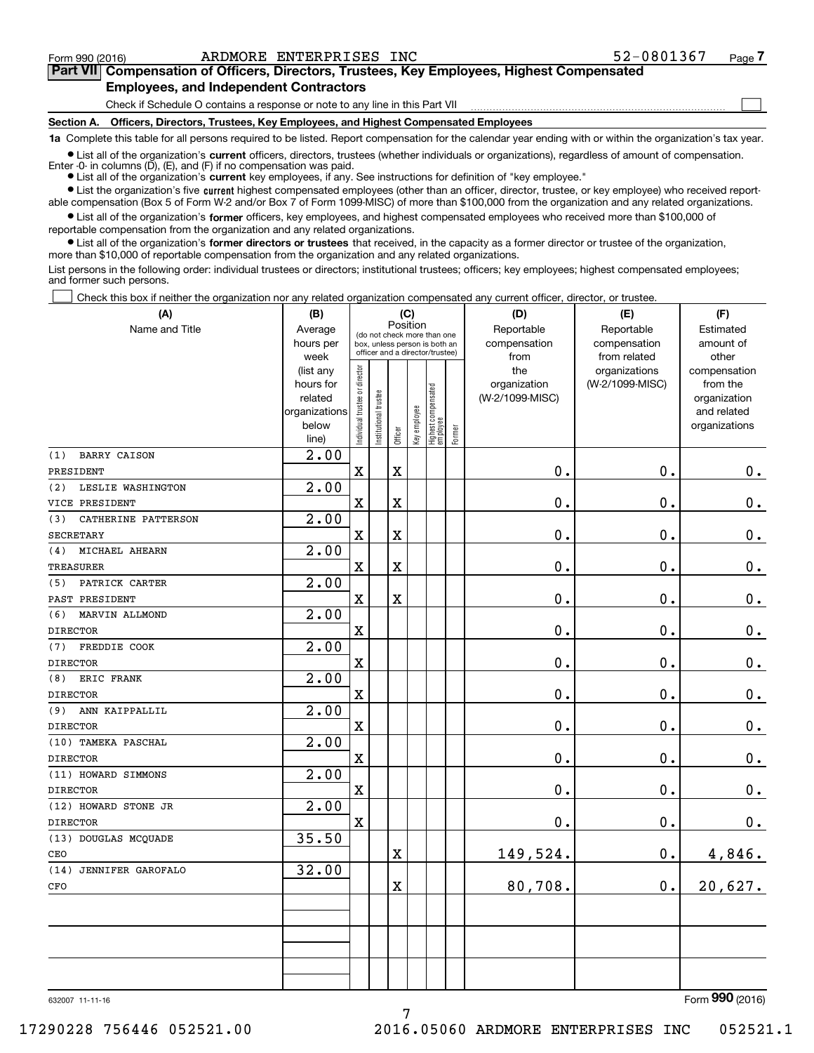Form 990 (2016) ARDMORE ENTERPRISES INC 52-0801367

## Part VII Compensation of Officers, Directors, Trustees, Key Employees, Highest Compensated Employees, and Independent Contractors

Check if Schedule O contains a response or note to any line in this Part VII ☐

### Section A. Officers, Directors, Trustees, Key Employees, and Highest Compensated Employees

**1a** Complete this table for all persons required to be listed. Report compensation for the calendar year ending with or within the organization's tax year.

- List all of the organization's **current** officers, directors, trustees (whether individuals or organizations), regardless of amount of compensation. Enter -0- in columns (D), (E), and (F) if no compensation was paid.
- List all of the organization's **current** key employees, if any. See instructions for definition of "key employee."
- List the organization's five **current** highest compensated employees (other than an officer, director, trustee, or key employee) who received reportable compensation (Box 5 of Form W-2 and/or Box 7 of Form 1099-MISC) of more than $100,000 from the organization and any related organizations.
- List all of the organization's **former** officers, key employees, and highest compensated employees who received more than $100,000 of reportable compensation from the organization and any related organizations.
- List all of the organization's **former directors or trustees** that received, in the capacity as a former director or trustee of the organization, more than $10,000 of reportable compensation from the organization and any related organizations.

List persons in the following order: individual trustees or directors; institutional trustees; officers; key employees; highest compensated employees; and former such persons.

☐ Check this box if neither the organization nor any related organization compensated any current officer, director, or trustee.

| (A) Name and Title | (B) Average hours per week (list any hours for related organizations below line) | (C) Position: Individual trustee or director | Institutional trustee | Officer | Key employee | Highest compensated employee | Former | (D) Reportable compensation from the organization (W-2/1099-MISC) | (E) Reportable compensation from related organizations (W-2/1099-MISC) | (F) Estimated amount of other compensation from the organization and related organizations |
|---|---|---|---|---|---|---|---|---|---|---|
| (1) BARRY CAISON<br>PRESIDENT | 2.00 | X | | X | | | | 0. | 0. | 0. |
| (2) LESLIE WASHINGTON<br>VICE PRESIDENT | 2.00 | X | | X | | | | 0. | 0. | 0. |
| (3) CATHERINE PATTERSON<br>SECRETARY | 2.00 | X | | X | | | | 0. | 0. | 0. |
| (4) MICHAEL AHEARN<br>TREASURER | 2.00 | X | | X | | | | 0. | 0. | 0. |
| (5) PATRICK CARTER<br>PAST PRESIDENT | 2.00 | X | | X | | | | 0. | 0. | 0. |
| (6) MARVIN ALLMOND<br>DIRECTOR | 2.00 | X | | | | | | 0. | 0. | 0. |
| (7) FREDDIE COOK<br>DIRECTOR | 2.00 | X | | | | | | 0. | 0. | 0. |
| (8) ERIC FRANK<br>DIRECTOR | 2.00 | X | | | | | | 0. | 0. | 0. |
| (9) ANN KAIPPALLIL<br>DIRECTOR | 2.00 | X | | | | | | 0. | 0. | 0. |
| (10) TAMEKA PASCHAL<br>DIRECTOR | 2.00 | X | | | | | | 0. | 0. | 0. |
| (11) HOWARD SIMMONS<br>DIRECTOR | 2.00 | X | | | | | | 0. | 0. | 0. |
| (12) HOWARD STONE JR<br>DIRECTOR | 2.00 | X | | | | | | 0. | 0. | 0. |
| (13) DOUGLAS MCQUADE<br>CEO | 35.50 | | | X | | | | 149,524. | 0. | 4,846. |
| (14) JENNIFER GAROFALO<br>CFO | 32.00 | | | X | | | | 80,708. | 0. | 20,627. |
| | | | | | | | | | | |
| | | | | | | | | | | |
| | | | | | | | | | | |

632007 11-11-16 Form 990 (2016)

17290228 756446 052521.00 2016.05060 ARDMORE ENTERPRISES INC 052521.1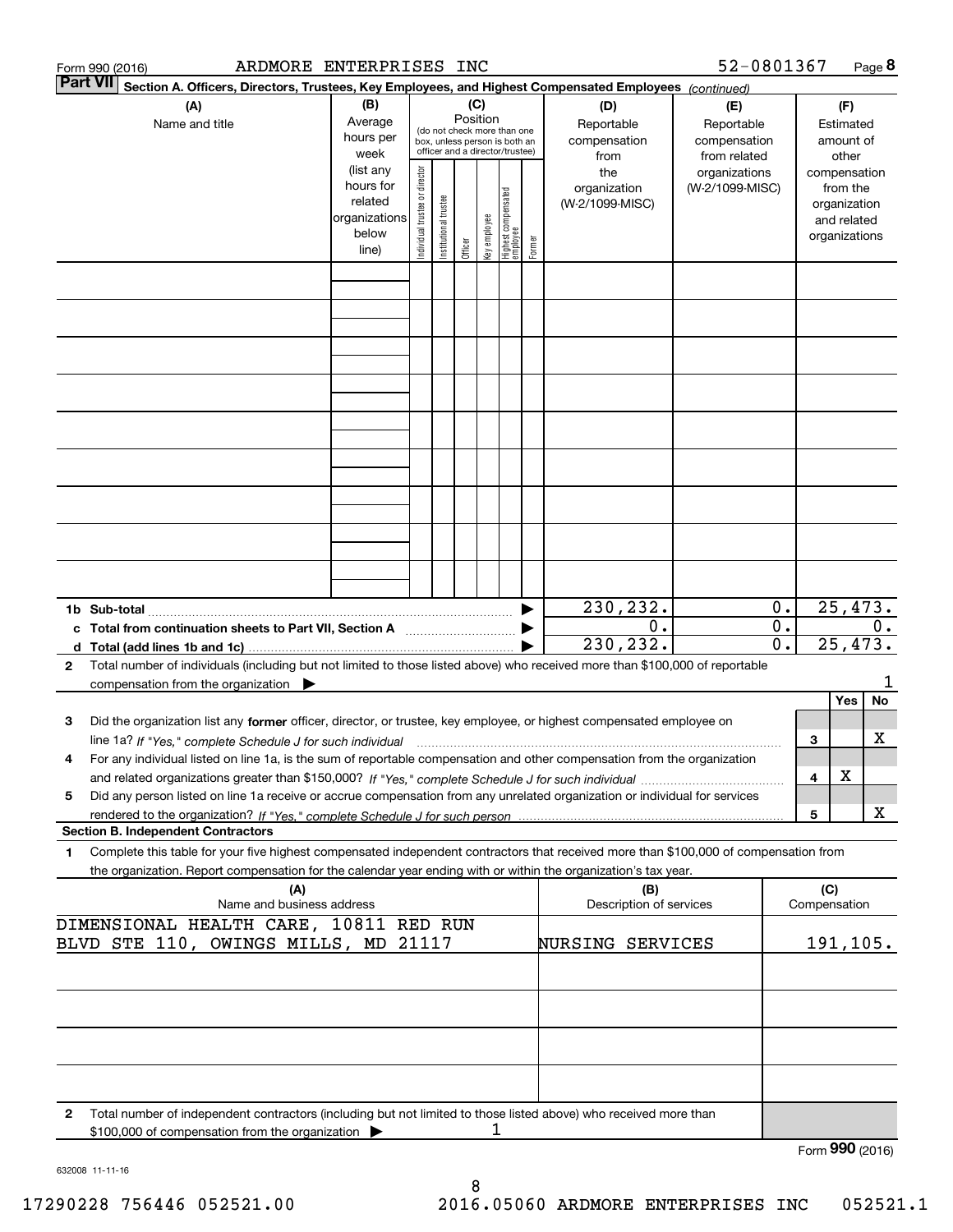Form 990 (2016) ARDMORE ENTERPRISES INC 52-0801367

**Part VII** **Section A. Officers, Directors, Trustees, Key Employees, and Highest Compensated Employees** *(continued)*

| (A) Name and title | (B) Average hours per week (list any hours for related organizations below line) | (C) Position (do not check more than one box, unless person is both an officer and a director/trustee): Individual trustee or director | Institutional trustee | Officer | Key employee | Highest compensated employee | Former | (D) Reportable compensation from the organization (W-2/1099-MISC) | (E) Reportable compensation from related organizations (W-2/1099-MISC) | (F) Estimated amount of other compensation from the organization and related organizations |
|---|---|---|---|---|---|---|---|---|---|---|
| | | | | | | | | | | |
| **1b Sub-total** | | | | | | | | 230,232. | 0. | 25,473. |
| **c Total from continuation sheets to Part VII, Section A** | | | | | | | | 0. | 0. | 0. |
| **d Total (add lines 1b and 1c)** | | | | | | | | 230,232. | 0. | 25,473. |

**2** Total number of individuals (including but not limited to those listed above) who received more than $100,000 of reportable compensation from the organization ▶ 1

| | | Yes | No |
|---|---|---|---|
| **3** Did the organization list any **former** officer, director, or trustee, key employee, or highest compensated employee on line 1a? *If "Yes," complete Schedule J for such individual* | 3 | | X |
| **4** For any individual listed on line 1a, is the sum of reportable compensation and other compensation from the organization and related organizations greater than $150,000? *If "Yes," complete Schedule J for such individual* | 4 | X | |
| **5** Did any person listed on line 1a receive or accrue compensation from any unrelated organization or individual for services rendered to the organization? *If "Yes," complete Schedule J for such person* | 5 | | X |

**Section B. Independent Contractors**

**1** Complete this table for your five highest compensated independent contractors that received more than $100,000 of compensation from the organization. Report compensation for the calendar year ending with or within the organization's tax year.

| (A) Name and business address | (B) Description of services | (C) Compensation |
|---|---|---|
| DIMENSIONAL HEALTH CARE, 10811 RED RUN BLVD STE 110, OWINGS MILLS, MD 21117 | NURSING SERVICES | 191,105. |
| | | |
| | | |
| | | |
| | | |

**2** Total number of independent contractors (including but not limited to those listed above) who received more than $100,000 of compensation from the organization ▶ 1

Form **990** (2016)

632008 11-11-16

17290228 756446 052521.00 2016.05060 ARDMORE ENTERPRISES INC 052521.1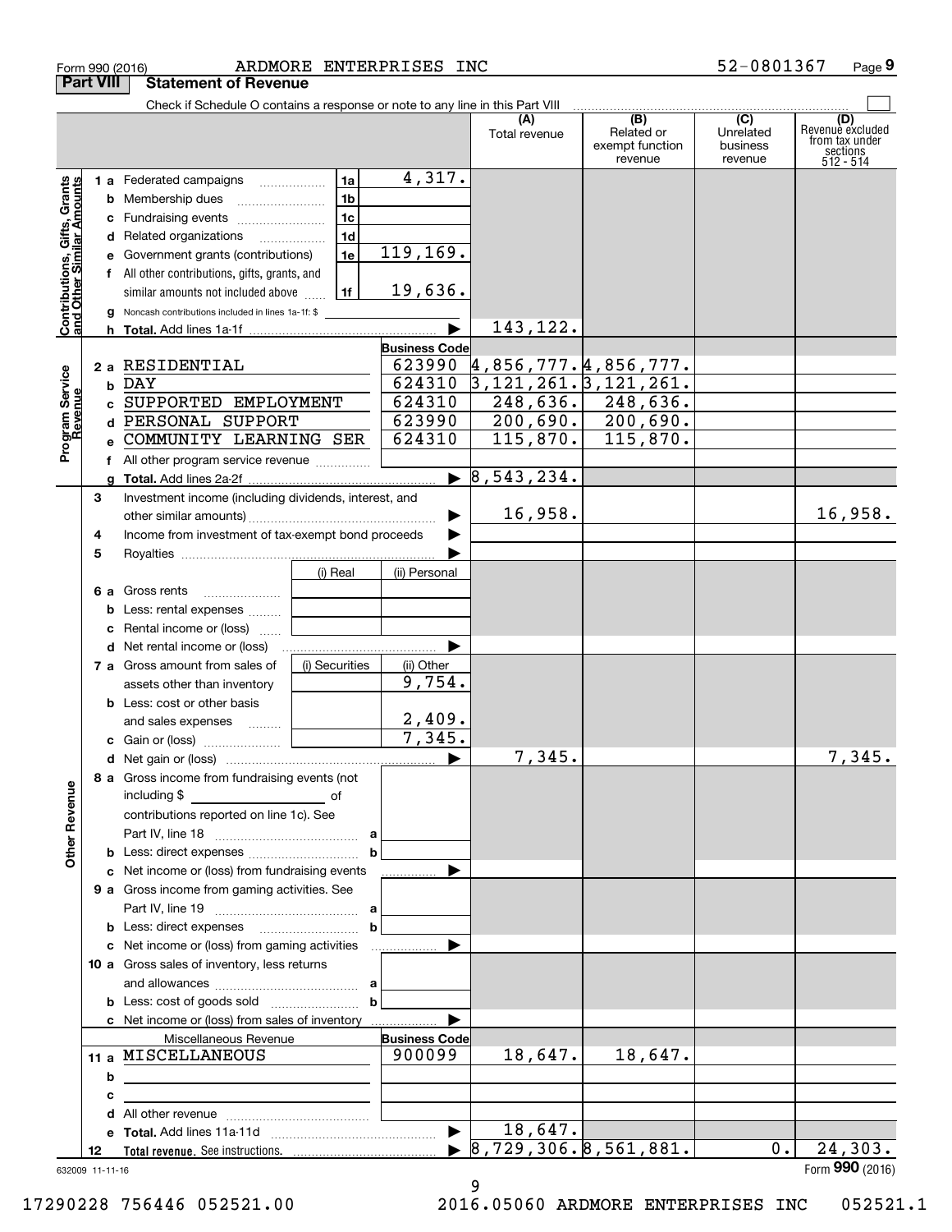Form 990 (2016) ARDMORE ENTERPRISES INC 52-0801367 Page 9

**Part VIII Statement of Revenue**

Check if Schedule O contains a response or note to any line in this Part VIII

| | | | (A) Total revenue | (B) Related or exempt function revenue | (C) Unrelated business revenue | (D) Revenue excluded from tax under sections 512 - 514 |
|---|---|---|---|---|---|---|
| **Contributions, Gifts, Grants and Other Similar Amounts** | | | | | | |
| 1 a Federated campaigns | 1a | 4,317. | | | | |
| b Membership dues | 1b | | | | | |
| c Fundraising events | 1c | | | | | |
| d Related organizations | 1d | | | | | |
| e Government grants (contributions) | 1e | 119,169. | | | | |
| f All other contributions, gifts, grants, and similar amounts not included above | 1f | 19,636. | | | | |
| g Noncash contributions included in lines 1a-1f: $ | | | | | | |
| h **Total.** Add lines 1a-1f | | | 143,122. | | | |
| **Program Service Revenue** | | Business Code | | | | |
| 2 a RESIDENTIAL | | 623990 | 4,856,777. | 4,856,777. | | |
| b DAY | | 624310 | 3,121,261. | 3,121,261. | | |
| c SUPPORTED EMPLOYMENT | | 624310 | 248,636. | 248,636. | | |
| d PERSONAL SUPPORT | | 623990 | 200,690. | 200,690. | | |
| e COMMUNITY LEARNING SER | | 624310 | 115,870. | 115,870. | | |
| f All other program service revenue | | | | | | |
| g **Total.** Add lines 2a-2f | | | 8,543,234. | | | |
| **Other Revenue** | | | | | | |
| 3 Investment income (including dividends, interest, and other similar amounts) | | | 16,958. | | | 16,958. |
| 4 Income from investment of tax-exempt bond proceeds | | | | | | |
| 5 Royalties | | | | | | |
| | (i) Real | (ii) Personal | | | | |
| 6 a Gross rents | | | | | | |
| b Less: rental expenses | | | | | | |
| c Rental income or (loss) | | | | | | |
| d Net rental income or (loss) | | | | | | |
| | (i) Securities | (ii) Other | | | | |
| 7 a Gross amount from sales of assets other than inventory | | 9,754. | | | | |
| b Less: cost or other basis and sales expenses | | 2,409. | | | | |
| c Gain or (loss) | | 7,345. | | | | |
| d Net gain or (loss) | | | 7,345. | | | 7,345. |
| 8 a Gross income from fundraising events (not including $ of contributions reported on line 1c). See Part IV, line 18 | a | | | | | |
| b Less: direct expenses | b | | | | | |
| c Net income or (loss) from fundraising events | | | | | | |
| 9 a Gross income from gaming activities. See Part IV, line 19 | a | | | | | |
| b Less: direct expenses | b | | | | | |
| c Net income or (loss) from gaming activities | | | | | | |
| 10 a Gross sales of inventory, less returns and allowances | a | | | | | |
| b Less: cost of goods sold | b | | | | | |
| c Net income or (loss) from sales of inventory | | | | | | |
| Miscellaneous Revenue | | Business Code | | | | |
| 11 a MISCELLANEOUS | | 900099 | 18,647. | 18,647. | | |
| b | | | | | | |
| c | | | | | | |
| d All other revenue | | | | | | |
| e **Total.** Add lines 11a-11d | | | 18,647. | | | |
| 12 **Total revenue.** See instructions. | | | 8,729,306. | 8,561,881. | 0. | 24,303. |

632009 11-11-16

Form **990** (2016)

17290228 756446 052521.00 2016.05060 ARDMORE ENTERPRISES INC 052521.1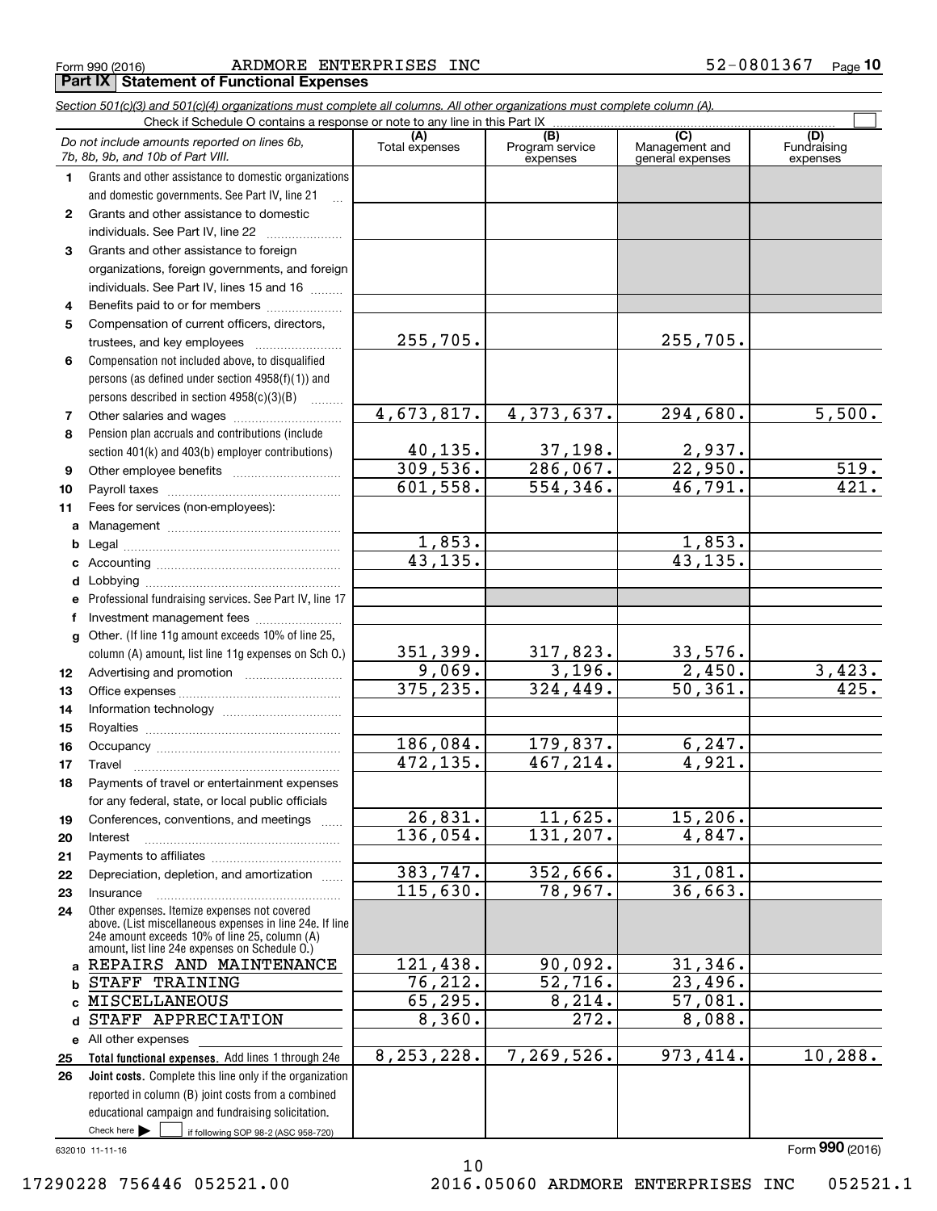Form 990 (2016) ARDMORE ENTERPRISES INC 52-0801367 Page 10

## Part IX Statement of Functional Expenses

*Section 501(c)(3) and 501(c)(4) organizations must complete all columns. All other organizations must complete column (A).*

Check if Schedule O contains a response or note to any line in this Part IX

| | *Do not include amounts reported on lines 6b, 7b, 8b, 9b, and 10b of Part VIII.* | (A) Total expenses | (B) Program service expenses | (C) Management and general expenses | (D) Fundraising expenses |
|---|---|---|---|---|---|
| 1 | Grants and other assistance to domestic organizations and domestic governments. See Part IV, line 21 | | | | |
| 2 | Grants and other assistance to domestic individuals. See Part IV, line 22 | | | | |
| 3 | Grants and other assistance to foreign organizations, foreign governments, and foreign individuals. See Part IV, lines 15 and 16 | | | | |
| 4 | Benefits paid to or for members | | | | |
| 5 | Compensation of current officers, directors, trustees, and key employees | 255,705. | | 255,705. | |
| 6 | Compensation not included above, to disqualified persons (as defined under section 4958(f)(1)) and persons described in section 4958(c)(3)(B) | | | | |
| 7 | Other salaries and wages | 4,673,817. | 4,373,637. | 294,680. | 5,500. |
| 8 | Pension plan accruals and contributions (include section 401(k) and 403(b) employer contributions) | 40,135. | 37,198. | 2,937. | |
| 9 | Other employee benefits | 309,536. | 286,067. | 22,950. | 519. |
| 10 | Payroll taxes | 601,558. | 554,346. | 46,791. | 421. |
| 11 | Fees for services (non-employees): | | | | |
| a | Management | | | | |
| b | Legal | 1,853. | | 1,853. | |
| c | Accounting | 43,135. | | 43,135. | |
| d | Lobbying | | | | |
| e | Professional fundraising services. See Part IV, line 17 | | | | |
| f | Investment management fees | | | | |
| g | Other. (If line 11g amount exceeds 10% of line 25, column (A) amount, list line 11g expenses on Sch O.) | 351,399. | 317,823. | 33,576. | |
| 12 | Advertising and promotion | 9,069. | 3,196. | 2,450. | 3,423. |
| 13 | Office expenses | 375,235. | 324,449. | 50,361. | 425. |
| 14 | Information technology | | | | |
| 15 | Royalties | | | | |
| 16 | Occupancy | 186,084. | 179,837. | 6,247. | |
| 17 | Travel | 472,135. | 467,214. | 4,921. | |
| 18 | Payments of travel or entertainment expenses for any federal, state, or local public officials | | | | |
| 19 | Conferences, conventions, and meetings | 26,831. | 11,625. | 15,206. | |
| 20 | Interest | 136,054. | 131,207. | 4,847. | |
| 21 | Payments to affiliates | | | | |
| 22 | Depreciation, depletion, and amortization | 383,747. | 352,666. | 31,081. | |
| 23 | Insurance | 115,630. | 78,967. | 36,663. | |
| 24 | Other expenses. Itemize expenses not covered above. (List miscellaneous expenses in line 24e. If line 24e amount exceeds 10% of line 25, column (A) amount, list line 24e expenses on Schedule O.) | | | | |
| a | REPAIRS AND MAINTENANCE | 121,438. | 90,092. | 31,346. | |
| b | STAFF TRAINING | 76,212. | 52,716. | 23,496. | |
| c | MISCELLANEOUS | 65,295. | 8,214. | 57,081. | |
| d | STAFF APPRECIATION | 8,360. | 272. | 8,088. | |
| e | All other expenses | | | | |
| 25 | **Total functional expenses.** Add lines 1 through 24e | 8,253,228. | 7,269,526. | 973,414. | 10,288. |
| 26 | **Joint costs.** Complete this line only if the organization reported in column (B) joint costs from a combined educational campaign and fundraising solicitation. Check here ☐ if following SOP 98-2 (ASC 958-720) | | | | |

632010 11-11-16

Form **990** (2016)

17290228 756446 052521.00 2016.05060 ARDMORE ENTERPRISES INC 052521.1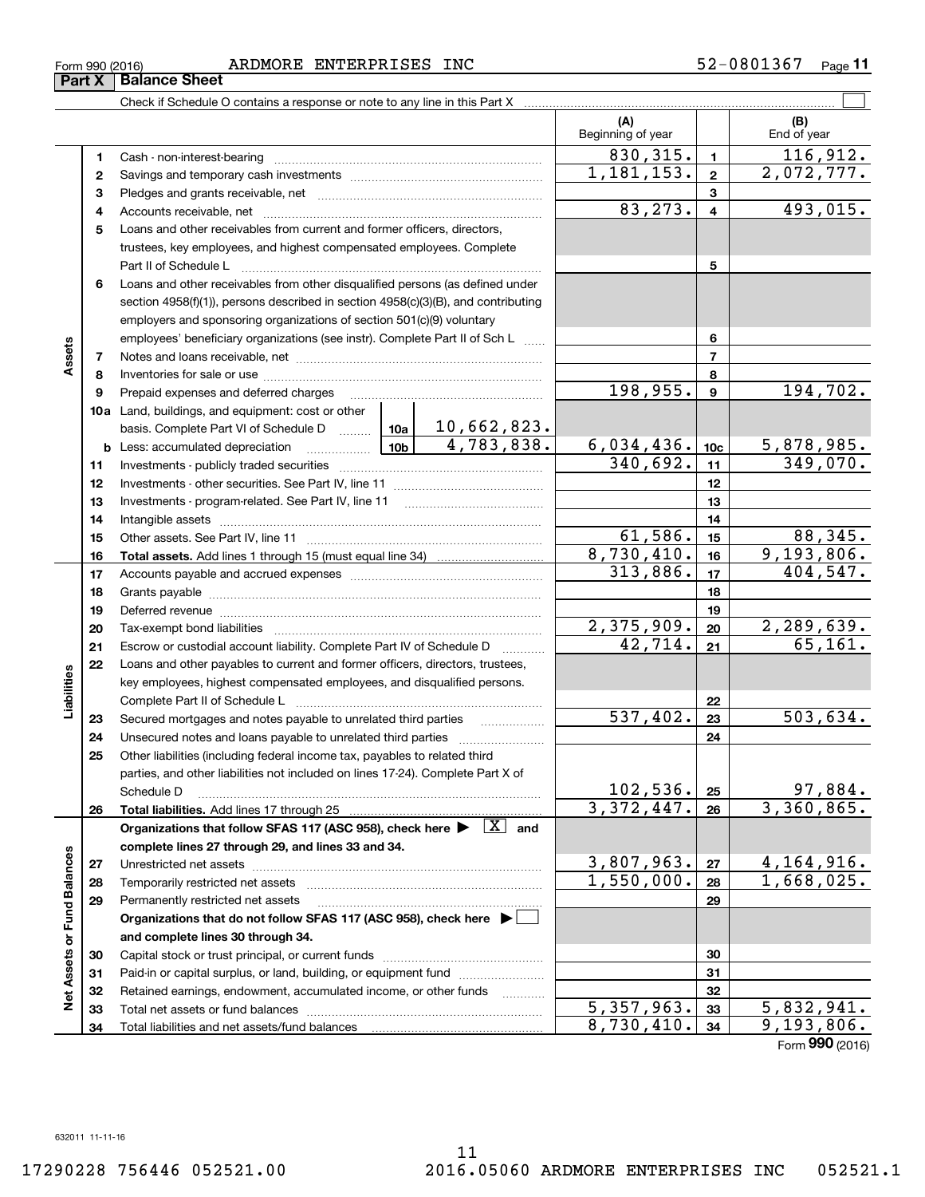Form 990 (2016) ARDMORE ENTERPRISES INC 52-0801367

## Part X Balance Sheet

Check if Schedule O contains a response or note to any line in this Part X

| | | | (A) Beginning of year | | (B) End of year |
|---|---|---|---|---|---|
| Assets | 1 | Cash - non-interest-bearing | 830,315. | 1 | 116,912. |
| | 2 | Savings and temporary cash investments | 1,181,153. | 2 | 2,072,777. |
| | 3 | Pledges and grants receivable, net | | 3 | |
| | 4 | Accounts receivable, net | 83,273. | 4 | 493,015. |
| | 5 | Loans and other receivables from current and former officers, directors, trustees, key employees, and highest compensated employees. Complete Part II of Schedule L | | 5 | |
| | 6 | Loans and other receivables from other disqualified persons (as defined under section 4958(f)(1)), persons described in section 4958(c)(3)(B), and contributing employers and sponsoring organizations of section 501(c)(9) voluntary employees' beneficiary organizations (see instr). Complete Part II of Sch L | | 6 | |
| | 7 | Notes and loans receivable, net | | 7 | |
| | 8 | Inventories for sale or use | | 8 | |
| | 9 | Prepaid expenses and deferred charges | 198,955. | 9 | 194,702. |
| | 10a | Land, buildings, and equipment: cost or other basis. Complete Part VI of Schedule D — 10a: 10,662,823. | | | |
| | b | Less: accumulated depreciation — 10b: 4,783,838. | 6,034,436. | 10c | 5,878,985. |
| | 11 | Investments - publicly traded securities | 340,692. | 11 | 349,070. |
| | 12 | Investments - other securities. See Part IV, line 11 | | 12 | |
| | 13 | Investments - program-related. See Part IV, line 11 | | 13 | |
| | 14 | Intangible assets | | 14 | |
| | 15 | Other assets. See Part IV, line 11 | 61,586. | 15 | 88,345. |
| | 16 | **Total assets.** Add lines 1 through 15 (must equal line 34) | 8,730,410. | 16 | 9,193,806. |
| Liabilities | 17 | Accounts payable and accrued expenses | 313,886. | 17 | 404,547. |
| | 18 | Grants payable | | 18 | |
| | 19 | Deferred revenue | | 19 | |
| | 20 | Tax-exempt bond liabilities | 2,375,909. | 20 | 2,289,639. |
| | 21 | Escrow or custodial account liability. Complete Part IV of Schedule D | 42,714. | 21 | 65,161. |
| | 22 | Loans and other payables to current and former officers, directors, trustees, key employees, highest compensated employees, and disqualified persons. Complete Part II of Schedule L | | 22 | |
| | 23 | Secured mortgages and notes payable to unrelated third parties | 537,402. | 23 | 503,634. |
| | 24 | Unsecured notes and loans payable to unrelated third parties | | 24 | |
| | 25 | Other liabilities (including federal income tax, payables to related third parties, and other liabilities not included on lines 17-24). Complete Part X of Schedule D | 102,536. | 25 | 97,884. |
| | 26 | **Total liabilities.** Add lines 17 through 25 | 3,372,447. | 26 | 3,360,865. |
| Net Assets or Fund Balances | | **Organizations that follow SFAS 117 (ASC 958), check here ▶ [X] and complete lines 27 through 29, and lines 33 and 34.** | | | |
| | 27 | Unrestricted net assets | 3,807,963. | 27 | 4,164,916. |
| | 28 | Temporarily restricted net assets | 1,550,000. | 28 | 1,668,025. |
| | 29 | Permanently restricted net assets | | 29 | |
| | | **Organizations that do not follow SFAS 117 (ASC 958), check here ▶ [ ] and complete lines 30 through 34.** | | | |
| | 30 | Capital stock or trust principal, or current funds | | 30 | |
| | 31 | Paid-in or capital surplus, or land, building, or equipment fund | | 31 | |
| | 32 | Retained earnings, endowment, accumulated income, or other funds | | 32 | |
| | 33 | Total net assets or fund balances | 5,357,963. | 33 | 5,832,941. |
| | 34 | Total liabilities and net assets/fund balances | 8,730,410. | 34 | 9,193,806. |

Form **990** (2016)

632011 11-11-16

17290228 756446 052521.00 2016.05060 ARDMORE ENTERPRISES INC 052521.1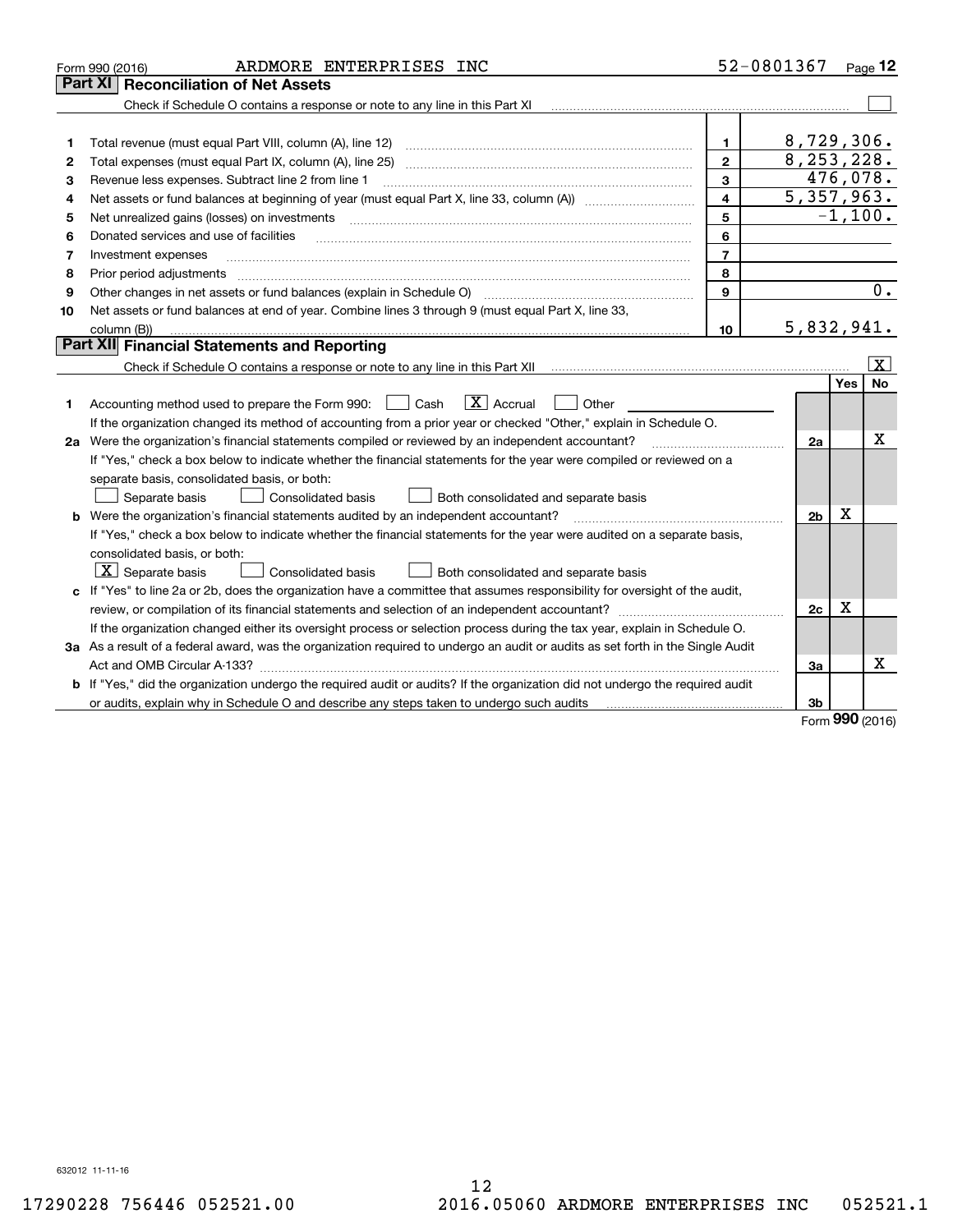Form 990 (2016) ARDMORE ENTERPRISES INC 52-0801367

## Part XI Reconciliation of Net Assets

Check if Schedule O contains a response or note to any line in this Part XI [ ]

| | | | |
|---|---|---|---|
| 1 | Total revenue (must equal Part VIII, column (A), line 12) | 1 | 8,729,306. |
| 2 | Total expenses (must equal Part IX, column (A), line 25) | 2 | 8,253,228. |
| 3 | Revenue less expenses. Subtract line 2 from line 1 | 3 | 476,078. |
| 4 | Net assets or fund balances at beginning of year (must equal Part X, line 33, column (A)) | 4 | 5,357,963. |
| 5 | Net unrealized gains (losses) on investments | 5 | -1,100. |
| 6 | Donated services and use of facilities | 6 | |
| 7 | Investment expenses | 7 | |
| 8 | Prior period adjustments | 8 | |
| 9 | Other changes in net assets or fund balances (explain in Schedule O) | 9 | 0. |
| 10 | Net assets or fund balances at end of year. Combine lines 3 through 9 (must equal Part X, line 33, column (B)) | 10 | 5,832,941. |

## Part XII Financial Statements and Reporting

Check if Schedule O contains a response or note to any line in this Part XII [X]

| | | | Yes | No |
|---|---|---|---|---|
| 1 | Accounting method used to prepare the Form 990: [ ] Cash [X] Accrual [ ] Other | | | |
| | If the organization changed its method of accounting from a prior year or checked "Other," explain in Schedule O. | | | |
| 2a | Were the organization's financial statements compiled or reviewed by an independent accountant? | 2a | | X |
| | If "Yes," check a box below to indicate whether the financial statements for the year were compiled or reviewed on a separate basis, consolidated basis, or both: [ ] Separate basis [ ] Consolidated basis [ ] Both consolidated and separate basis | | | |
| b | Were the organization's financial statements audited by an independent accountant? | 2b | X | |
| | If "Yes," check a box below to indicate whether the financial statements for the year were audited on a separate basis, consolidated basis, or both: [X] Separate basis [ ] Consolidated basis [ ] Both consolidated and separate basis | | | |
| c | If "Yes" to line 2a or 2b, does the organization have a committee that assumes responsibility for oversight of the audit, review, or compilation of its financial statements and selection of an independent accountant? | 2c | X | |
| | If the organization changed either its oversight process or selection process during the tax year, explain in Schedule O. | | | |
| 3a | As a result of a federal award, was the organization required to undergo an audit or audits as set forth in the Single Audit Act and OMB Circular A-133? | 3a | | X |
| b | If "Yes," did the organization undergo the required audit or audits? If the organization did not undergo the required audit or audits, explain why in Schedule O and describe any steps taken to undergo such audits | 3b | | |

Form **990** (2016)

632012 11-11-16

17290228 756446 052521.00 2016.05060 ARDMORE ENTERPRISES INC 052521.1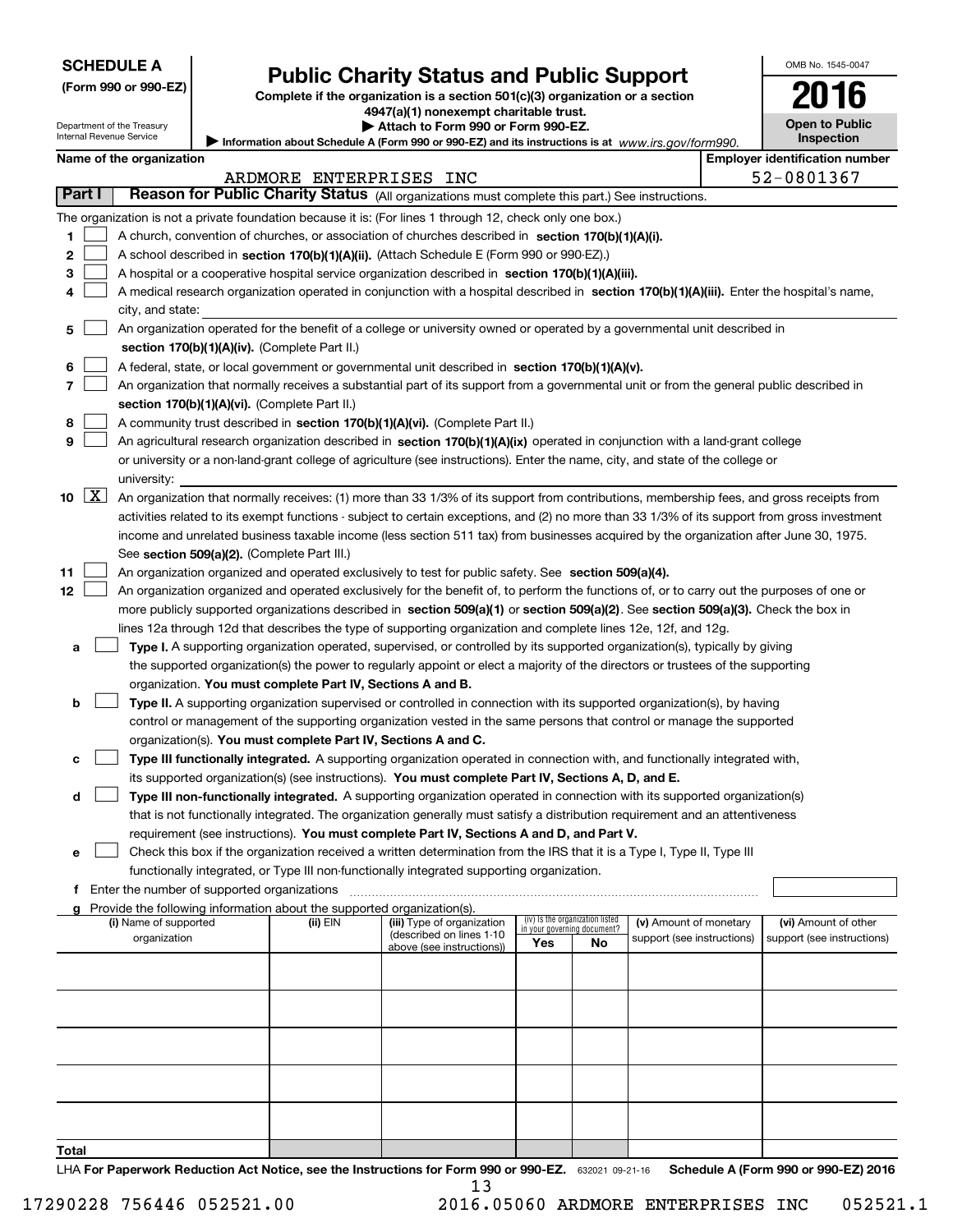**SCHEDULE A**
**(Form 990 or 990-EZ)**

Department of the Treasury
Internal Revenue Service

# Public Charity Status and Public Support

**Complete if the organization is a section 501(c)(3) organization or a section 4947(a)(1) nonexempt charitable trust.**
**▶ Attach to Form 990 or Form 990-EZ.**
**▶ Information about Schedule A (Form 990 or 990-EZ) and its instructions is at** *www.irs.gov/form990.*

OMB No. 1545-0047
**2016**
**Open to Public Inspection**

**Name of the organization:** ARDMORE ENTERPRISES INC
**Employer identification number:** 52-0801367

## Part I — Reason for Public Charity Status (All organizations must complete this part.) See instructions.

The organization is not a private foundation because it is: (For lines 1 through 12, check only one box.)

1. ☐ A church, convention of churches, or association of churches described in **section 170(b)(1)(A)(i).**
2. ☐ A school described in **section 170(b)(1)(A)(ii).** (Attach Schedule E (Form 990 or 990-EZ).)
3. ☐ A hospital or a cooperative hospital service organization described in **section 170(b)(1)(A)(iii).**
4. ☐ A medical research organization operated in conjunction with a hospital described in **section 170(b)(1)(A)(iii).** Enter the hospital's name, city, and state:
5. ☐ An organization operated for the benefit of a college or university owned or operated by a governmental unit described in **section 170(b)(1)(A)(iv).** (Complete Part II.)
6. ☐ A federal, state, or local government or governmental unit described in **section 170(b)(1)(A)(v).**
7. ☐ An organization that normally receives a substantial part of its support from a governmental unit or from the general public described in **section 170(b)(1)(A)(vi).** (Complete Part II.)
8. ☐ A community trust described in **section 170(b)(1)(A)(vi).** (Complete Part II.)
9. ☐ An agricultural research organization described in **section 170(b)(1)(A)(ix)** operated in conjunction with a land-grant college or university or a non-land-grant college of agriculture (see instructions). Enter the name, city, and state of the college or university:
10. ☒ An organization that normally receives: (1) more than 33 1/3% of its support from contributions, membership fees, and gross receipts from activities related to its exempt functions - subject to certain exceptions, and (2) no more than 33 1/3% of its support from gross investment income and unrelated business taxable income (less section 511 tax) from businesses acquired by the organization after June 30, 1975. See **section 509(a)(2).** (Complete Part III.)
11. ☐ An organization organized and operated exclusively to test for public safety. See **section 509(a)(4).**
12. ☐ An organization organized and operated exclusively for the benefit of, to perform the functions of, or to carry out the purposes of one or more publicly supported organizations described in **section 509(a)(1)** or **section 509(a)(2).** See **section 509(a)(3).** Check the box in lines 12a through 12d that describes the type of supporting organization and complete lines 12e, 12f, and 12g.
   - **a** ☐ **Type I.** A supporting organization operated, supervised, or controlled by its supported organization(s), typically by giving the supported organization(s) the power to regularly appoint or elect a majority of the directors or trustees of the supporting organization. **You must complete Part IV, Sections A and B.**
   - **b** ☐ **Type II.** A supporting organization supervised or controlled in connection with its supported organization(s), by having control or management of the supporting organization vested in the same persons that control or manage the supported organization(s). **You must complete Part IV, Sections A and C.**
   - **c** ☐ **Type III functionally integrated.** A supporting organization operated in connection with, and functionally integrated with, its supported organization(s) (see instructions). **You must complete Part IV, Sections A, D, and E.**
   - **d** ☐ **Type III non-functionally integrated.** A supporting organization operated in connection with its supported organization(s) that is not functionally integrated. The organization generally must satisfy a distribution requirement and an attentiveness requirement (see instructions). **You must complete Part IV, Sections A and D, and Part V.**
   - **e** ☐ Check this box if the organization received a written determination from the IRS that it is a Type I, Type II, Type III functionally integrated, or Type III non-functionally integrated supporting organization.
   - **f** Enter the number of supported organizations
   - **g** Provide the following information about the supported organization(s).

| (i) Name of supported organization | (ii) EIN | (iii) Type of organization (described on lines 1-10 above (see instructions)) | (iv) Is the organization listed in your governing document? Yes | No | (v) Amount of monetary support (see instructions) | (vi) Amount of other support (see instructions) |
|---|---|---|---|---|---|---|
| | | | | | | |
| | | | | | | |
| | | | | | | |
| | | | | | | |
| | | | | | | |
| **Total** | | | | | | |

LHA **For Paperwork Reduction Act Notice, see the Instructions for Form 990 or 990-EZ.** 632021 09-21-16 **Schedule A (Form 990 or 990-EZ) 2016**

17290228 756446 052521.00 2016.05060 ARDMORE ENTERPRISES INC 052521.1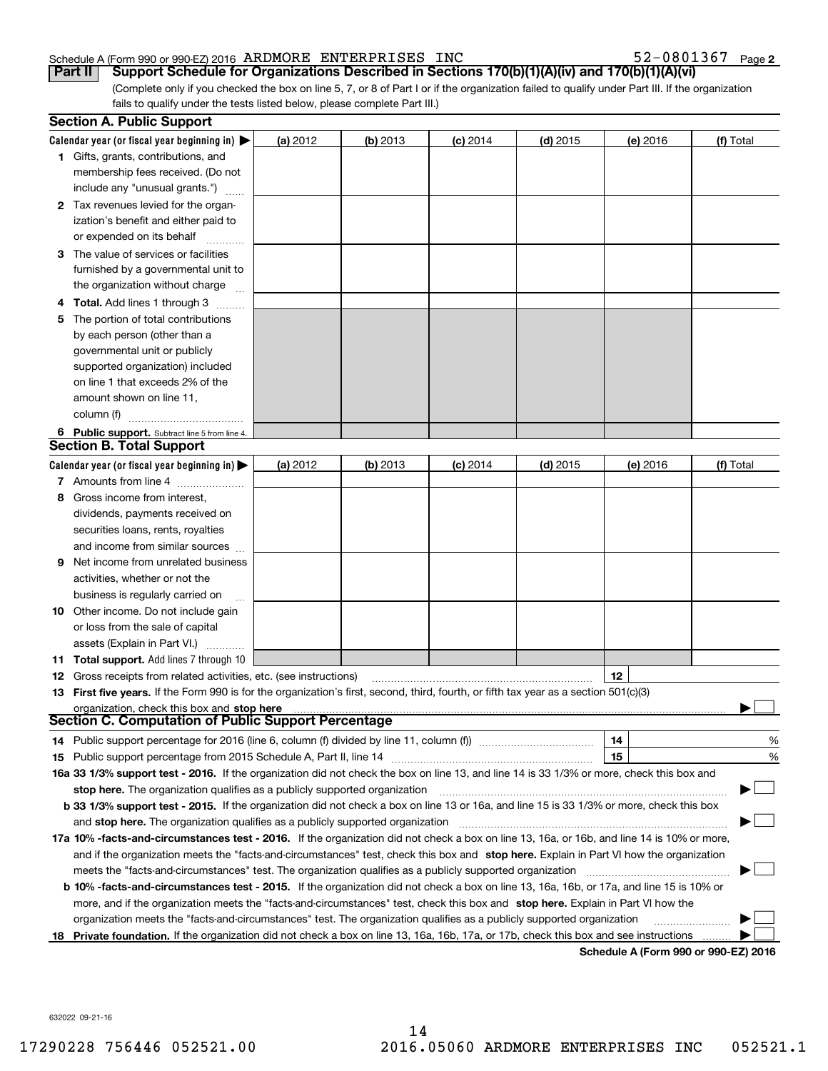Schedule A (Form 990 or 990-EZ) 2016 ARDMORE ENTERPRISES INC 52-0801367 Page 2

**Part II** **Support Schedule for Organizations Described in Sections 170(b)(1)(A)(iv) and 170(b)(1)(A)(vi)**

(Complete only if you checked the box on line 5, 7, or 8 of Part I or if the organization failed to qualify under Part III. If the organization fails to qualify under the tests listed below, please complete Part III.)

**Section A. Public Support**

| Calendar year (or fiscal year beginning in) ▶ | (a) 2012 | (b) 2013 | (c) 2014 | (d) 2015 | (e) 2016 | (f) Total |
|---|---|---|---|---|---|---|
| **1** Gifts, grants, contributions, and membership fees received. (Do not include any "unusual grants.") | | | | | | |
| **2** Tax revenues levied for the organization's benefit and either paid to or expended on its behalf | | | | | | |
| **3** The value of services or facilities furnished by a governmental unit to the organization without charge | | | | | | |
| **4 Total.** Add lines 1 through 3 | | | | | | |
| **5** The portion of total contributions by each person (other than a governmental unit or publicly supported organization) included on line 1 that exceeds 2% of the amount shown on line 11, column (f) | | | | | | |
| **6 Public support.** Subtract line 5 from line 4. | | | | | | |

**Section B. Total Support**

| Calendar year (or fiscal year beginning in) ▶ | (a) 2012 | (b) 2013 | (c) 2014 | (d) 2015 | (e) 2016 | (f) Total |
|---|---|---|---|---|---|---|
| **7** Amounts from line 4 | | | | | | |
| **8** Gross income from interest, dividends, payments received on securities loans, rents, royalties and income from similar sources | | | | | | |
| **9** Net income from unrelated business activities, whether or not the business is regularly carried on | | | | | | |
| **10** Other income. Do not include gain or loss from the sale of capital assets (Explain in Part VI.) | | | | | | |
| **11 Total support.** Add lines 7 through 10 | | | | | | |

**12** Gross receipts from related activities, etc. (see instructions) | **12** |

**13 First five years.** If the Form 990 is for the organization's first, second, third, fourth, or fifth tax year as a section 501(c)(3) organization, check this box and **stop here** ▶ ☐

**Section C. Computation of Public Support Percentage**

**14** Public support percentage for 2016 (line 6, column (f) divided by line 11, column (f)) | **14** | %

**15** Public support percentage from 2015 Schedule A, Part II, line 14 | **15** | %

**16a 33 1/3% support test - 2016.** If the organization did not check the box on line 13, and line 14 is 33 1/3% or more, check this box and **stop here.** The organization qualifies as a publicly supported organization ▶ ☐

**b 33 1/3% support test - 2015.** If the organization did not check a box on line 13 or 16a, and line 15 is 33 1/3% or more, check this box and **stop here.** The organization qualifies as a publicly supported organization ▶ ☐

**17a 10% -facts-and-circumstances test - 2016.** If the organization did not check a box on line 13, 16a, or 16b, and line 14 is 10% or more, and if the organization meets the "facts-and-circumstances" test, check this box and **stop here.** Explain in Part VI how the organization meets the "facts-and-circumstances" test. The organization qualifies as a publicly supported organization ▶ ☐

**b 10% -facts-and-circumstances test - 2015.** If the organization did not check a box on line 13, 16a, 16b, or 17a, and line 15 is 10% or more, and if the organization meets the "facts-and-circumstances" test, check this box and **stop here.** Explain in Part VI how the organization meets the "facts-and-circumstances" test. The organization qualifies as a publicly supported organization ▶ ☐

**18 Private foundation.** If the organization did not check a box on line 13, 16a, 16b, 17a, or 17b, check this box and see instructions ▶ ☐

**Schedule A (Form 990 or 990-EZ) 2016**

632022 09-21-16

17290228 756446 052521.00 2016.05060 ARDMORE ENTERPRISES INC 052521.1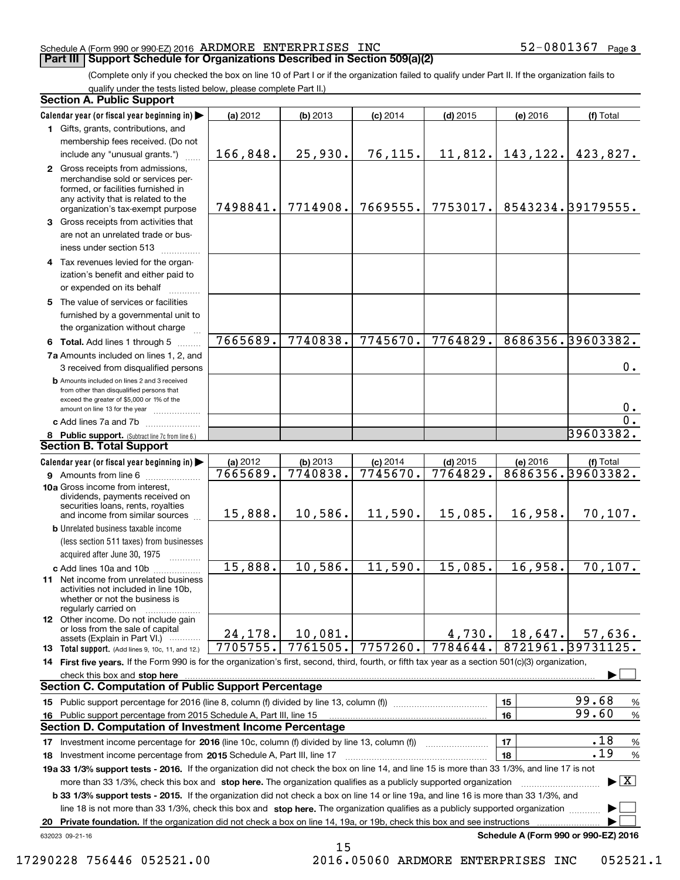Schedule A (Form 990 or 990-EZ) 2016 ARDMORE ENTERPRISES INC 52-0801367 Page 3

## Part III Support Schedule for Organizations Described in Section 509(a)(2)

(Complete only if you checked the box on line 10 of Part I or if the organization failed to qualify under Part II. If the organization fails to qualify under the tests listed below, please complete Part II.)

### Section A. Public Support

| Calendar year (or fiscal year beginning in) ▶ | (a) 2012 | (b) 2013 | (c) 2014 | (d) 2015 | (e) 2016 | (f) Total |
|---|---|---|---|---|---|---|
| 1 Gifts, grants, contributions, and membership fees received. (Do not include any "unusual grants.") | 166,848. | 25,930. | 76,115. | 11,812. | 143,122. | 423,827. |
| 2 Gross receipts from admissions, merchandise sold or services performed, or facilities furnished in any activity that is related to the organization's tax-exempt purpose | 7498841. | 7714908. | 7669555. | 7753017. | 8543234. | 39179555. |
| 3 Gross receipts from activities that are not an unrelated trade or business under section 513 | | | | | | |
| 4 Tax revenues levied for the organization's benefit and either paid to or expended on its behalf | | | | | | |
| 5 The value of services or facilities furnished by a governmental unit to the organization without charge | | | | | | |
| 6 Total. Add lines 1 through 5 | 7665689. | 7740838. | 7745670. | 7764829. | 8686356. | 39603382. |
| 7a Amounts included on lines 1, 2, and 3 received from disqualified persons | | | | | | 0. |
| b Amounts included on lines 2 and 3 received from other than disqualified persons that exceed the greater of $5,000 or 1% of the amount on line 13 for the year | | | | | | 0. |
| c Add lines 7a and 7b | | | | | | 0. |
| 8 Public support. (Subtract line 7c from line 6.) | | | | | | 39603382. |

### Section B. Total Support

| Calendar year (or fiscal year beginning in) ▶ | (a) 2012 | (b) 2013 | (c) 2014 | (d) 2015 | (e) 2016 | (f) Total |
|---|---|---|---|---|---|---|
| 9 Amounts from line 6 | 7665689. | 7740838. | 7745670. | 7764829. | 8686356. | 39603382. |
| 10a Gross income from interest, dividends, payments received on securities loans, rents, royalties and income from similar sources | 15,888. | 10,586. | 11,590. | 15,085. | 16,958. | 70,107. |
| b Unrelated business taxable income (less section 511 taxes) from businesses acquired after June 30, 1975 | | | | | | |
| c Add lines 10a and 10b | 15,888. | 10,586. | 11,590. | 15,085. | 16,958. | 70,107. |
| 11 Net income from unrelated business activities not included in line 10b, whether or not the business is regularly carried on | | | | | | |
| 12 Other income. Do not include gain or loss from the sale of capital assets (Explain in Part VI.) | 24,178. | 10,081. | | 4,730. | 18,647. | 57,636. |
| 13 Total support. (Add lines 9, 10c, 11, and 12.) | 7705755. | 7761505. | 7757260. | 7784644. | 8721961. | 39731125. |

**14 First five years.** If the Form 990 is for the organization's first, second, third, fourth, or fifth tax year as a section 501(c)(3) organization, check this box and **stop here** ▶ ☐

### Section C. Computation of Public Support Percentage

| | | | |
|---|---|---|---|
| 15 Public support percentage for 2016 (line 8, column (f) divided by line 13, column (f)) | 15 | 99.68 | % |
| 16 Public support percentage from 2015 Schedule A, Part III, line 15 | 16 | 99.60 | % |

### Section D. Computation of Investment Income Percentage

| | | | |
|---|---|---|---|
| 17 Investment income percentage for **2016** (line 10c, column (f) divided by line 13, column (f)) | 17 | .18 | % |
| 18 Investment income percentage from **2015** Schedule A, Part III, line 17 | 18 | .19 | % |

**19a 33 1/3% support tests - 2016.** If the organization did not check the box on line 14, and line 15 is more than 33 1/3%, and line 17 is not more than 33 1/3%, check this box and **stop here.** The organization qualifies as a publicly supported organization ▶ ☒

**b 33 1/3% support tests - 2015.** If the organization did not check a box on line 14 or line 19a, and line 16 is more than 33 1/3%, and line 18 is not more than 33 1/3%, check this box and **stop here.** The organization qualifies as a publicly supported organization ▶ ☐

**20 Private foundation.** If the organization did not check a box on line 14, 19a, or 19b, check this box and see instructions ▶ ☐

632023 09-21-16 **Schedule A (Form 990 or 990-EZ) 2016**

17290228 756446 052521.00 2016.05060 ARDMORE ENTERPRISES INC 052521.1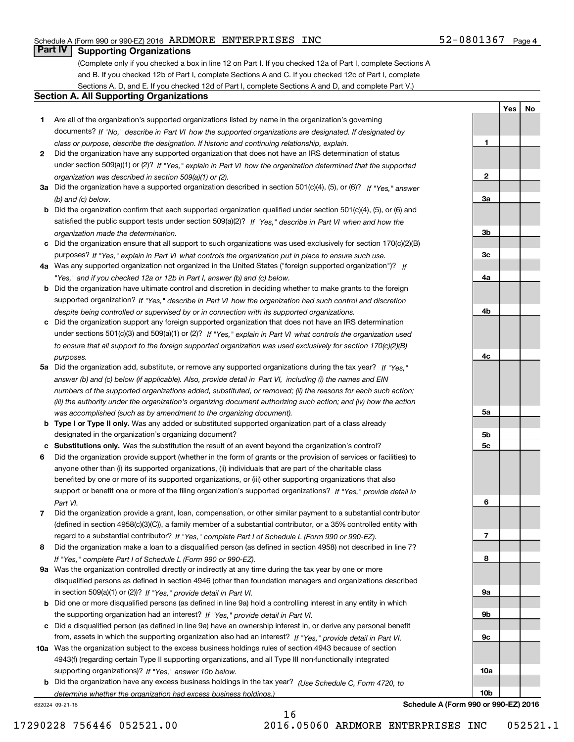Schedule A (Form 990 or 990-EZ) 2016 ARDMORE ENTERPRISES INC 52-0801367 Page 4

## Part IV Supporting Organizations

(Complete only if you checked a box in line 12 on Part I. If you checked 12a of Part I, complete Sections A and B. If you checked 12b of Part I, complete Sections A and C. If you checked 12c of Part I, complete Sections A, D, and E. If you checked 12d of Part I, complete Sections A and D, and complete Part V.)

### Section A. All Supporting Organizations

| | | | Yes | No |
|---|---|---|---|---|
| **1** | Are all of the organization's supported organizations listed by name in the organization's governing documents? *If "No," describe in Part VI how the supported organizations are designated. If designated by class or purpose, describe the designation. If historic and continuing relationship, explain.* | 1 | | |
| **2** | Did the organization have any supported organization that does not have an IRS determination of status under section 509(a)(1) or (2)? *If "Yes," explain in Part VI how the organization determined that the supported organization was described in section 509(a)(1) or (2).* | 2 | | |
| **3a** | Did the organization have a supported organization described in section 501(c)(4), (5), or (6)? *If "Yes," answer (b) and (c) below.* | 3a | | |
| **b** | Did the organization confirm that each supported organization qualified under section 501(c)(4), (5), or (6) and satisfied the public support tests under section 509(a)(2)? *If "Yes," describe in Part VI when and how the organization made the determination.* | 3b | | |
| **c** | Did the organization ensure that all support to such organizations was used exclusively for section 170(c)(2)(B) purposes? *If "Yes," explain in Part VI what controls the organization put in place to ensure such use.* | 3c | | |
| **4a** | Was any supported organization not organized in the United States ("foreign supported organization")? *If "Yes," and if you checked 12a or 12b in Part I, answer (b) and (c) below.* | 4a | | |
| **b** | Did the organization have ultimate control and discretion in deciding whether to make grants to the foreign supported organization? *If "Yes," describe in Part VI how the organization had such control and discretion despite being controlled or supervised by or in connection with its supported organizations.* | 4b | | |
| **c** | Did the organization support any foreign supported organization that does not have an IRS determination under sections 501(c)(3) and 509(a)(1) or (2)? *If "Yes," explain in Part VI what controls the organization used to ensure that all support to the foreign supported organization was used exclusively for section 170(c)(2)(B) purposes.* | 4c | | |
| **5a** | Did the organization add, substitute, or remove any supported organizations during the tax year? *If "Yes," answer (b) and (c) below (if applicable). Also, provide detail in Part VI, including (i) the names and EIN numbers of the supported organizations added, substituted, or removed; (ii) the reasons for each such action; (iii) the authority under the organization's organizing document authorizing such action; and (iv) how the action was accomplished (such as by amendment to the organizing document).* | 5a | | |
| **b** | **Type I or Type II only.** Was any added or substituted supported organization part of a class already designated in the organization's organizing document? | 5b | | |
| **c** | **Substitutions only.** Was the substitution the result of an event beyond the organization's control? | 5c | | |
| **6** | Did the organization provide support (whether in the form of grants or the provision of services or facilities) to anyone other than (i) its supported organizations, (ii) individuals that are part of the charitable class benefited by one or more of its supported organizations, or (iii) other supporting organizations that also support or benefit one or more of the filing organization's supported organizations? *If "Yes," provide detail in Part VI.* | 6 | | |
| **7** | Did the organization provide a grant, loan, compensation, or other similar payment to a substantial contributor (defined in section 4958(c)(3)(C)), a family member of a substantial contributor, or a 35% controlled entity with regard to a substantial contributor? *If "Yes," complete Part I of Schedule L (Form 990 or 990-EZ).* | 7 | | |
| **8** | Did the organization make a loan to a disqualified person (as defined in section 4958) not described in line 7? *If "Yes," complete Part I of Schedule L (Form 990 or 990-EZ).* | 8 | | |
| **9a** | Was the organization controlled directly or indirectly at any time during the tax year by one or more disqualified persons as defined in section 4946 (other than foundation managers and organizations described in section 509(a)(1) or (2))? *If "Yes," provide detail in Part VI.* | 9a | | |
| **b** | Did one or more disqualified persons (as defined in line 9a) hold a controlling interest in any entity in which the supporting organization had an interest? *If "Yes," provide detail in Part VI.* | 9b | | |
| **c** | Did a disqualified person (as defined in line 9a) have an ownership interest in, or derive any personal benefit from, assets in which the supporting organization also had an interest? *If "Yes," provide detail in Part VI.* | 9c | | |
| **10a** | Was the organization subject to the excess business holdings rules of section 4943 because of section 4943(f) (regarding certain Type II supporting organizations, and all Type III non-functionally integrated supporting organizations)? *If "Yes," answer 10b below.* | 10a | | |
| **b** | Did the organization have any excess business holdings in the tax year? *(Use Schedule C, Form 4720, to determine whether the organization had excess business holdings.)* | 10b | | |

632024 09-21-16

**Schedule A (Form 990 or 990-EZ) 2016**

17290228 756446 052521.00 2016.05060 ARDMORE ENTERPRISES INC 052521.1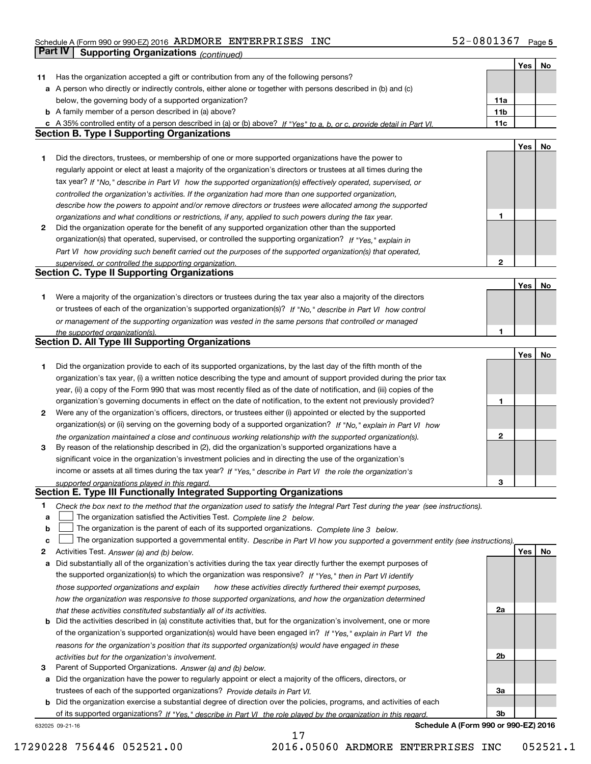Schedule A (Form 990 or 990-EZ) 2016 ARDMORE ENTERPRISES INC 52-0801367 Page 5

## Part IV Supporting Organizations *(continued)*

| | | | Yes | No |
|---|---|---|---|---|
| **11** | Has the organization accepted a gift or contribution from any of the following persons? | | | |
| **a** | A person who directly or indirectly controls, either alone or together with persons described in (b) and (c) below, the governing body of a supported organization? | 11a | | |
| **b** | A family member of a person described in (a) above? | 11b | | |
| **c** | A 35% controlled entity of a person described in (a) or (b) above? *If "Yes" to a, b, or c, provide detail in Part VI.* | 11c | | |

### Section B. Type I Supporting Organizations

| | | | Yes | No |
|---|---|---|---|---|
| **1** | Did the directors, trustees, or membership of one or more supported organizations have the power to regularly appoint or elect at least a majority of the organization's directors or trustees at all times during the tax year? *If "No," describe in Part VI how the supported organization(s) effectively operated, supervised, or controlled the organization's activities. If the organization had more than one supported organization, describe how the powers to appoint and/or remove directors or trustees were allocated among the supported organizations and what conditions or restrictions, if any, applied to such powers during the tax year.* | 1 | | |
| **2** | Did the organization operate for the benefit of any supported organization other than the supported organization(s) that operated, supervised, or controlled the supporting organization? *If "Yes," explain in Part VI how providing such benefit carried out the purposes of the supported organization(s) that operated, supervised, or controlled the supporting organization.* | 2 | | |

### Section C. Type II Supporting Organizations

| | | | Yes | No |
|---|---|---|---|---|
| **1** | Were a majority of the organization's directors or trustees during the tax year also a majority of the directors or trustees of each of the organization's supported organization(s)? *If "No," describe in Part VI how control or management of the supporting organization was vested in the same persons that controlled or managed the supported organization(s).* | 1 | | |

### Section D. All Type III Supporting Organizations

| | | | Yes | No |
|---|---|---|---|---|
| **1** | Did the organization provide to each of its supported organizations, by the last day of the fifth month of the organization's tax year, (i) a written notice describing the type and amount of support provided during the prior tax year, (ii) a copy of the Form 990 that was most recently filed as of the date of notification, and (iii) copies of the organization's governing documents in effect on the date of notification, to the extent not previously provided? | 1 | | |
| **2** | Were any of the organization's officers, directors, or trustees either (i) appointed or elected by the supported organization(s) or (ii) serving on the governing body of a supported organization? *If "No," explain in Part VI how the organization maintained a close and continuous working relationship with the supported organization(s).* | 2 | | |
| **3** | By reason of the relationship described in (2), did the organization's supported organizations have a significant voice in the organization's investment policies and in directing the use of the organization's income or assets at all times during the tax year? *If "Yes," describe in Part VI the role the organization's supported organizations played in this regard.* | 3 | | |

### Section E. Type III Functionally Integrated Supporting Organizations

**1** *Check the box next to the method that the organization used to satisfy the Integral Part Test during the year (see instructions).*

- **a** ☐ The organization satisfied the Activities Test. *Complete line 2 below.*
- **b** ☐ The organization is the parent of each of its supported organizations. *Complete line 3 below.*
- **c** ☐ The organization supported a governmental entity. *Describe in Part VI how you supported a government entity (see instructions).*

| | | | Yes | No |
|---|---|---|---|---|
| **2** | Activities Test. *Answer (a) and (b) below.* | | | |
| **a** | Did substantially all of the organization's activities during the tax year directly further the exempt purposes of the supported organization(s) to which the organization was responsive? *If "Yes," then in Part VI identify those supported organizations and explain how these activities directly furthered their exempt purposes, how the organization was responsive to those supported organizations, and how the organization determined that these activities constituted substantially all of its activities.* | 2a | | |
| **b** | Did the activities described in (a) constitute activities that, but for the organization's involvement, one or more of the organization's supported organization(s) would have been engaged in? *If "Yes," explain in Part VI the reasons for the organization's position that its supported organization(s) would have engaged in these activities but for the organization's involvement.* | 2b | | |
| **3** | Parent of Supported Organizations. *Answer (a) and (b) below.* | | | |
| **a** | Did the organization have the power to regularly appoint or elect a majority of the officers, directors, or trustees of each of the supported organizations? *Provide details in Part VI.* | 3a | | |
| **b** | Did the organization exercise a substantial degree of direction over the policies, programs, and activities of each of its supported organizations? *If "Yes," describe in Part VI the role played by the organization in this regard.* | 3b | | |

632025 09-21-16 **Schedule A (Form 990 or 990-EZ) 2016**

17290228 756446 052521.00 2016.05060 ARDMORE ENTERPRISES INC 052521.1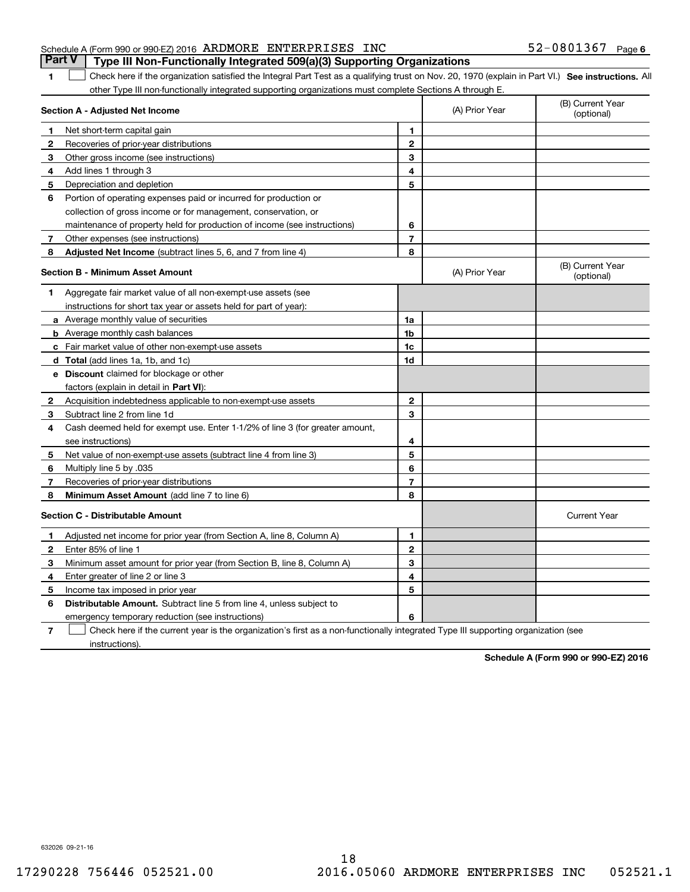Schedule A (Form 990 or 990-EZ) 2016 ARDMORE ENTERPRISES INC 52-0801367 Page 6

## Part V Type III Non-Functionally Integrated 509(a)(3) Supporting Organizations

1 ☐ Check here if the organization satisfied the Integral Part Test as a qualifying trust on Nov. 20, 1970 (explain in Part VI.) **See instructions.** All other Type III non-functionally integrated supporting organizations must complete Sections A through E.

| **Section A - Adjusted Net Income** | | (A) Prior Year | (B) Current Year (optional) |
|---|---|---|---|
| **1** Net short-term capital gain | 1 | | |
| **2** Recoveries of prior-year distributions | 2 | | |
| **3** Other gross income (see instructions) | 3 | | |
| **4** Add lines 1 through 3 | 4 | | |
| **5** Depreciation and depletion | 5 | | |
| **6** Portion of operating expenses paid or incurred for production or collection of gross income or for management, conservation, or maintenance of property held for production of income (see instructions) | 6 | | |
| **7** Other expenses (see instructions) | 7 | | |
| **8** **Adjusted Net Income** (subtract lines 5, 6, and 7 from line 4) | 8 | | |

| **Section B - Minimum Asset Amount** | | (A) Prior Year | (B) Current Year (optional) |
|---|---|---|---|
| **1** Aggregate fair market value of all non-exempt-use assets (see instructions for short tax year or assets held for part of year): | | | |
| **a** Average monthly value of securities | 1a | | |
| **b** Average monthly cash balances | 1b | | |
| **c** Fair market value of other non-exempt-use assets | 1c | | |
| **d** **Total** (add lines 1a, 1b, and 1c) | 1d | | |
| **e** **Discount** claimed for blockage or other factors (explain in detail in **Part VI**): | | | |
| **2** Acquisition indebtedness applicable to non-exempt-use assets | 2 | | |
| **3** Subtract line 2 from line 1d | 3 | | |
| **4** Cash deemed held for exempt use. Enter 1-1/2% of line 3 (for greater amount, see instructions) | 4 | | |
| **5** Net value of non-exempt-use assets (subtract line 4 from line 3) | 5 | | |
| **6** Multiply line 5 by .035 | 6 | | |
| **7** Recoveries of prior-year distributions | 7 | | |
| **8** **Minimum Asset Amount** (add line 7 to line 6) | 8 | | |

| **Section C - Distributable Amount** | | | Current Year |
|---|---|---|---|
| **1** Adjusted net income for prior year (from Section A, line 8, Column A) | 1 | | |
| **2** Enter 85% of line 1 | 2 | | |
| **3** Minimum asset amount for prior year (from Section B, line 8, Column A) | 3 | | |
| **4** Enter greater of line 2 or line 3 | 4 | | |
| **5** Income tax imposed in prior year | 5 | | |
| **6** **Distributable Amount.** Subtract line 5 from line 4, unless subject to emergency temporary reduction (see instructions) | 6 | | |

7 ☐ Check here if the current year is the organization's first as a non-functionally integrated Type III supporting organization (see instructions).

**Schedule A (Form 990 or 990-EZ) 2016**

632026 09-21-16

17290228 756446 052521.00 2016.05060 ARDMORE ENTERPRISES INC 052521.1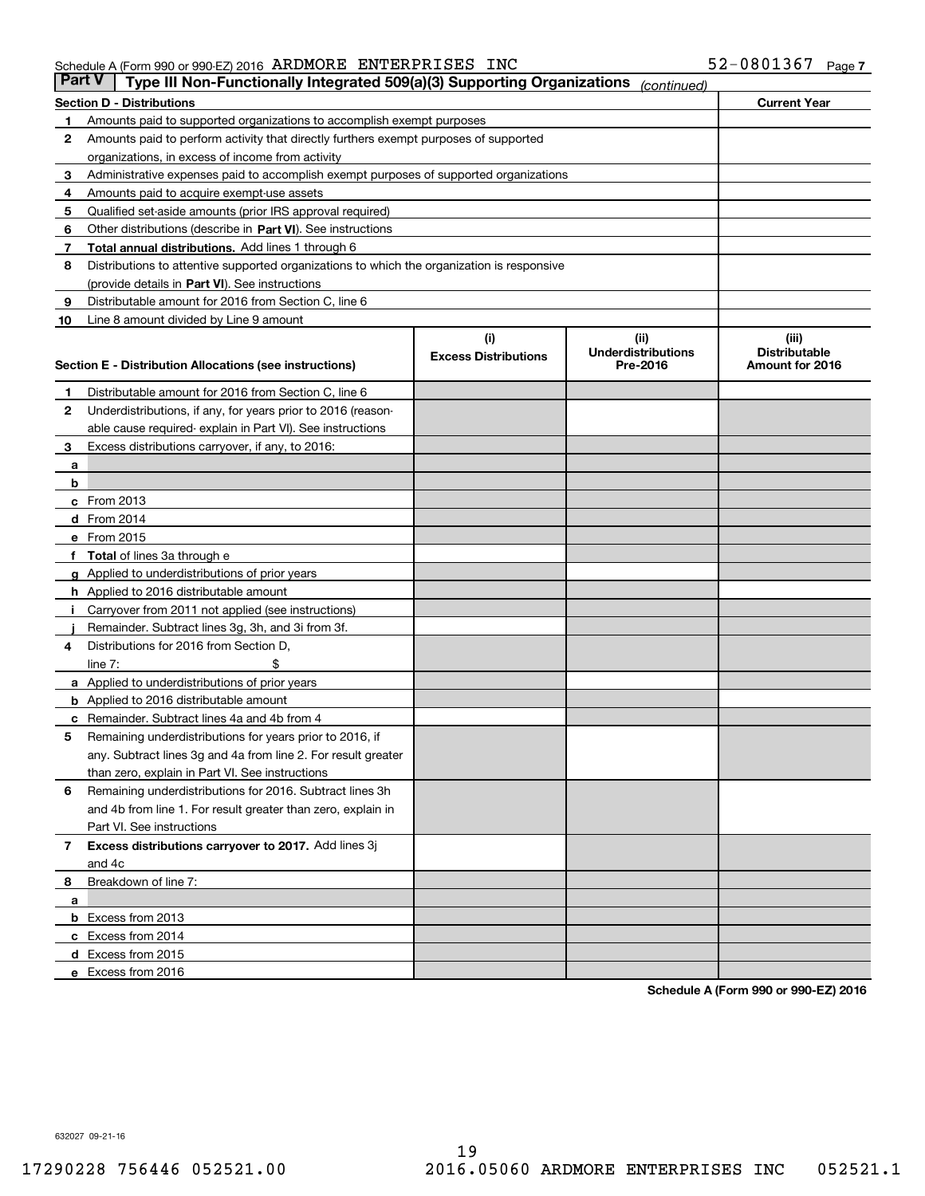Schedule A (Form 990 or 990-EZ) 2016 ARDMORE ENTERPRISES INC 52-0801367

## Part V — Type III Non-Functionally Integrated 509(a)(3) Supporting Organizations *(continued)*

| Section D - Distributions | | Current Year |
|---|---|---|
| 1 | Amounts paid to supported organizations to accomplish exempt purposes | |
| 2 | Amounts paid to perform activity that directly furthers exempt purposes of supported organizations, in excess of income from activity | |
| 3 | Administrative expenses paid to accomplish exempt purposes of supported organizations | |
| 4 | Amounts paid to acquire exempt-use assets | |
| 5 | Qualified set-aside amounts (prior IRS approval required) | |
| 6 | Other distributions (describe in **Part VI**). See instructions | |
| 7 | **Total annual distributions.** Add lines 1 through 6 | |
| 8 | Distributions to attentive supported organizations to which the organization is responsive (provide details in **Part VI**). See instructions | |
| 9 | Distributable amount for 2016 from Section C, line 6 | |
| 10 | Line 8 amount divided by Line 9 amount | |

| Section E - Distribution Allocations (see instructions) | | (i) Excess Distributions | (ii) Underdistributions Pre-2016 | (iii) Distributable Amount for 2016 |
|---|---|---|---|---|
| 1 | Distributable amount for 2016 from Section C, line 6 | | | |
| 2 | Underdistributions, if any, for years prior to 2016 (reasonable cause required- explain in Part VI). See instructions | | | |
| 3 | Excess distributions carryover, if any, to 2016: | | | |
| a | | | | |
| b | | | | |
| c | From 2013 | | | |
| d | From 2014 | | | |
| e | From 2015 | | | |
| f | **Total** of lines 3a through e | | | |
| g | Applied to underdistributions of prior years | | | |
| h | Applied to 2016 distributable amount | | | |
| i | Carryover from 2011 not applied (see instructions) | | | |
| j | Remainder. Subtract lines 3g, 3h, and 3i from 3f. | | | |
| 4 | Distributions for 2016 from Section D, line 7: $ | | | |
| a | Applied to underdistributions of prior years | | | |
| b | Applied to 2016 distributable amount | | | |
| c | Remainder. Subtract lines 4a and 4b from 4 | | | |
| 5 | Remaining underdistributions for years prior to 2016, if any. Subtract lines 3g and 4a from line 2. For result greater than zero, explain in Part VI. See instructions | | | |
| 6 | Remaining underdistributions for 2016. Subtract lines 3h and 4b from line 1. For result greater than zero, explain in Part VI. See instructions | | | |
| 7 | **Excess distributions carryover to 2017.** Add lines 3j and 4c | | | |
| 8 | Breakdown of line 7: | | | |
| a | | | | |
| b | Excess from 2013 | | | |
| c | Excess from 2014 | | | |
| d | Excess from 2015 | | | |
| e | Excess from 2016 | | | |

**Schedule A (Form 990 or 990-EZ) 2016**

632027 09-21-16

17290228 756446 052521.00 2016.05060 ARDMORE ENTERPRISES INC 052521.1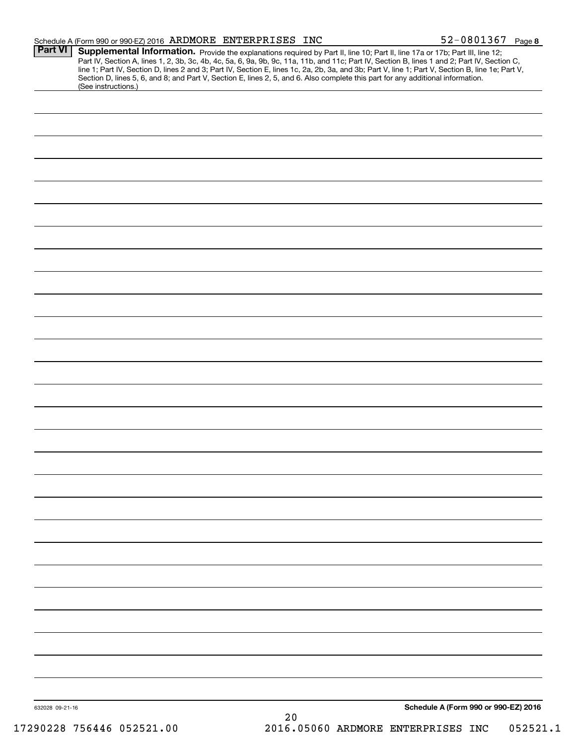Schedule A (Form 990 or 990-EZ) 2016 ARDMORE ENTERPRISES INC 52-0801367 Page 8

**Part VI** **Supplemental Information.** Provide the explanations required by Part II, line 10; Part II, line 17a or 17b; Part III, line 12; Part IV, Section A, lines 1, 2, 3b, 3c, 4b, 4c, 5a, 6, 9a, 9b, 9c, 11a, 11b, and 11c; Part IV, Section B, lines 1 and 2; Part IV, Section C, line 1; Part IV, Section D, lines 2 and 3; Part IV, Section E, lines 1c, 2a, 2b, 3a, and 3b; Part V, line 1; Part V, Section B, line 1e; Part V, Section D, lines 5, 6, and 8; and Part V, Section E, lines 2, 5, and 6. Also complete this part for any additional information. (See instructions.)

632028 09-21-16 **Schedule A (Form 990 or 990-EZ) 2016**

17290228 756446 052521.00 2016.05060 ARDMORE ENTERPRISES INC 052521.1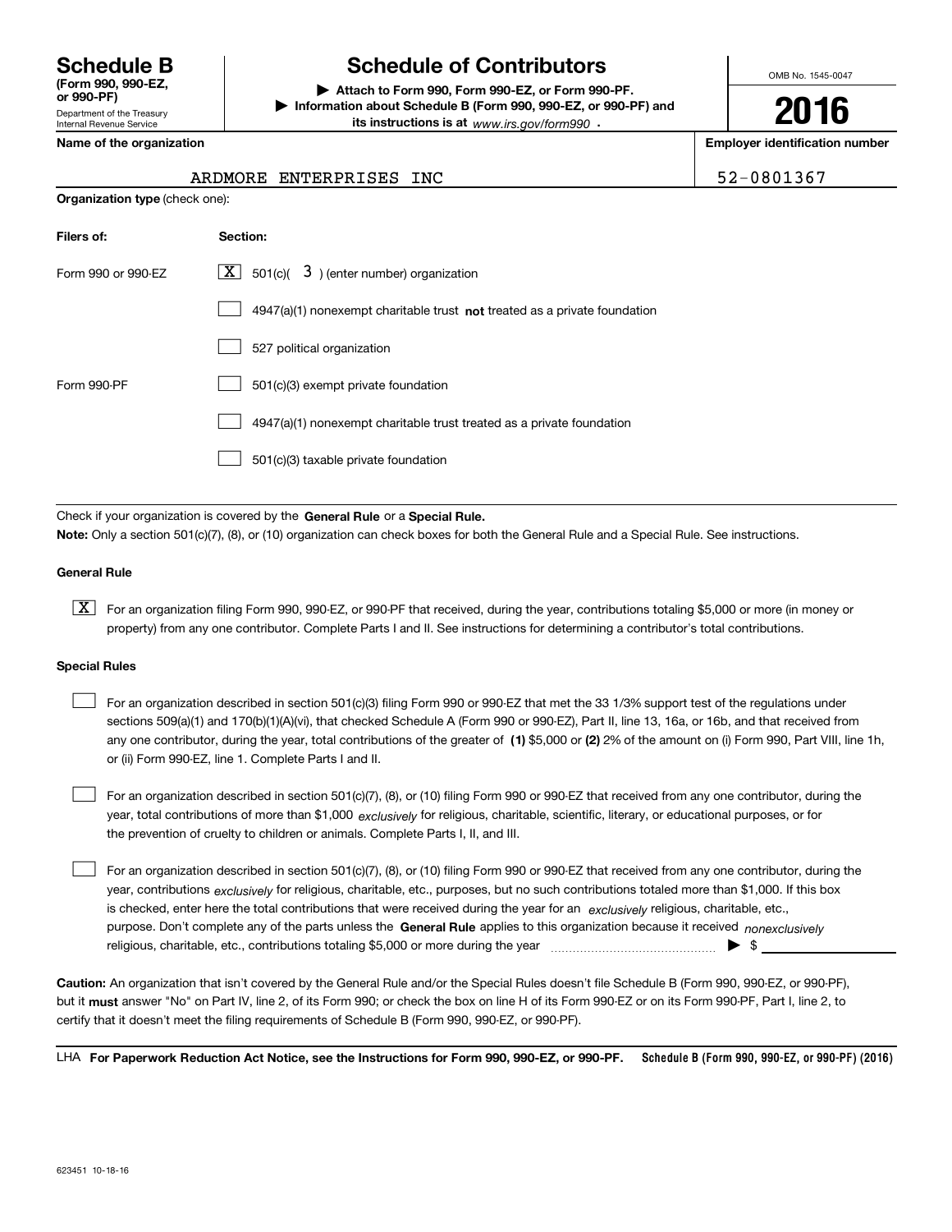# Schedule B (Form 990, 990-EZ, or 990-PF)

Department of the Treasury
Internal Revenue Service

## Schedule of Contributors

▶ Attach to Form 990, Form 990-EZ, or Form 990-PF.
▶ Information about Schedule B (Form 990, 990-EZ, or 990-PF) and its instructions is at *www.irs.gov/form990* .

OMB No. 1545-0047

**2016**

**Name of the organization**

ARDMORE ENTERPRISES INC

**Employer identification number**

52-0801367

**Organization type** (check one):

| Filers of: | Section: |
|---|---|
| Form 990 or 990-EZ | [X] 501(c)( 3 ) (enter number) organization |
| | [ ] 4947(a)(1) nonexempt charitable trust **not** treated as a private foundation |
| | [ ] 527 political organization |
| Form 990-PF | [ ] 501(c)(3) exempt private foundation |
| | [ ] 4947(a)(1) nonexempt charitable trust treated as a private foundation |
| | [ ] 501(c)(3) taxable private foundation |

Check if your organization is covered by the **General Rule** or a **Special Rule.**

**Note:** Only a section 501(c)(7), (8), or (10) organization can check boxes for both the General Rule and a Special Rule. See instructions.

**General Rule**

[X] For an organization filing Form 990, 990-EZ, or 990-PF that received, during the year, contributions totaling $5,000 or more (in money or property) from any one contributor. Complete Parts I and II. See instructions for determining a contributor's total contributions.

**Special Rules**

[ ] For an organization described in section 501(c)(3) filing Form 990 or 990-EZ that met the 33 1/3% support test of the regulations under sections 509(a)(1) and 170(b)(1)(A)(vi), that checked Schedule A (Form 990 or 990-EZ), Part II, line 13, 16a, or 16b, and that received from any one contributor, during the year, total contributions of the greater of **(1)** $5,000 or **(2)** 2% of the amount on (i) Form 990, Part VIII, line 1h, or (ii) Form 990-EZ, line 1. Complete Parts I and II.

[ ] For an organization described in section 501(c)(7), (8), or (10) filing Form 990 or 990-EZ that received from any one contributor, during the year, total contributions of more than $1,000 *exclusively* for religious, charitable, scientific, literary, or educational purposes, or for the prevention of cruelty to children or animals. Complete Parts I, II, and III.

[ ] For an organization described in section 501(c)(7), (8), or (10) filing Form 990 or 990-EZ that received from any one contributor, during the year, contributions *exclusively* for religious, charitable, etc., purposes, but no such contributions totaled more than $1,000. If this box is checked, enter here the total contributions that were received during the year for an *exclusively* religious, charitable, etc., purpose. Don't complete any of the parts unless the **General Rule** applies to this organization because it received *nonexclusively* religious, charitable, etc., contributions totaling $5,000 or more during the year ▶ $

**Caution:** An organization that isn't covered by the General Rule and/or the Special Rules doesn't file Schedule B (Form 990, 990-EZ, or 990-PF), but it **must** answer "No" on Part IV, line 2, of its Form 990; or check the box on line H of its Form 990-EZ or on its Form 990-PF, Part I, line 2, to certify that it doesn't meet the filing requirements of Schedule B (Form 990, 990-EZ, or 990-PF).

LHA **For Paperwork Reduction Act Notice, see the Instructions for Form 990, 990-EZ, or 990-PF.** **Schedule B (Form 990, 990-EZ, or 990-PF) (2016)**

623451 10-18-16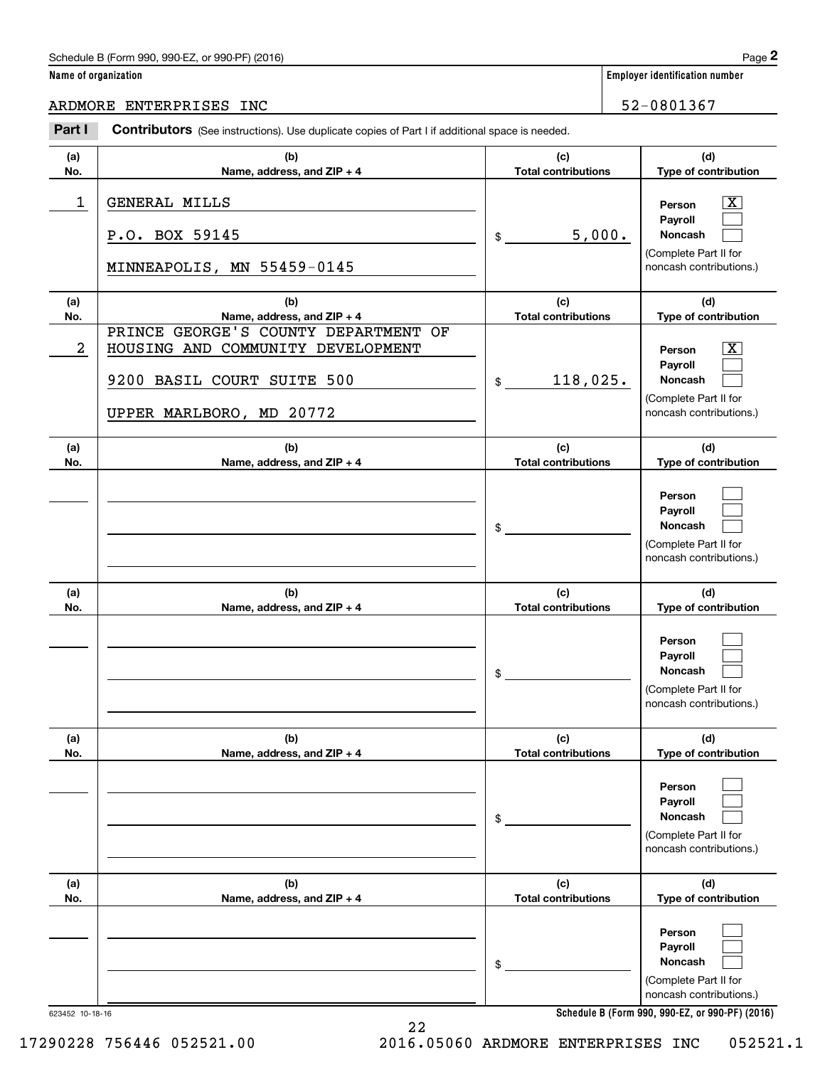**Name of organization**

ARDMORE ENTERPRISES INC

**Employer identification number**

52-0801367

**Part I** **Contributors** (See instructions). Use duplicate copies of Part I if additional space is needed.

| (a) No. | (b) Name, address, and ZIP + 4 | (c) Total contributions | (d) Type of contribution |
|---|---|---|---|
| 1 | GENERAL MILLS<br>P.O. BOX 59145<br>MINNEAPOLIS, MN 55459-0145 | $ 5,000. | Person [X]<br>Payroll [ ]<br>Noncash [ ]<br>(Complete Part II for noncash contributions.) |
| 2 | PRINCE GEORGE'S COUNTY DEPARTMENT OF HOUSING AND COMMUNITY DEVELOPMENT<br>9200 BASIL COURT SUITE 500<br>UPPER MARLBORO, MD 20772 | $ 118,025. | Person [X]<br>Payroll [ ]<br>Noncash [ ]<br>(Complete Part II for noncash contributions.) |
| | | $ | Person [ ]<br>Payroll [ ]<br>Noncash [ ]<br>(Complete Part II for noncash contributions.) |
| | | $ | Person [ ]<br>Payroll [ ]<br>Noncash [ ]<br>(Complete Part II for noncash contributions.) |
| | | $ | Person [ ]<br>Payroll [ ]<br>Noncash [ ]<br>(Complete Part II for noncash contributions.) |
| | | $ | Person [ ]<br>Payroll [ ]<br>Noncash [ ]<br>(Complete Part II for noncash contributions.) |

623452 10-18-16

17290228 756446 052521.00 2016.05060 ARDMORE ENTERPRISES INC 052521.1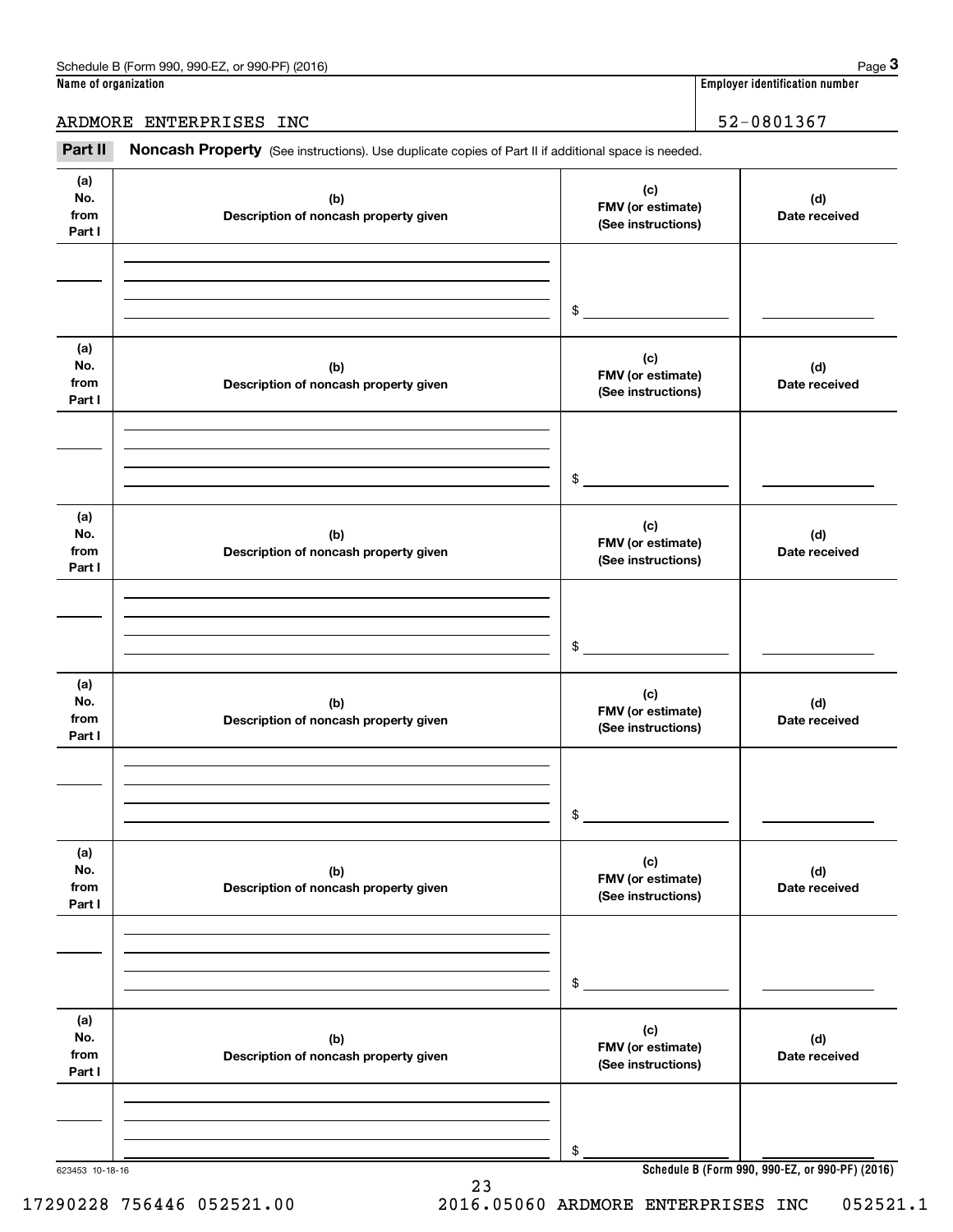Name of organization: ARDMORE ENTERPRISES INC

Employer identification number: 52-0801367

## Part II Noncash Property

(See instructions). Use duplicate copies of Part II if additional space is needed.

| (a) No. from Part I | (b) Description of noncash property given | (c) FMV (or estimate) (See instructions) | (d) Date received |
|---|---|---|---|
| | | $ | |

| (a) No. from Part I | (b) Description of noncash property given | (c) FMV (or estimate) (See instructions) | (d) Date received |
|---|---|---|---|
| | | $ | |

| (a) No. from Part I | (b) Description of noncash property given | (c) FMV (or estimate) (See instructions) | (d) Date received |
|---|---|---|---|
| | | $ | |

| (a) No. from Part I | (b) Description of noncash property given | (c) FMV (or estimate) (See instructions) | (d) Date received |
|---|---|---|---|
| | | $ | |

| (a) No. from Part I | (b) Description of noncash property given | (c) FMV (or estimate) (See instructions) | (d) Date received |
|---|---|---|---|
| | | $ | |

| (a) No. from Part I | (b) Description of noncash property given | (c) FMV (or estimate) (See instructions) | (d) Date received |
|---|---|---|---|
| | | $ | |

623453 10-18-16

Schedule B (Form 990, 990-EZ, or 990-PF) (2016)

17290228 756446 052521.00 2016.05060 ARDMORE ENTERPRISES INC 052521.1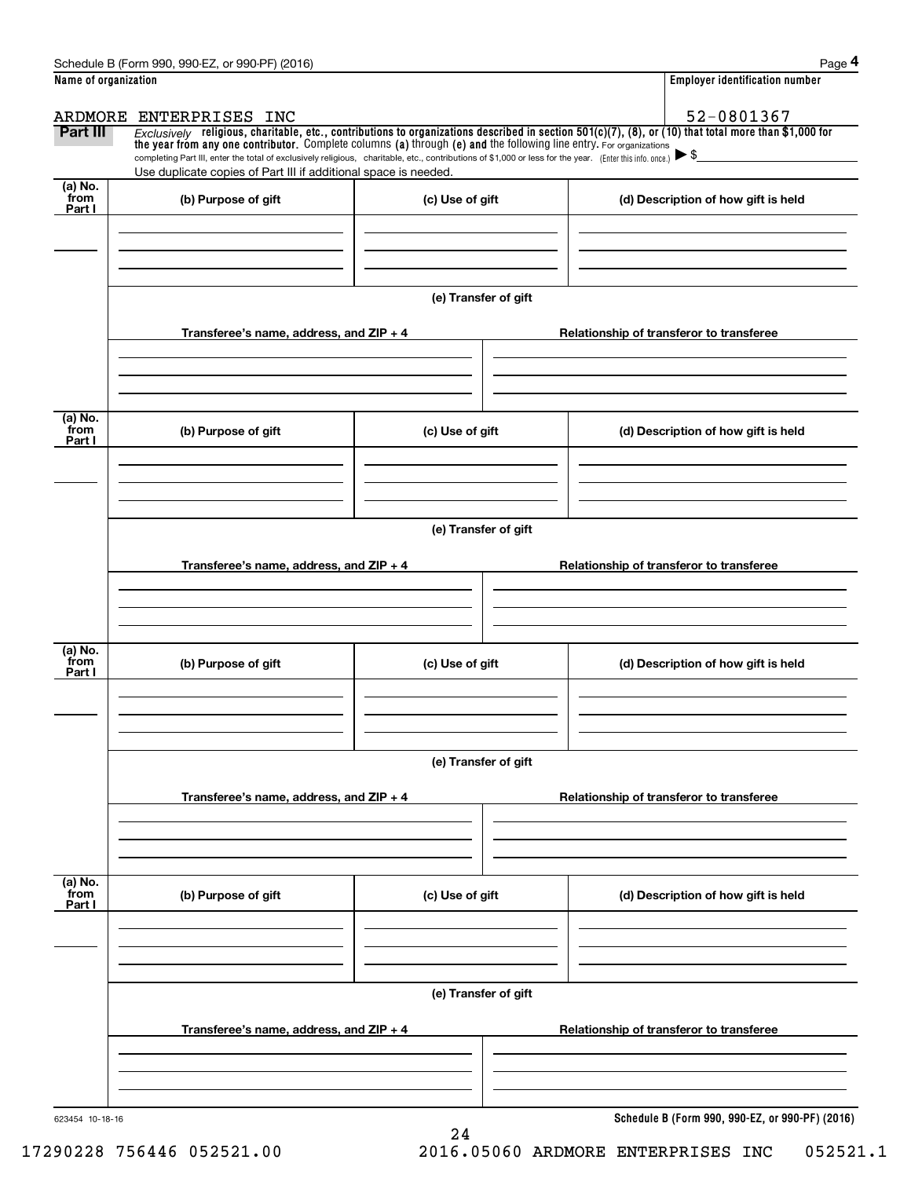Schedule B (Form 990, 990-EZ, or 990-PF) (2016) Page **4**

**Name of organization** | **Employer identification number**

ARDMORE ENTERPRISES INC | 52-0801367

**Part III** *Exclusively* **religious, charitable, etc., contributions to organizations described in section 501(c)(7), (8), or (10) that total more than $1,000 for the year from any one contributor.** Complete columns **(a)** through **(e) and** the following line entry. For organizations completing Part III, enter the total of exclusively religious, charitable, etc., contributions of $1,000 or less for the year. (Enter this info. once.) ▶ $

Use duplicate copies of Part III if additional space is needed.

| (a) No. from Part I | (b) Purpose of gift | (c) Use of gift | (d) Description of how gift is held |
|---|---|---|---|
| | | | |

**(e) Transfer of gift**

| Transferee's name, address, and ZIP + 4 | Relationship of transferor to transferee |
|---|---|
| | |

| (a) No. from Part I | (b) Purpose of gift | (c) Use of gift | (d) Description of how gift is held |
|---|---|---|---|
| | | | |

**(e) Transfer of gift**

| Transferee's name, address, and ZIP + 4 | Relationship of transferor to transferee |
|---|---|
| | |

| (a) No. from Part I | (b) Purpose of gift | (c) Use of gift | (d) Description of how gift is held |
|---|---|---|---|
| | | | |

**(e) Transfer of gift**

| Transferee's name, address, and ZIP + 4 | Relationship of transferor to transferee |
|---|---|
| | |

| (a) No. from Part I | (b) Purpose of gift | (c) Use of gift | (d) Description of how gift is held |
|---|---|---|---|
| | | | |

**(e) Transfer of gift**

| Transferee's name, address, and ZIP + 4 | Relationship of transferor to transferee |
|---|---|
| | |

623454 10-18-16 **Schedule B (Form 990, 990-EZ, or 990-PF) (2016)**

17290228 756446 052521.00 2016.05060 ARDMORE ENTERPRISES INC 052521.1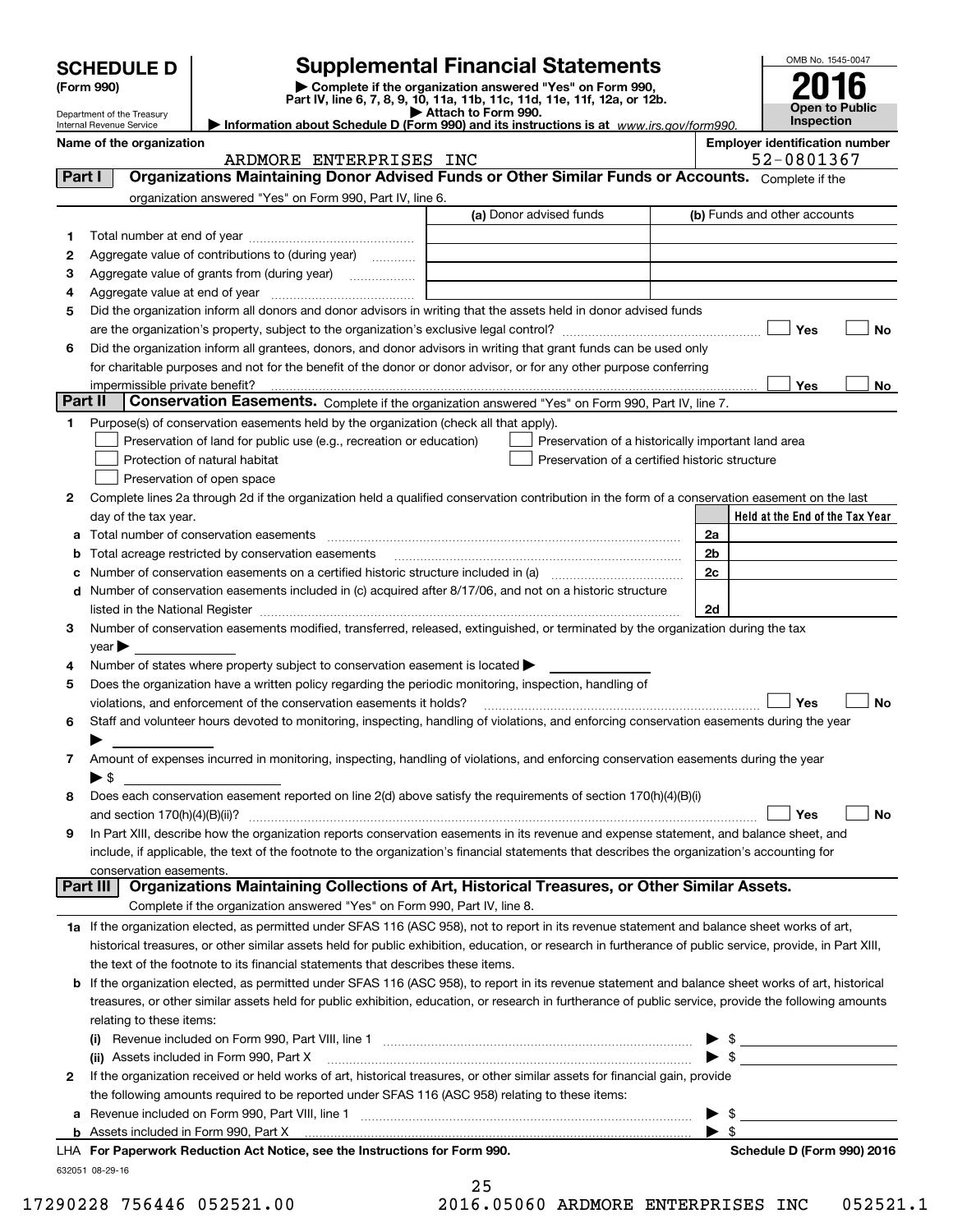# SCHEDULE D (Form 990)

Department of the Treasury
Internal Revenue Service

## Supplemental Financial Statements

▶ Complete if the organization answered "Yes" on Form 990, Part IV, line 6, 7, 8, 9, 10, 11a, 11b, 11c, 11d, 11e, 11f, 12a, or 12b.
▶ Attach to Form 990.
▶ Information about Schedule D (Form 990) and its instructions is at www.irs.gov/form990.

OMB No. 1545-0047
**2016**
**Open to Public Inspection**

**Name of the organization:** ARDMORE ENTERPRISES INC
**Employer identification number:** 52-0801367

### Part I — Organizations Maintaining Donor Advised Funds or Other Similar Funds or Accounts. Complete if the organization answered "Yes" on Form 990, Part IV, line 6.

| | | (a) Donor advised funds | (b) Funds and other accounts |
|---|---|---|---|
| 1 | Total number at end of year | | |
| 2 | Aggregate value of contributions to (during year) | | |
| 3 | Aggregate value of grants from (during year) | | |
| 4 | Aggregate value at end of year | | |

5 Did the organization inform all donors and donor advisors in writing that the assets held in donor advised funds are the organization's property, subject to the organization's exclusive legal control? ☐ Yes ☐ No

6 Did the organization inform all grantees, donors, and donor advisors in writing that grant funds can be used only for charitable purposes and not for the benefit of the donor or donor advisor, or for any other purpose conferring impermissible private benefit? ☐ Yes ☐ No

### Part II — Conservation Easements. Complete if the organization answered "Yes" on Form 990, Part IV, line 7.

1 Purpose(s) of conservation easements held by the organization (check all that apply).

- ☐ Preservation of land for public use (e.g., recreation or education)
- ☐ Protection of natural habitat
- ☐ Preservation of open space
- ☐ Preservation of a historically important land area
- ☐ Preservation of a certified historic structure

2 Complete lines 2a through 2d if the organization held a qualified conservation contribution in the form of a conservation easement on the last day of the tax year.

| | | | Held at the End of the Tax Year |
|---|---|---|---|
| a | Total number of conservation easements | 2a | |
| b | Total acreage restricted by conservation easements | 2b | |
| c | Number of conservation easements on a certified historic structure included in (a) | 2c | |
| d | Number of conservation easements included in (c) acquired after 8/17/06, and not on a historic structure listed in the National Register | 2d | |

3 Number of conservation easements modified, transferred, released, extinguished, or terminated by the organization during the tax year ▶

4 Number of states where property subject to conservation easement is located ▶

5 Does the organization have a written policy regarding the periodic monitoring, inspection, handling of violations, and enforcement of the conservation easements it holds? ☐ Yes ☐ No

6 Staff and volunteer hours devoted to monitoring, inspecting, handling of violations, and enforcing conservation easements during the year ▶

7 Amount of expenses incurred in monitoring, inspecting, handling of violations, and enforcing conservation easements during the year ▶ $

8 Does each conservation easement reported on line 2(d) above satisfy the requirements of section 170(h)(4)(B)(i) and section 170(h)(4)(B)(ii)? ☐ Yes ☐ No

9 In Part XIII, describe how the organization reports conservation easements in its revenue and expense statement, and balance sheet, and include, if applicable, the text of the footnote to the organization's financial statements that describes the organization's accounting for conservation easements.

### Part III — Organizations Maintaining Collections of Art, Historical Treasures, or Other Similar Assets. Complete if the organization answered "Yes" on Form 990, Part IV, line 8.

1a If the organization elected, as permitted under SFAS 116 (ASC 958), not to report in its revenue statement and balance sheet works of art, historical treasures, or other similar assets held for public exhibition, education, or research in furtherance of public service, provide, in Part XIII, the text of the footnote to its financial statements that describes these items.

b If the organization elected, as permitted under SFAS 116 (ASC 958), to report in its revenue statement and balance sheet works of art, historical treasures, or other similar assets held for public exhibition, education, or research in furtherance of public service, provide the following amounts relating to these items:

(i) Revenue included on Form 990, Part VIII, line 1 ▶ $

(ii) Assets included in Form 990, Part X ▶ $

2 If the organization received or held works of art, historical treasures, or other similar assets for financial gain, provide the following amounts required to be reported under SFAS 116 (ASC 958) relating to these items:

a Revenue included on Form 990, Part VIII, line 1 ▶ $

b Assets included in Form 990, Part X ▶ $

LHA For Paperwork Reduction Act Notice, see the Instructions for Form 990. Schedule D (Form 990) 2016

632051 08-29-16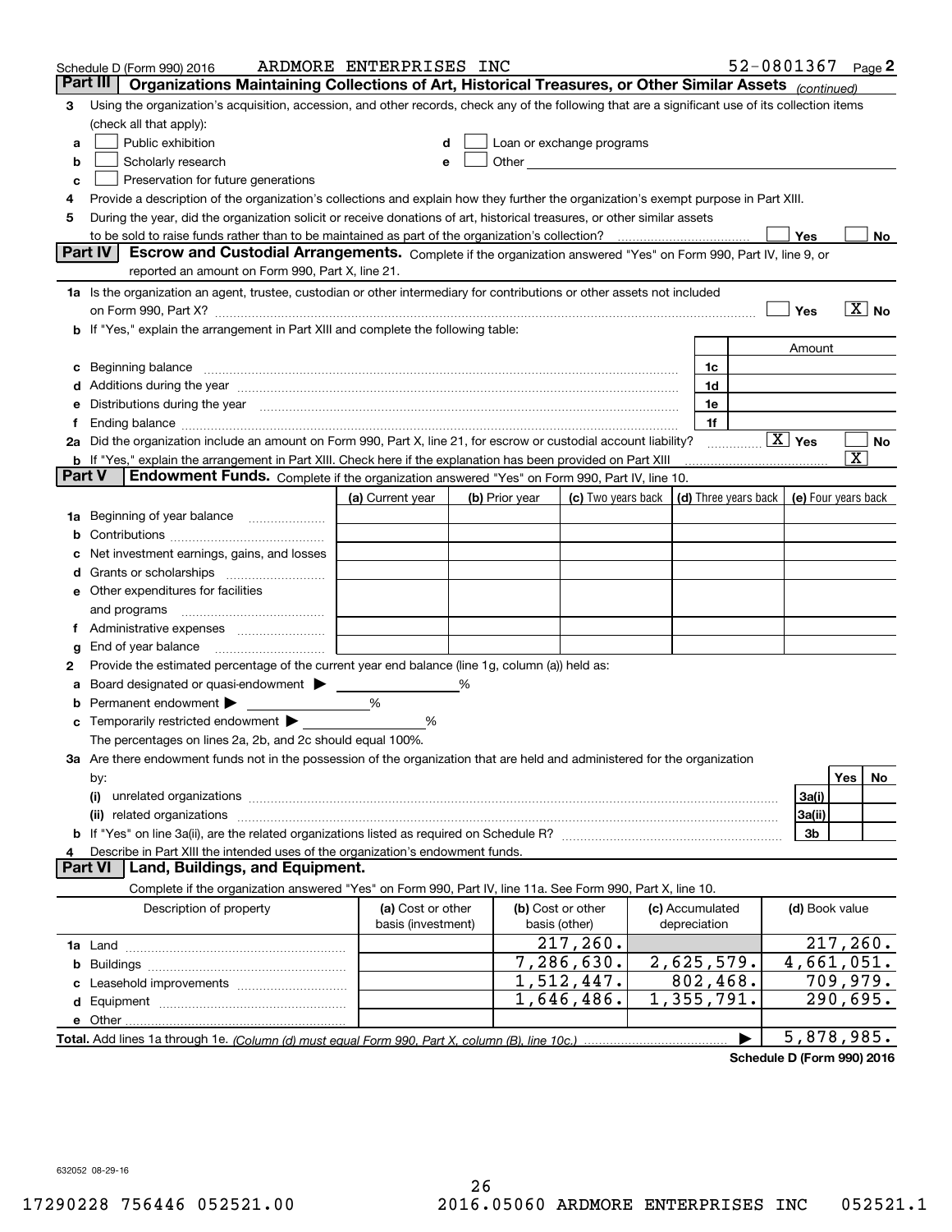Schedule D (Form 990) 2016 ARDMORE ENTERPRISES INC 52-0801367 Page **2**

## Part III | Organizations Maintaining Collections of Art, Historical Treasures, or Other Similar Assets *(continued)*

**3** Using the organization's acquisition, accession, and other records, check any of the following that are a significant use of its collection items (check all that apply):

- **a** ☐ Public exhibition
- **b** ☐ Scholarly research
- **c** ☐ Preservation for future generations
- **d** ☐ Loan or exchange programs
- **e** ☐ Other

**4** Provide a description of the organization's collections and explain how they further the organization's exempt purpose in Part XIII.

**5** During the year, did the organization solicit or receive donations of art, historical treasures, or other similar assets to be sold to raise funds rather than to be maintained as part of the organization's collection? ☐ Yes ☐ No

## Part IV | Escrow and Custodial Arrangements.

Complete if the organization answered "Yes" on Form 990, Part IV, line 9, or reported an amount on Form 990, Part X, line 21.

**1a** Is the organization an agent, trustee, custodian or other intermediary for contributions or other assets not included on Form 990, Part X? ☐ Yes ☒ No

**b** If "Yes," explain the arrangement in Part XIII and complete the following table:

| | | Amount |
|---|---|---|
| **c** Beginning balance | 1c | |
| **d** Additions during the year | 1d | |
| **e** Distributions during the year | 1e | |
| **f** Ending balance | 1f | |

**2a** Did the organization include an amount on Form 990, Part X, line 21, for escrow or custodial account liability? ☒ Yes ☐ No

**b** If "Yes," explain the arrangement in Part XIII. Check here if the explanation has been provided on Part XIII ☒

## Part V | Endowment Funds.

Complete if the organization answered "Yes" on Form 990, Part IV, line 10.

| | (a) Current year | (b) Prior year | (c) Two years back | (d) Three years back | (e) Four years back |
|---|---|---|---|---|---|
| **1a** Beginning of year balance | | | | | |
| **b** Contributions | | | | | |
| **c** Net investment earnings, gains, and losses | | | | | |
| **d** Grants or scholarships | | | | | |
| **e** Other expenditures for facilities and programs | | | | | |
| **f** Administrative expenses | | | | | |
| **g** End of year balance | | | | | |

**2** Provide the estimated percentage of the current year end balance (line 1g, column (a)) held as:

- **a** Board designated or quasi-endowment ▶ ______ %
- **b** Permanent endowment ▶ ______ %
- **c** Temporarily restricted endowment ▶ ______ %

The percentages on lines 2a, 2b, and 2c should equal 100%.

**3a** Are there endowment funds not in the possession of the organization that are held and administered for the organization by:

| | | Yes | No |
|---|---|---|---|
| **(i)** unrelated organizations | 3a(i) | | |
| **(ii)** related organizations | 3a(ii) | | |
| **b** If "Yes" on line 3a(ii), are the related organizations listed as required on Schedule R? | 3b | | |

**4** Describe in Part XIII the intended uses of the organization's endowment funds.

## Part VI | Land, Buildings, and Equipment.

Complete if the organization answered "Yes" on Form 990, Part IV, line 11a. See Form 990, Part X, line 10.

| Description of property | (a) Cost or other basis (investment) | (b) Cost or other basis (other) | (c) Accumulated depreciation | (d) Book value |
|---|---|---|---|---|
| **1a** Land | | 217,260. | | 217,260. |
| **b** Buildings | | 7,286,630. | 2,625,579. | 4,661,051. |
| **c** Leasehold improvements | | 1,512,447. | 802,468. | 709,979. |
| **d** Equipment | | 1,646,486. | 1,355,791. | 290,695. |
| **e** Other | | | | |
| **Total.** Add lines 1a through 1e. *(Column (d) must equal Form 990, Part X, column (B), line 10c.)* ▶ | | | | 5,878,985. |

**Schedule D (Form 990) 2016**

632052 08-29-16

17290228 756446 052521.00 2016.05060 ARDMORE ENTERPRISES INC 052521.1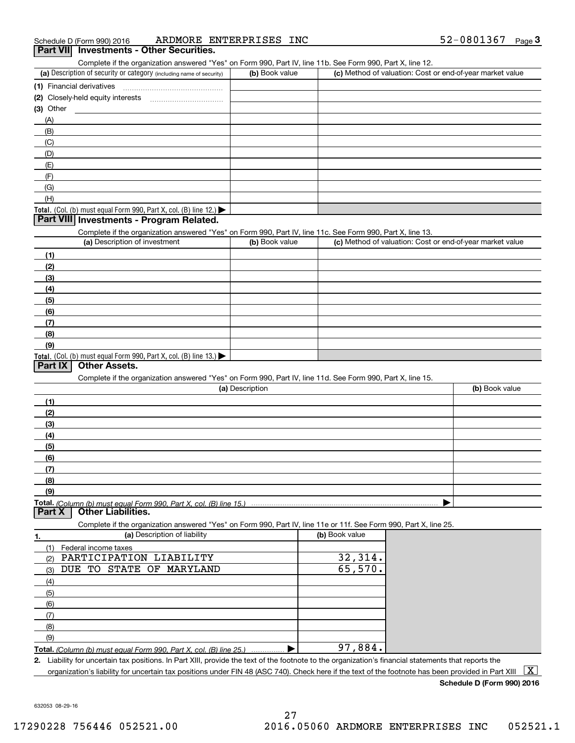Schedule D (Form 990) 2016 ARDMORE ENTERPRISES INC 52-0801367 Page 3

## Part VII Investments - Other Securities.

Complete if the organization answered "Yes" on Form 990, Part IV, line 11b. See Form 990, Part X, line 12.

| (a) Description of security or category (including name of security) | (b) Book value | (c) Method of valuation: Cost or end-of-year market value |
|---|---|---|
| (1) Financial derivatives | | |
| (2) Closely-held equity interests | | |
| (3) Other | | |
| (A) | | |
| (B) | | |
| (C) | | |
| (D) | | |
| (E) | | |
| (F) | | |
| (G) | | |
| (H) | | |
| **Total.** (Col. (b) must equal Form 990, Part X, col. (B) line 12.) ▶ | | |

## Part VIII Investments - Program Related.

Complete if the organization answered "Yes" on Form 990, Part IV, line 11c. See Form 990, Part X, line 13.

| (a) Description of investment | (b) Book value | (c) Method of valuation: Cost or end-of-year market value |
|---|---|---|
| (1) | | |
| (2) | | |
| (3) | | |
| (4) | | |
| (5) | | |
| (6) | | |
| (7) | | |
| (8) | | |
| (9) | | |
| **Total.** (Col. (b) must equal Form 990, Part X, col. (B) line 13.) ▶ | | |

## Part IX Other Assets.

Complete if the organization answered "Yes" on Form 990, Part IV, line 11d. See Form 990, Part X, line 15.

| (a) Description | (b) Book value |
|---|---|
| (1) | |
| (2) | |
| (3) | |
| (4) | |
| (5) | |
| (6) | |
| (7) | |
| (8) | |
| (9) | |
| **Total.** *(Column (b) must equal Form 990, Part X, col. (B) line 15.)* ▶ | |

## Part X Other Liabilities.

Complete if the organization answered "Yes" on Form 990, Part IV, line 11e or 11f. See Form 990, Part X, line 25.

| 1. (a) Description of liability | (b) Book value |
|---|---|
| (1) Federal income taxes | |
| (2) PARTICIPATION LIABILITY | 32,314. |
| (3) DUE TO STATE OF MARYLAND | 65,570. |
| (4) | |
| (5) | |
| (6) | |
| (7) | |
| (8) | |
| (9) | |
| **Total.** *(Column (b) must equal Form 990, Part X, col. (B) line 25.)* ▶ | 97,884. |

2. Liability for uncertain tax positions. In Part XIII, provide the text of the footnote to the organization's financial statements that reports the organization's liability for uncertain tax positions under FIN 48 (ASC 740). Check here if the text of the footnote has been provided in Part XIII [X]

**Schedule D (Form 990) 2016**

632053 08-29-16

17290228 756446 052521.00 2016.05060 ARDMORE ENTERPRISES INC 052521.1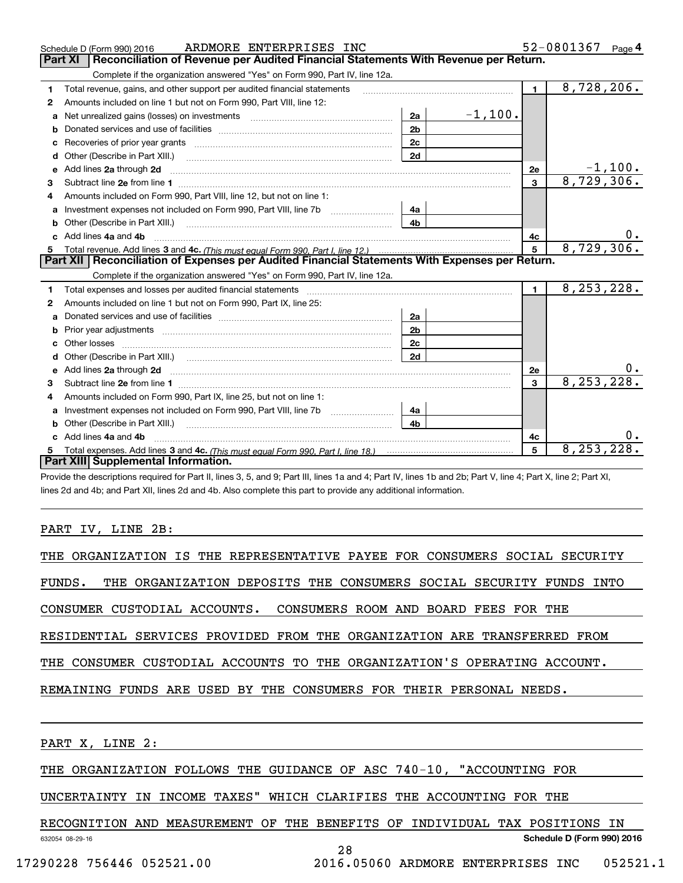Schedule D (Form 990) 2016 ARDMORE ENTERPRISES INC 52-0801367 Page **4**

## Part XI | Reconciliation of Revenue per Audited Financial Statements With Revenue per Return.

Complete if the organization answered "Yes" on Form 990, Part IV, line 12a.

| | | | | | |
|---|---|---|---|---|---|
| **1** | Total revenue, gains, and other support per audited financial statements | | | **1** | 8,728,206. |
| **2** | Amounts included on line 1 but not on Form 990, Part VIII, line 12: | | | | |
| **a** | Net unrealized gains (losses) on investments | **2a** | -1,100. | | |
| **b** | Donated services and use of facilities | **2b** | | | |
| **c** | Recoveries of prior year grants | **2c** | | | |
| **d** | Other (Describe in Part XIII.) | **2d** | | | |
| **e** | Add lines **2a** through **2d** | | | **2e** | -1,100. |
| **3** | Subtract line **2e** from line **1** | | | **3** | 8,729,306. |
| **4** | Amounts included on Form 990, Part VIII, line 12, but not on line 1: | | | | |
| **a** | Investment expenses not included on Form 990, Part VIII, line 7b | **4a** | | | |
| **b** | Other (Describe in Part XIII.) | **4b** | | | |
| **c** | Add lines **4a** and **4b** | | | **4c** | 0. |
| **5** | Total revenue. Add lines **3** and **4c.** *(This must equal Form 990, Part I, line 12.)* | | | **5** | 8,729,306. |

## Part XII | Reconciliation of Expenses per Audited Financial Statements With Expenses per Return.

Complete if the organization answered "Yes" on Form 990, Part IV, line 12a.

| | | | | | |
|---|---|---|---|---|---|
| **1** | Total expenses and losses per audited financial statements | | | **1** | 8,253,228. |
| **2** | Amounts included on line 1 but not on Form 990, Part IX, line 25: | | | | |
| **a** | Donated services and use of facilities | **2a** | | | |
| **b** | Prior year adjustments | **2b** | | | |
| **c** | Other losses | **2c** | | | |
| **d** | Other (Describe in Part XIII.) | **2d** | | | |
| **e** | Add lines **2a** through **2d** | | | **2e** | 0. |
| **3** | Subtract line **2e** from line **1** | | | **3** | 8,253,228. |
| **4** | Amounts included on Form 990, Part IX, line 25, but not on line 1: | | | | |
| **a** | Investment expenses not included on Form 990, Part VIII, line 7b | **4a** | | | |
| **b** | Other (Describe in Part XIII.) | **4b** | | | |
| **c** | Add lines **4a** and **4b** | | | **4c** | 0. |
| **5** | Total expenses. Add lines **3** and **4c.** *(This must equal Form 990, Part I, line 18.)* | | | **5** | 8,253,228. |

## Part XIII | Supplemental Information.

Provide the descriptions required for Part II, lines 3, 5, and 9; Part III, lines 1a and 4; Part IV, lines 1b and 2b; Part V, line 4; Part X, line 2; Part XI, lines 2d and 4b; and Part XII, lines 2d and 4b. Also complete this part to provide any additional information.

PART IV, LINE 2B:

THE ORGANIZATION IS THE REPRESENTATIVE PAYEE FOR CONSUMERS SOCIAL SECURITY FUNDS. THE ORGANIZATION DEPOSITS THE CONSUMERS SOCIAL SECURITY FUNDS INTO CONSUMER CUSTODIAL ACCOUNTS. CONSUMERS ROOM AND BOARD FEES FOR THE RESIDENTIAL SERVICES PROVIDED FROM THE ORGANIZATION ARE TRANSFERRED FROM THE CONSUMER CUSTODIAL ACCOUNTS TO THE ORGANIZATION'S OPERATING ACCOUNT. REMAINING FUNDS ARE USED BY THE CONSUMERS FOR THEIR PERSONAL NEEDS.

PART X, LINE 2:

THE ORGANIZATION FOLLOWS THE GUIDANCE OF ASC 740-10, "ACCOUNTING FOR UNCERTAINTY IN INCOME TAXES" WHICH CLARIFIES THE ACCOUNTING FOR THE RECOGNITION AND MEASUREMENT OF THE BENEFITS OF INDIVIDUAL TAX POSITIONS IN

632054 08-29-16 **Schedule D (Form 990) 2016**

17290228 756446 052521.00 2016.05060 ARDMORE ENTERPRISES INC 052521.1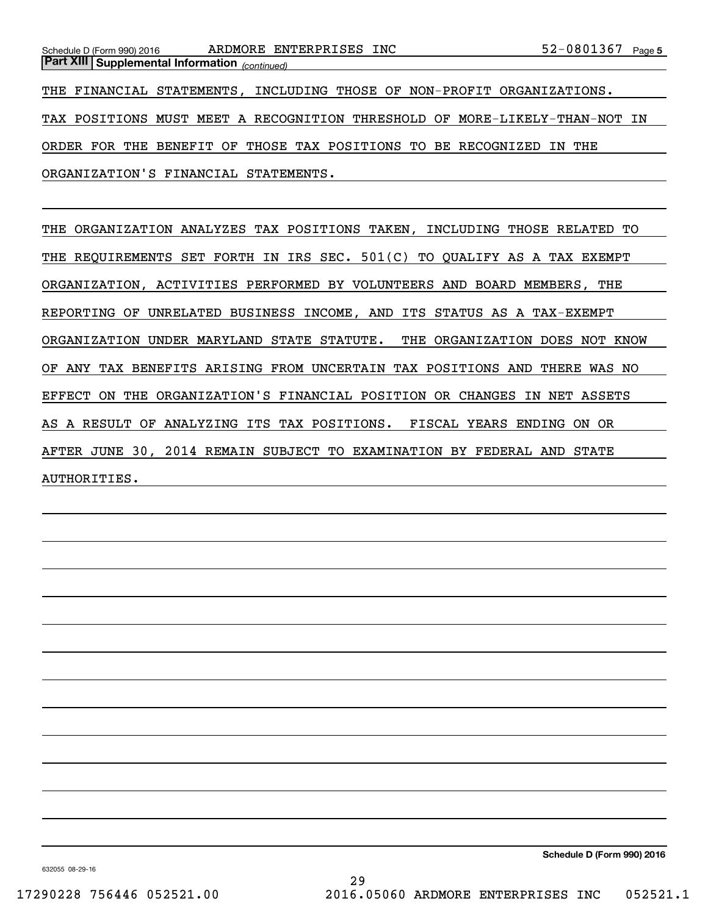**Part XIII Supplemental Information** *(continued)*

THE FINANCIAL STATEMENTS, INCLUDING THOSE OF NON-PROFIT ORGANIZATIONS. TAX POSITIONS MUST MEET A RECOGNITION THRESHOLD OF MORE-LIKELY-THAN-NOT IN ORDER FOR THE BENEFIT OF THOSE TAX POSITIONS TO BE RECOGNIZED IN THE ORGANIZATION'S FINANCIAL STATEMENTS.

THE ORGANIZATION ANALYZES TAX POSITIONS TAKEN, INCLUDING THOSE RELATED TO THE REQUIREMENTS SET FORTH IN IRS SEC. 501(C) TO QUALIFY AS A TAX EXEMPT ORGANIZATION, ACTIVITIES PERFORMED BY VOLUNTEERS AND BOARD MEMBERS, THE REPORTING OF UNRELATED BUSINESS INCOME, AND ITS STATUS AS A TAX-EXEMPT ORGANIZATION UNDER MARYLAND STATE STATUTE. THE ORGANIZATION DOES NOT KNOW OF ANY TAX BENEFITS ARISING FROM UNCERTAIN TAX POSITIONS AND THERE WAS NO EFFECT ON THE ORGANIZATION'S FINANCIAL POSITION OR CHANGES IN NET ASSETS AS A RESULT OF ANALYZING ITS TAX POSITIONS. FISCAL YEARS ENDING ON OR AFTER JUNE 30, 2014 REMAIN SUBJECT TO EXAMINATION BY FEDERAL AND STATE AUTHORITIES.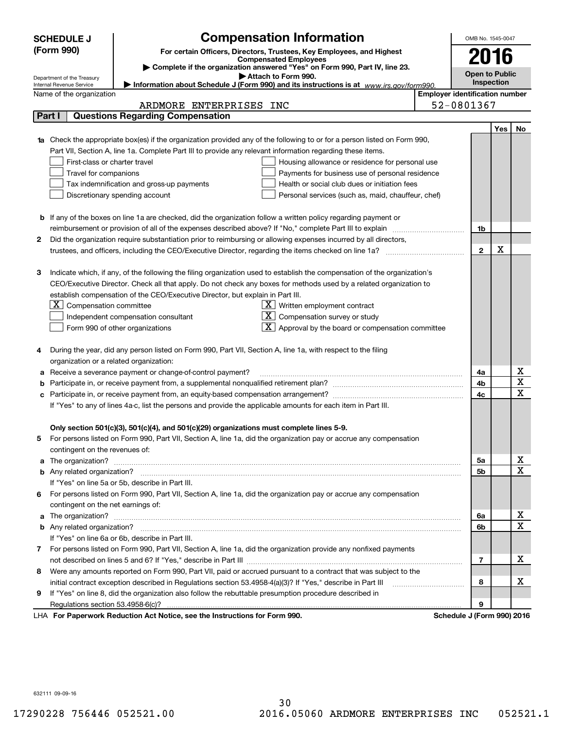**SCHEDULE J (Form 990)**

Department of the Treasury
Internal Revenue Service

# Compensation Information

**For certain Officers, Directors, Trustees, Key Employees, and Highest Compensated Employees**

▶ Complete if the organization answered "Yes" on Form 990, Part IV, line 23.

▶ Attach to Form 990.

▶ Information about Schedule J (Form 990) and its instructions is at www.irs.gov/form990.

OMB No. 1545-0047

**2016**

**Open to Public Inspection**

Name of the organization: ARDMORE ENTERPRISES INC

Employer identification number: 52-0801367

## Part I Questions Regarding Compensation

| | | | Yes | No |
|---|---|---|---|---|
| **1a** | Check the appropriate box(es) if the organization provided any of the following to or for a person listed on Form 990, Part VII, Section A, line 1a. Complete Part III to provide any relevant information regarding these items.<br>☐ First-class or charter travel ☐ Housing allowance or residence for personal use<br>☐ Travel for companions ☐ Payments for business use of personal residence<br>☐ Tax indemnification and gross-up payments ☐ Health or social club dues or initiation fees<br>☐ Discretionary spending account ☐ Personal services (such as, maid, chauffeur, chef) | | | |
| **b** | If any of the boxes on line 1a are checked, did the organization follow a written policy regarding payment or reimbursement or provision of all of the expenses described above? If "No," complete Part III to explain | 1b | | |
| **2** | Did the organization require substantiation prior to reimbursing or allowing expenses incurred by all directors, trustees, and officers, including the CEO/Executive Director, regarding the items checked on line 1a? | 2 | X | |
| **3** | Indicate which, if any, of the following the filing organization used to establish the compensation of the organization's CEO/Executive Director. Check all that apply. Do not check any boxes for methods used by a related organization to establish compensation of the CEO/Executive Director, but explain in Part III.<br>☒ Compensation committee ☒ Written employment contract<br>☐ Independent compensation consultant ☒ Compensation survey or study<br>☐ Form 990 of other organizations ☒ Approval by the board or compensation committee | | | |
| **4** | During the year, did any person listed on Form 990, Part VII, Section A, line 1a, with respect to the filing organization or a related organization: | | | |
| **a** | Receive a severance payment or change-of-control payment? | 4a | | X |
| **b** | Participate in, or receive payment from, a supplemental nonqualified retirement plan? | 4b | | X |
| **c** | Participate in, or receive payment from, an equity-based compensation arrangement? | 4c | | X |
| | If "Yes" to any of lines 4a-c, list the persons and provide the applicable amounts for each item in Part III. | | | |
| | **Only section 501(c)(3), 501(c)(4), and 501(c)(29) organizations must complete lines 5-9.** | | | |
| **5** | For persons listed on Form 990, Part VII, Section A, line 1a, did the organization pay or accrue any compensation contingent on the revenues of: | | | |
| **a** | The organization? | 5a | | X |
| **b** | Any related organization? | 5b | | X |
| | If "Yes" on line 5a or 5b, describe in Part III. | | | |
| **6** | For persons listed on Form 990, Part VII, Section A, line 1a, did the organization pay or accrue any compensation contingent on the net earnings of: | | | |
| **a** | The organization? | 6a | | X |
| **b** | Any related organization? | 6b | | X |
| | If "Yes" on line 6a or 6b, describe in Part III. | | | |
| **7** | For persons listed on Form 990, Part VII, Section A, line 1a, did the organization provide any nonfixed payments not described on lines 5 and 6? If "Yes," describe in Part III | 7 | | X |
| **8** | Were any amounts reported on Form 990, Part VII, paid or accrued pursuant to a contract that was subject to the initial contract exception described in Regulations section 53.4958-4(a)(3)? If "Yes," describe in Part III | 8 | | X |
| **9** | If "Yes" on line 8, did the organization also follow the rebuttable presumption procedure described in Regulations section 53.4958-6(c)? | 9 | | |

LHA **For Paperwork Reduction Act Notice, see the Instructions for Form 990.** **Schedule J (Form 990) 2016**

632111 09-09-16

17290228 756446 052521.00 2016.05060 ARDMORE ENTERPRISES INC 052521.1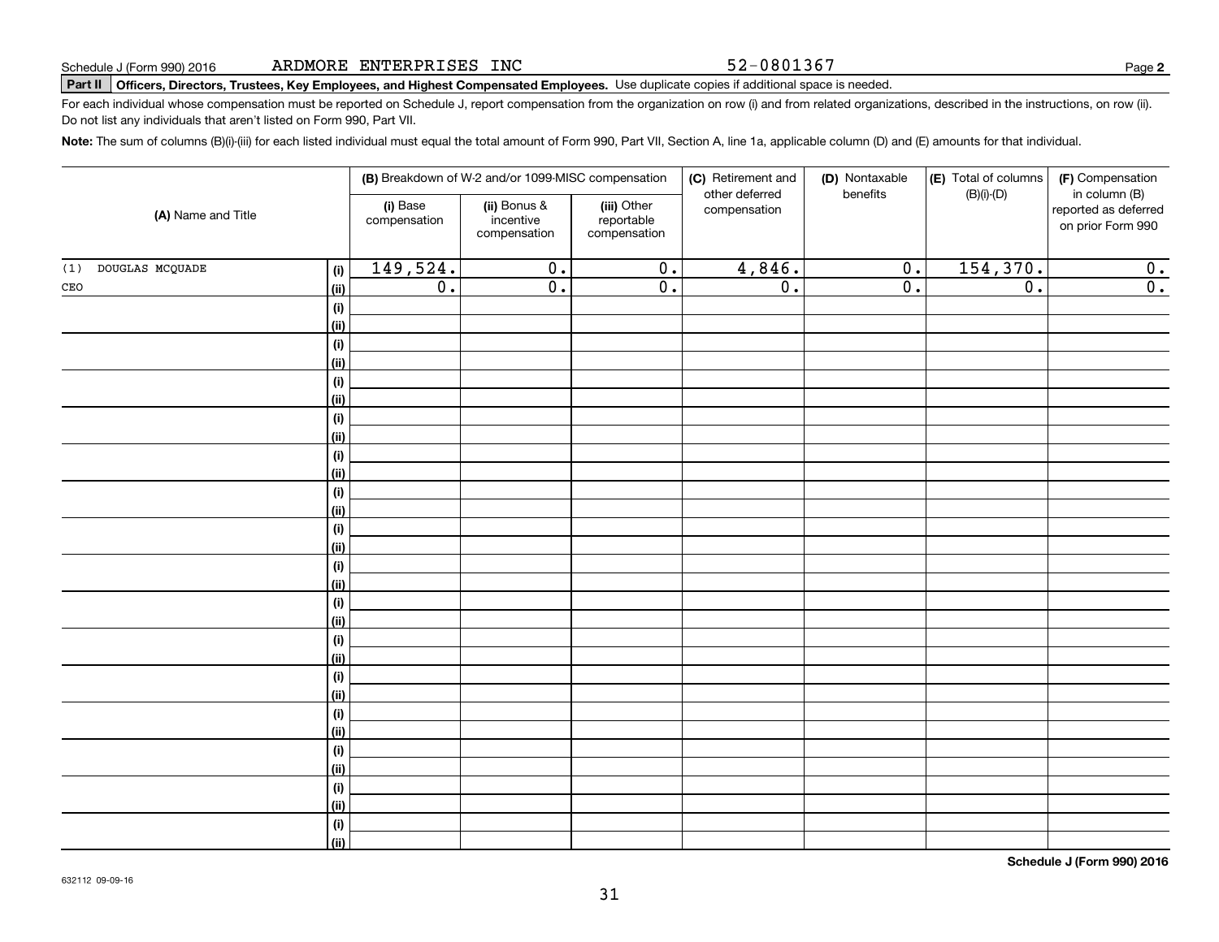Schedule J (Form 990) 2016 ARDMORE ENTERPRISES INC 52-0801367 Page **2**

**Part II** **Officers, Directors, Trustees, Key Employees, and Highest Compensated Employees.** Use duplicate copies if additional space is needed.

For each individual whose compensation must be reported on Schedule J, report compensation from the organization on row (i) and from related organizations, described in the instructions, on row (ii). Do not list any individuals that aren't listed on Form 990, Part VII.

**Note:** The sum of columns (B)(i)-(iii) for each listed individual must equal the total amount of Form 990, Part VII, Section A, line 1a, applicable column (D) and (E) amounts for that individual.

| (A) Name and Title | | (B) Breakdown of W-2 and/or 1099-MISC compensation | | | (C) Retirement and other deferred compensation | (D) Nontaxable benefits | (E) Total of columns (B)(i)-(D) | (F) Compensation in column (B) reported as deferred on prior Form 990 |
|---|---|---|---|---|---|---|---|---|
| | | (i) Base compensation | (ii) Bonus & incentive compensation | (iii) Other reportable compensation | | | | |
| (1) DOUGLAS MCQUADE | (i) | 149,524. | 0. | 0. | 4,846. | 0. | 154,370. | 0. |
| CEO | (ii) | 0. | 0. | 0. | 0. | 0. | 0. | 0. |
| | (i) | | | | | | | |
| | (ii) | | | | | | | |
| | (i) | | | | | | | |
| | (ii) | | | | | | | |
| | (i) | | | | | | | |
| | (ii) | | | | | | | |
| | (i) | | | | | | | |
| | (ii) | | | | | | | |
| | (i) | | | | | | | |
| | (ii) | | | | | | | |
| | (i) | | | | | | | |
| | (ii) | | | | | | | |
| | (i) | | | | | | | |
| | (ii) | | | | | | | |
| | (i) | | | | | | | |
| | (ii) | | | | | | | |
| | (i) | | | | | | | |
| | (ii) | | | | | | | |
| | (i) | | | | | | | |
| | (ii) | | | | | | | |
| | (i) | | | | | | | |
| | (ii) | | | | | | | |
| | (i) | | | | | | | |
| | (ii) | | | | | | | |
| | (i) | | | | | | | |
| | (ii) | | | | | | | |
| | (i) | | | | | | | |
| | (ii) | | | | | | | |
| | (i) | | | | | | | |
| | (ii) | | | | | | | |

**Schedule J (Form 990) 2016**

632112 09-09-16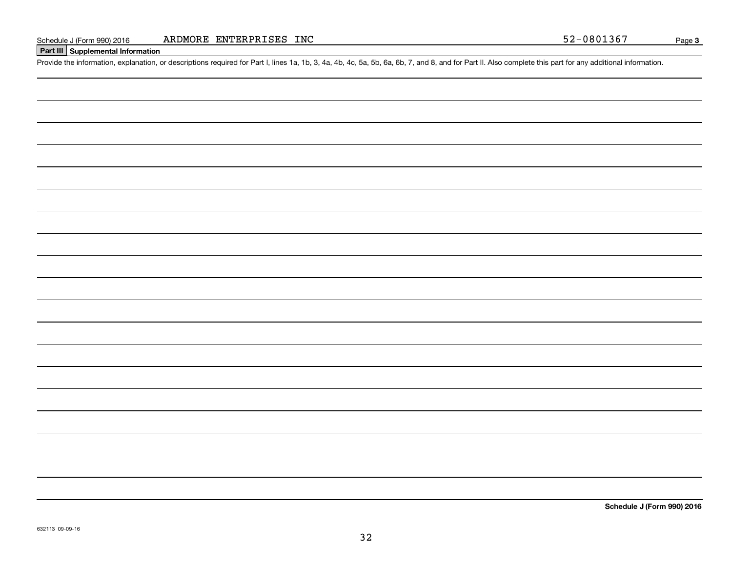Schedule J (Form 990) 2016 ARDMORE ENTERPRISES INC 52-0801367

## Part III Supplemental Information

Provide the information, explanation, or descriptions required for Part I, lines 1a, 1b, 3, 4a, 4b, 4c, 5a, 5b, 6a, 6b, 7, and 8, and for Part II. Also complete this part for any additional information.

**Schedule J (Form 990) 2016**

632113 09-09-16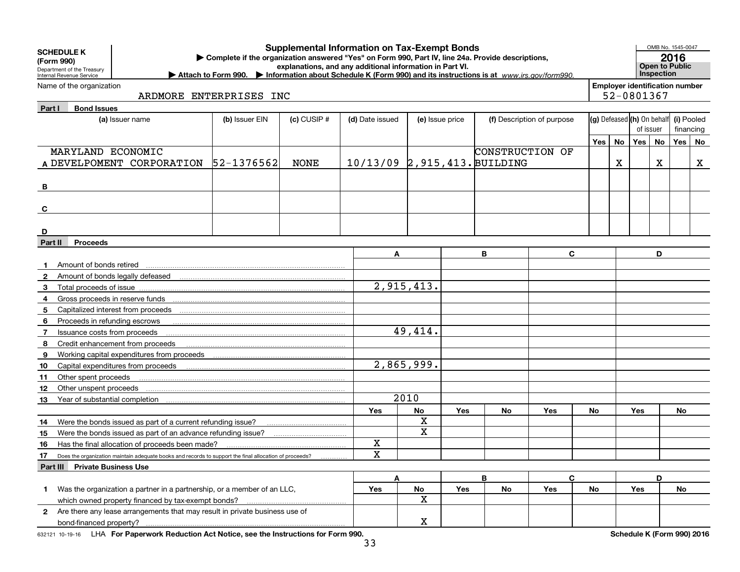**SCHEDULE K (Form 990)**
Department of the Treasury
Internal Revenue Service

# Supplemental Information on Tax-Exempt Bonds

▶ Complete if the organization answered "Yes" on Form 990, Part IV, line 24a. Provide descriptions, explanations, and any additional information in Part VI.
▶ Attach to Form 990. ▶ Information about Schedule K (Form 990) and its instructions is at *www.irs.gov/form990.*

OMB No. 1545-0047
**2016**
**Open to Public Inspection**

Name of the organization: ARDMORE ENTERPRISES INC
Employer identification number: 52-0801367

## Part I Bond Issues

| | (a) Issuer name | (b) Issuer EIN | (c) CUSIP # | (d) Date issued | (e) Issue price | (f) Description of purpose | (g) Defeased Yes | (g) Defeased No | (h) On behalf of issuer Yes | (h) On behalf of issuer No | (i) Pooled financing Yes | (i) Pooled financing No |
|---|---|---|---|---|---|---|---|---|---|---|---|---|
| A | MARYLAND ECONOMIC DEVELOPMENT CORPORATION | 52-1376562 | NONE | 10/13/09 | 2,915,413. | CONSTRUCTION OF BUILDING | | X | | X | | X |
| B | | | | | | | | | | | | |
| C | | | | | | | | | | | | |
| D | | | | | | | | | | | | |

## Part II Proceeds

| | | A | | B | | C | | D | |
|---|---|---|---|---|---|---|---|---|---|
| 1 | Amount of bonds retired | | | | | | | | |
| 2 | Amount of bonds legally defeased | | | | | | | | |
| 3 | Total proceeds of issue | 2,915,413. | | | | | | | |
| 4 | Gross proceeds in reserve funds | | | | | | | | |
| 5 | Capitalized interest from proceeds | | | | | | | | |
| 6 | Proceeds in refunding escrows | | | | | | | | |
| 7 | Issuance costs from proceeds | 49,414. | | | | | | | |
| 8 | Credit enhancement from proceeds | | | | | | | | |
| 9 | Working capital expenditures from proceeds | | | | | | | | |
| 10 | Capital expenditures from proceeds | 2,865,999. | | | | | | | |
| 11 | Other spent proceeds | | | | | | | | |
| 12 | Other unspent proceeds | | | | | | | | |
| 13 | Year of substantial completion | 2010 | | | | | | | |
| | | Yes | No | Yes | No | Yes | No | Yes | No |
| 14 | Were the bonds issued as part of a current refunding issue? | | X | | | | | | |
| 15 | Were the bonds issued as part of an advance refunding issue? | | X | | | | | | |
| 16 | Has the final allocation of proceeds been made? | X | | | | | | | |
| 17 | Does the organization maintain adequate books and records to support the final allocation of proceeds? | X | | | | | | | |

## Part III Private Business Use

| | | A Yes | A No | B Yes | B No | C Yes | C No | D Yes | D No |
|---|---|---|---|---|---|---|---|---|---|
| 1 | Was the organization a partner in a partnership, or a member of an LLC, which owned property financed by tax-exempt bonds? | | X | | | | | | |
| 2 | Are there any lease arrangements that may result in private business use of bond-financed property? | | X | | | | | | |

632121 10-19-16 LHA **For Paperwork Reduction Act Notice, see the Instructions for Form 990.** **Schedule K (Form 990) 2016**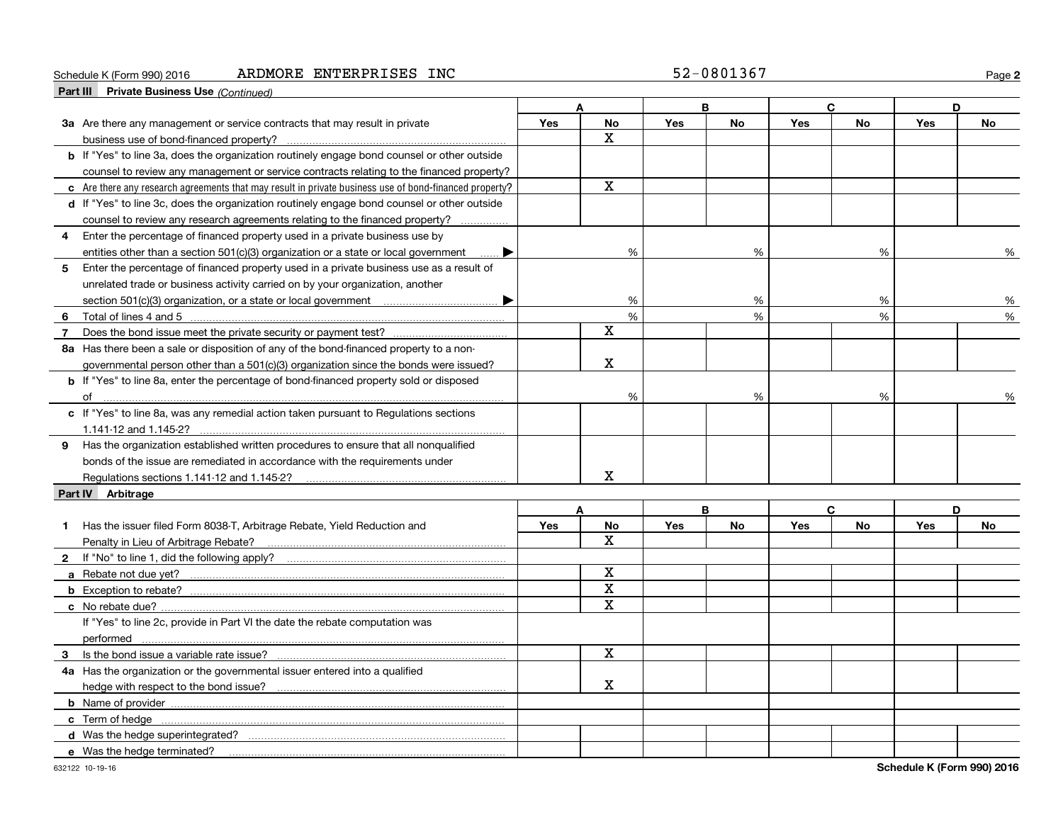Schedule K (Form 990) 2016 ARDMORE ENTERPRISES INC 52-0801367

## Part III Private Business Use *(Continued)*

| | A | | B | | C | | D | |
|---|---|---|---|---|---|---|---|---|
| | Yes | No | Yes | No | Yes | No | Yes | No |
| **3a** Are there any management or service contracts that may result in private business use of bond-financed property? | | X | | | | | | |
| **b** If "Yes" to line 3a, does the organization routinely engage bond counsel or other outside counsel to review any management or service contracts relating to the financed property? | | | | | | | | |
| **c** Are there any research agreements that may result in private business use of bond-financed property? | | X | | | | | | |
| **d** If "Yes" to line 3c, does the organization routinely engage bond counsel or other outside counsel to review any research agreements relating to the financed property? | | | | | | | | |
| **4** Enter the percentage of financed property used in a private business use by entities other than a section 501(c)(3) organization or a state or local government ▶ | | % | | % | | % | | % |
| **5** Enter the percentage of financed property used in a private business use as a result of unrelated trade or business activity carried on by your organization, another section 501(c)(3) organization, or a state or local government ▶ | | % | | % | | % | | % |
| **6** Total of lines 4 and 5 | | % | | % | | % | | % |
| **7** Does the bond issue meet the private security or payment test? | | X | | | | | | |
| **8a** Has there been a sale or disposition of any of the bond-financed property to a non-governmental person other than a 501(c)(3) organization since the bonds were issued? | | X | | | | | | |
| **b** If "Yes" to line 8a, enter the percentage of bond-financed property sold or disposed of | | % | | % | | % | | % |
| **c** If "Yes" to line 8a, was any remedial action taken pursuant to Regulations sections 1.141-12 and 1.145-2? | | | | | | | | |
| **9** Has the organization established written procedures to ensure that all nonqualified bonds of the issue are remediated in accordance with the requirements under Regulations sections 1.141-12 and 1.145-2? | | X | | | | | | |

## Part IV Arbitrage

| | A | | B | | C | | D | |
|---|---|---|---|---|---|---|---|---|
| | Yes | No | Yes | No | Yes | No | Yes | No |
| **1** Has the issuer filed Form 8038-T, Arbitrage Rebate, Yield Reduction and Penalty in Lieu of Arbitrage Rebate? | | X | | | | | | |
| **2** If "No" to line 1, did the following apply? | | | | | | | | |
| **a** Rebate not due yet? | | X | | | | | | |
| **b** Exception to rebate? | | X | | | | | | |
| **c** No rebate due? | | X | | | | | | |
| If "Yes" to line 2c, provide in Part VI the date the rebate computation was performed | | | | | | | | |
| **3** Is the bond issue a variable rate issue? | | X | | | | | | |
| **4a** Has the organization or the governmental issuer entered into a qualified hedge with respect to the bond issue? | | X | | | | | | |
| **b** Name of provider | | | | | | | | |
| **c** Term of hedge | | | | | | | | |
| **d** Was the hedge superintegrated? | | | | | | | | |
| **e** Was the hedge terminated? | | | | | | | | |

632122 10-19-16 Schedule K (Form 990) 2016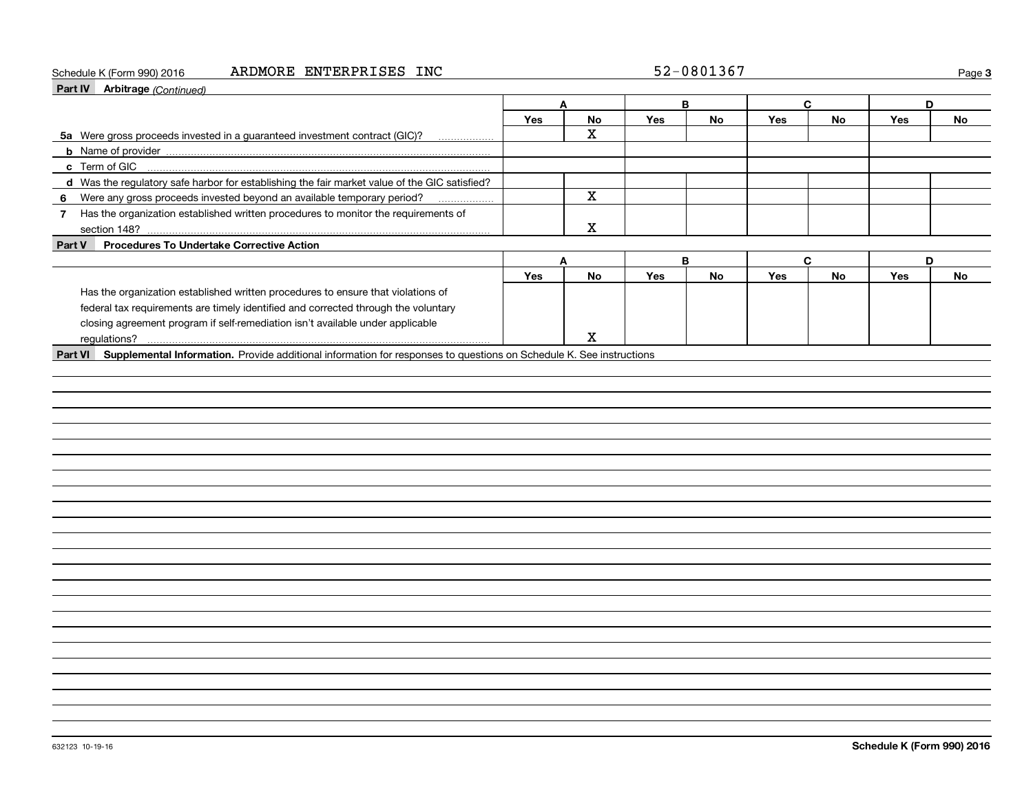Schedule K (Form 990) 2016 ARDMORE ENTERPRISES INC 52-0801367

## Part IV Arbitrage *(Continued)*

| | A | | B | | C | | D | |
|---|---|---|---|---|---|---|---|---|
| | Yes | No | Yes | No | Yes | No | Yes | No |
| **5a** Were gross proceeds invested in a guaranteed investment contract (GIC)? | | X | | | | | | |
| **b** Name of provider | | | | | | | | |
| **c** Term of GIC | | | | | | | | |
| **d** Was the regulatory safe harbor for establishing the fair market value of the GIC satisfied? | | | | | | | | |
| **6** Were any gross proceeds invested beyond an available temporary period? | | X | | | | | | |
| **7** Has the organization established written procedures to monitor the requirements of section 148? | | X | | | | | | |

## Part V Procedures To Undertake Corrective Action

| | A | | B | | C | | D | |
|---|---|---|---|---|---|---|---|---|
| | Yes | No | Yes | No | Yes | No | Yes | No |
| Has the organization established written procedures to ensure that violations of federal tax requirements are timely identified and corrected through the voluntary closing agreement program if self-remediation isn't available under applicable regulations? | | X | | | | | | |

## Part VI Supplemental Information.

Provide additional information for responses to questions on Schedule K. See instructions

632123 10-19-16

**Schedule K (Form 990) 2016**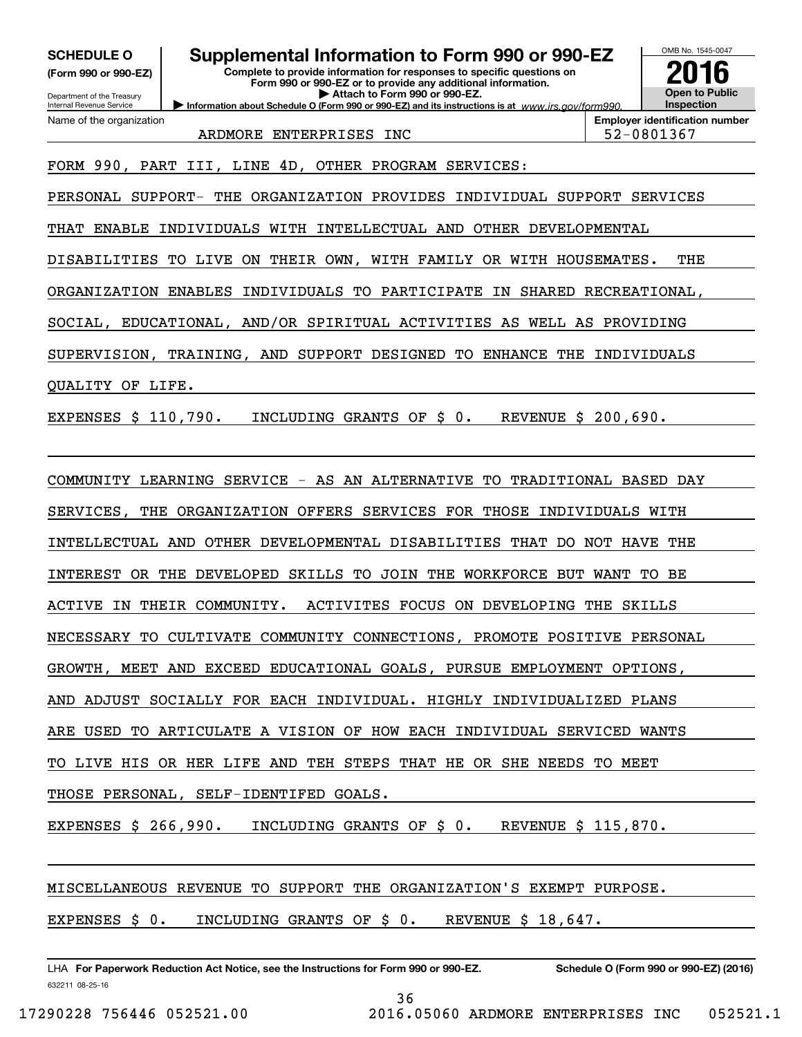**SCHEDULE O** (Form 990 or 990-EZ)

Department of the Treasury
Internal Revenue Service

# Supplemental Information to Form 990 or 990-EZ

**Complete to provide information for responses to specific questions on Form 990 or 990-EZ or to provide any additional information.**
**▶ Attach to Form 990 or 990-EZ.**
**▶ Information about Schedule O (Form 990 or 990-EZ) and its instructions is at** *www.irs.gov/form990.*

OMB No. 1545-0047

**2016**

**Open to Public Inspection**

| Name of the organization | Employer identification number |
|---|---|
| ARDMORE ENTERPRISES INC | 52-0801367 |

FORM 990, PART III, LINE 4D, OTHER PROGRAM SERVICES:

PERSONAL SUPPORT- THE ORGANIZATION PROVIDES INDIVIDUAL SUPPORT SERVICES THAT ENABLE INDIVIDUALS WITH INTELLECTUAL AND OTHER DEVELOPMENTAL DISABILITIES TO LIVE ON THEIR OWN, WITH FAMILY OR WITH HOUSEMATES. THE ORGANIZATION ENABLES INDIVIDUALS TO PARTICIPATE IN SHARED RECREATIONAL, SOCIAL, EDUCATIONAL, AND/OR SPIRITUAL ACTIVITIES AS WELL AS PROVIDING SUPERVISION, TRAINING, AND SUPPORT DESIGNED TO ENHANCE THE INDIVIDUALS QUALITY OF LIFE.

EXPENSES $ 110,790. INCLUDING GRANTS OF $ 0. REVENUE $ 200,690.

COMMUNITY LEARNING SERVICE - AS AN ALTERNATIVE TO TRADITIONAL BASED DAY SERVICES, THE ORGANIZATION OFFERS SERVICES FOR THOSE INDIVIDUALS WITH INTELLECTUAL AND OTHER DEVELOPMENTAL DISABILITIES THAT DO NOT HAVE THE INTEREST OR THE DEVELOPED SKILLS TO JOIN THE WORKFORCE BUT WANT TO BE ACTIVE IN THEIR COMMUNITY. ACTIVITES FOCUS ON DEVELOPING THE SKILLS NECESSARY TO CULTIVATE COMMUNITY CONNECTIONS, PROMOTE POSITIVE PERSONAL GROWTH, MEET AND EXCEED EDUCATIONAL GOALS, PURSUE EMPLOYMENT OPTIONS, AND ADJUST SOCIALLY FOR EACH INDIVIDUAL. HIGHLY INDIVIDUALIZED PLANS ARE USED TO ARTICULATE A VISION OF HOW EACH INDIVIDUAL SERVICED WANTS TO LIVE HIS OR HER LIFE AND TEH STEPS THAT HE OR SHE NEEDS TO MEET THOSE PERSONAL, SELF-IDENTIFED GOALS.

EXPENSES $ 266,990. INCLUDING GRANTS OF $ 0. REVENUE $ 115,870.

MISCELLANEOUS REVENUE TO SUPPORT THE ORGANIZATION'S EXEMPT PURPOSE.

EXPENSES $ 0. INCLUDING GRANTS OF $ 0. REVENUE $ 18,647.

LHA **For Paperwork Reduction Act Notice, see the Instructions for Form 990 or 990-EZ.** **Schedule O (Form 990 or 990-EZ) (2016)**

632211 08-25-16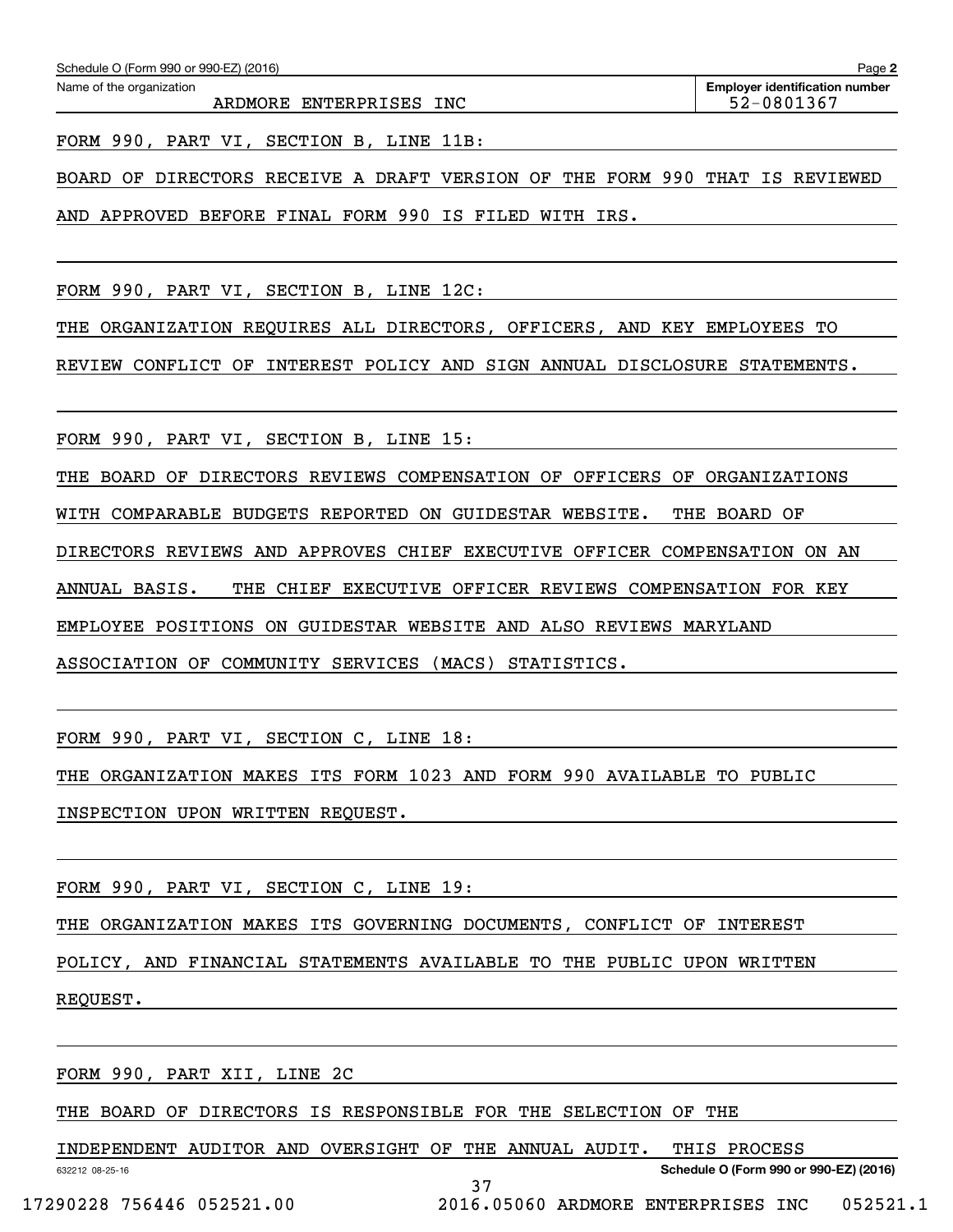Name of the organization: ARDMORE ENTERPRISES INC

Employer identification number: 52-0801367

FORM 990, PART VI, SECTION B, LINE 11B:

BOARD OF DIRECTORS RECEIVE A DRAFT VERSION OF THE FORM 990 THAT IS REVIEWED AND APPROVED BEFORE FINAL FORM 990 IS FILED WITH IRS.

FORM 990, PART VI, SECTION B, LINE 12C:

THE ORGANIZATION REQUIRES ALL DIRECTORS, OFFICERS, AND KEY EMPLOYEES TO REVIEW CONFLICT OF INTEREST POLICY AND SIGN ANNUAL DISCLOSURE STATEMENTS.

FORM 990, PART VI, SECTION B, LINE 15:

THE BOARD OF DIRECTORS REVIEWS COMPENSATION OF OFFICERS OF ORGANIZATIONS WITH COMPARABLE BUDGETS REPORTED ON GUIDESTAR WEBSITE. THE BOARD OF DIRECTORS REVIEWS AND APPROVES CHIEF EXECUTIVE OFFICER COMPENSATION ON AN ANNUAL BASIS. THE CHIEF EXECUTIVE OFFICER REVIEWS COMPENSATION FOR KEY EMPLOYEE POSITIONS ON GUIDESTAR WEBSITE AND ALSO REVIEWS MARYLAND ASSOCIATION OF COMMUNITY SERVICES (MACS) STATISTICS.

FORM 990, PART VI, SECTION C, LINE 18:

THE ORGANIZATION MAKES ITS FORM 1023 AND FORM 990 AVAILABLE TO PUBLIC INSPECTION UPON WRITTEN REQUEST.

FORM 990, PART VI, SECTION C, LINE 19:

THE ORGANIZATION MAKES ITS GOVERNING DOCUMENTS, CONFLICT OF INTEREST POLICY, AND FINANCIAL STATEMENTS AVAILABLE TO THE PUBLIC UPON WRITTEN REQUEST.

FORM 990, PART XII, LINE 2C

THE BOARD OF DIRECTORS IS RESPONSIBLE FOR THE SELECTION OF THE INDEPENDENT AUDITOR AND OVERSIGHT OF THE ANNUAL AUDIT. THIS PROCESS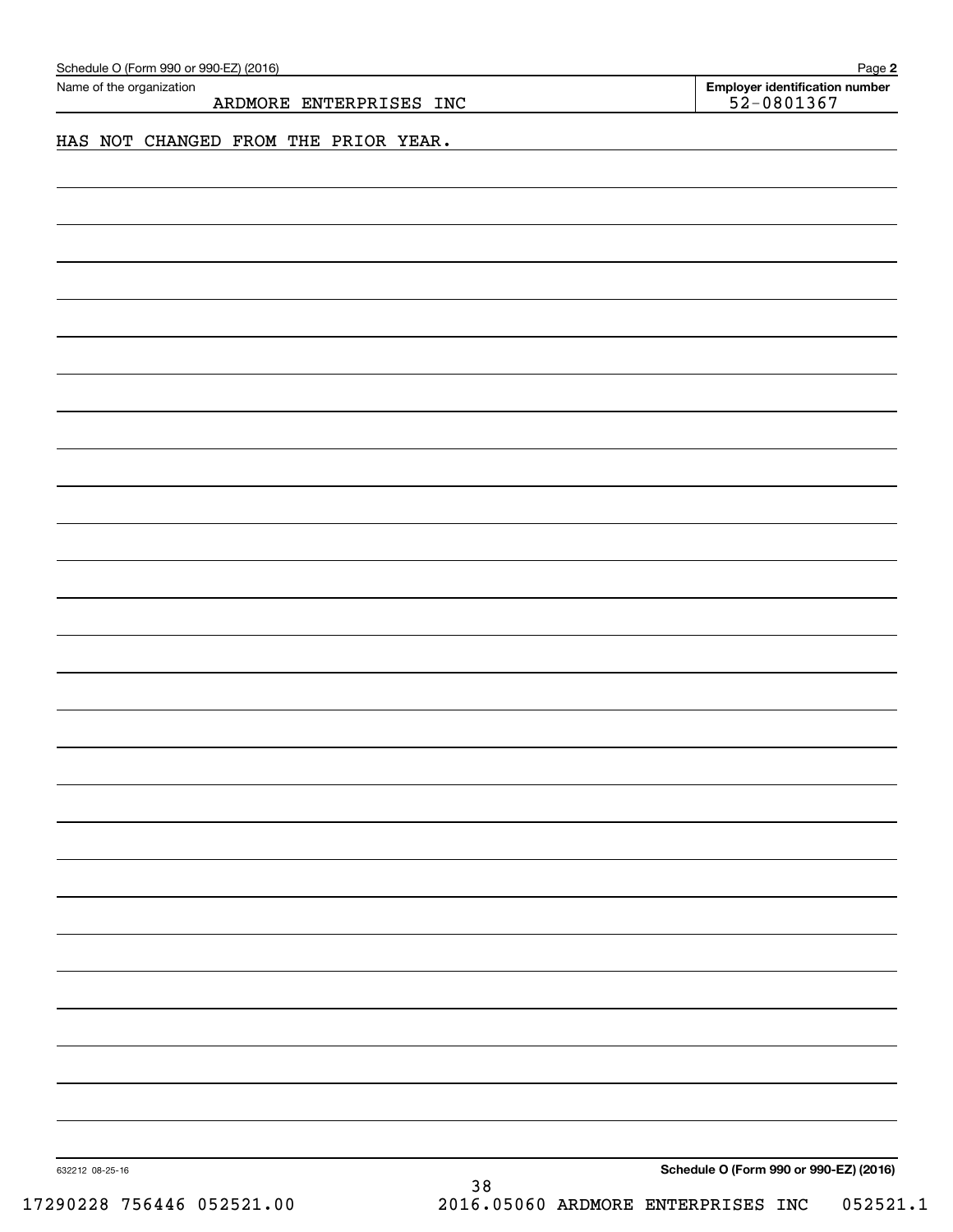Name of the organization: ARDMORE ENTERPRISES INC

Employer identification number: 52-0801367

HAS NOT CHANGED FROM THE PRIOR YEAR.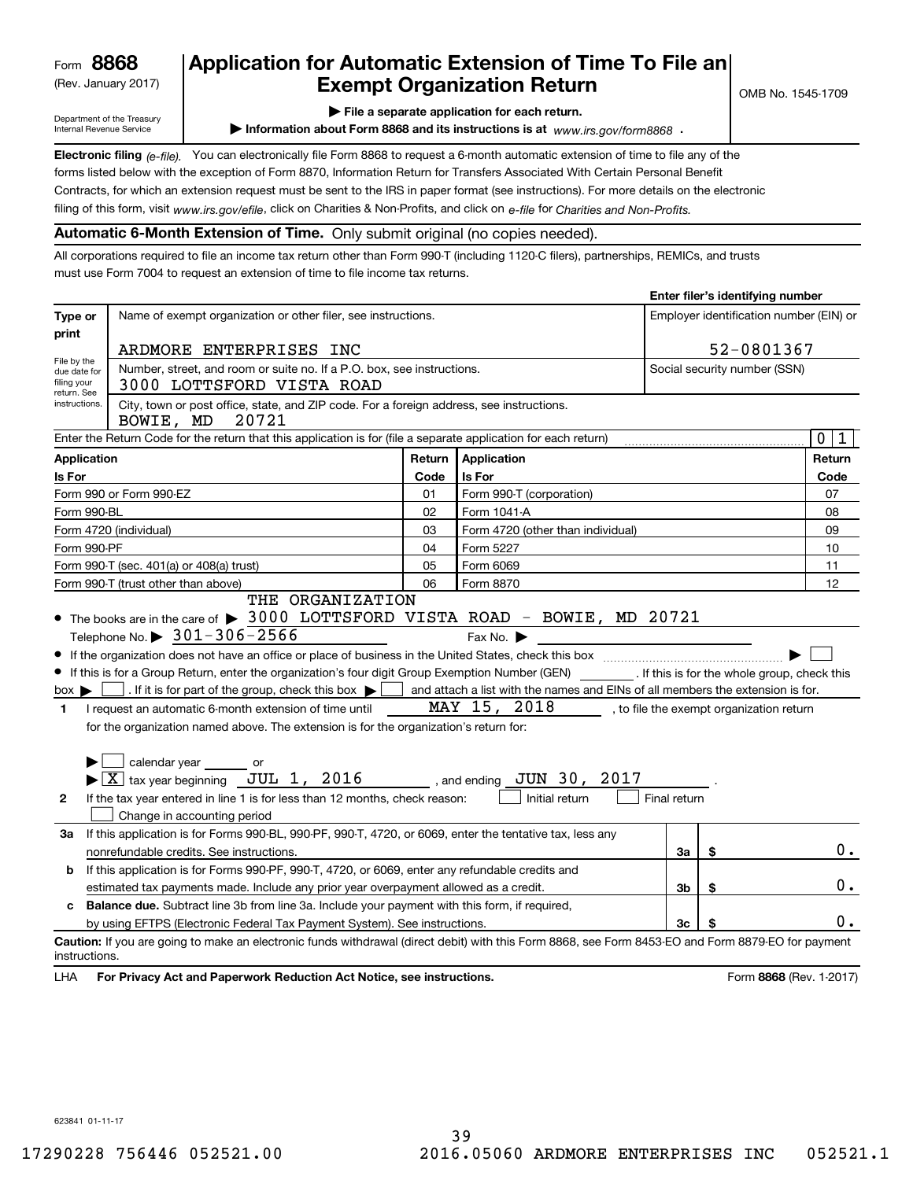Form **8868** (Rev. January 2017)

Department of the Treasury
Internal Revenue Service

# Application for Automatic Extension of Time To File an Exempt Organization Return

OMB No. 1545-1709

▶ **File a separate application for each return.**

▶ **Information about Form 8868 and its instructions is at** *www.irs.gov/form8868* .

**Electronic filing** *(e-file).* You can electronically file Form 8868 to request a 6-month automatic extension of time to file any of the forms listed below with the exception of Form 8870, Information Return for Transfers Associated With Certain Personal Benefit Contracts, for which an extension request must be sent to the IRS in paper format (see instructions). For more details on the electronic filing of this form, visit *www.irs.gov/efile*, click on Charities & Non-Profits, and click on *e-file* for *Charities and Non-Profits.*

**Automatic 6-Month Extension of Time.** Only submit original (no copies needed).

All corporations required to file an income tax return other than Form 990-T (including 1120-C filers), partnerships, REMICs, and trusts must use Form 7004 to request an extension of time to file income tax returns.

**Enter filer's identifying number**

| | | |
|---|---|---|
| **Type or print** | Name of exempt organization or other filer, see instructions.<br>ARDMORE ENTERPRISES INC | Employer identification number (EIN) or<br>52-0801367 |
| File by the due date for filing your return. See instructions. | Number, street, and room or suite no. If a P.O. box, see instructions.<br>3000 LOTTSFORD VISTA ROAD | Social security number (SSN) |
| | City, town or post office, state, and ZIP code. For a foreign address, see instructions.<br>BOWIE, MD 20721 | |

Enter the Return Code for the return that this application is for (file a separate application for each return) ..... 0 1

| **Application Is For** | **Return Code** | **Application Is For** | **Return Code** |
|---|---|---|---|
| Form 990 or Form 990-EZ | 01 | Form 990-T (corporation) | 07 |
| Form 990-BL | 02 | Form 1041-A | 08 |
| Form 4720 (individual) | 03 | Form 4720 (other than individual) | 09 |
| Form 990-PF | 04 | Form 5227 | 10 |
| Form 990-T (sec. 401(a) or 408(a) trust) | 05 | Form 6069 | 11 |
| Form 990-T (trust other than above) | 06 | Form 8870 | 12 |

- The books are in the care of ▶ THE ORGANIZATION
  3000 LOTTSFORD VISTA ROAD - BOWIE, MD 20721
  Telephone No. ▶ 301-306-2566     Fax No. ▶
- If the organization does not have an office or place of business in the United States, check this box ..... ▶ ☐
- If this is for a Group Return, enter the organization's four digit Group Exemption Number (GEN) ________ . If this is for the whole group, check this box ▶ ☐ . If it is for part of the group, check this box ▶ ☐ and attach a list with the names and EINs of all members the extension is for.

**1** I request an automatic 6-month extension of time until MAY 15, 2018 , to file the exempt organization return for the organization named above. The extension is for the organization's return for:

▶ ☐ calendar year ______ or
▶ ☒ tax year beginning JUL 1, 2016 , and ending JUN 30, 2017 .

**2** If the tax year entered in line 1 is for less than 12 months, check reason: ☐ Initial return ☐ Final return ☐ Change in accounting period

| | | | |
|---|---|---|---|
| **3a** | If this application is for Forms 990-BL, 990-PF, 990-T, 4720, or 6069, enter the tentative tax, less any nonrefundable credits. See instructions. | **3a** | $ 0. |
| **b** | If this application is for Forms 990-PF, 990-T, 4720, or 6069, enter any refundable credits and estimated tax payments made. Include any prior year overpayment allowed as a credit. | **3b** | $ 0. |
| **c** | **Balance due.** Subtract line 3b from line 3a. Include your payment with this form, if required, by using EFTPS (Electronic Federal Tax Payment System). See instructions. | **3c** | $ 0. |

**Caution:** If you are going to make an electronic funds withdrawal (direct debit) with this Form 8868, see Form 8453-EO and Form 8879-EO for payment instructions.

LHA **For Privacy Act and Paperwork Reduction Act Notice, see instructions.** Form **8868** (Rev. 1-2017)

623841 01-11-17

17290228 756446 052521.00     2016.05060 ARDMORE ENTERPRISES INC     052521.1